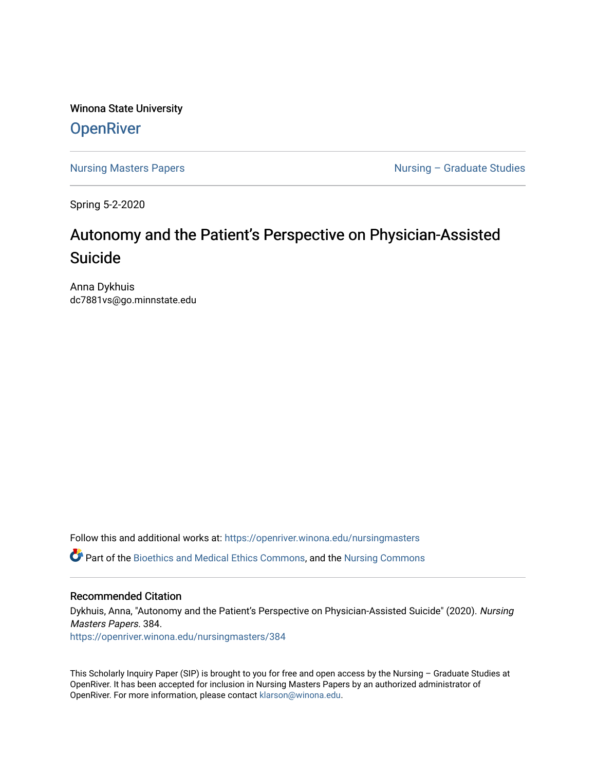Winona State University

# OpenRiver

Nursing Masters Papers | Nursing – Graduate Studies

Spring 5-2-2020

# Autonomy and the Patient's Perspective on Physician-Assisted Suicide

Anna Dykhuis
dc7881vs@go.minnstate.edu

Follow this and additional works at: https://openriver.winona.edu/nursingmasters

Part of the Bioethics and Medical Ethics Commons, and the Nursing Commons

## Recommended Citation

Dykhuis, Anna, "Autonomy and the Patient's Perspective on Physician-Assisted Suicide" (2020). *Nursing Masters Papers*. 384.
https://openriver.winona.edu/nursingmasters/384

This Scholarly Inquiry Paper (SIP) is brought to you for free and open access by the Nursing – Graduate Studies at OpenRiver. It has been accepted for inclusion in Nursing Masters Papers by an authorized administrator of OpenRiver. For more information, please contact klarson@winona.edu.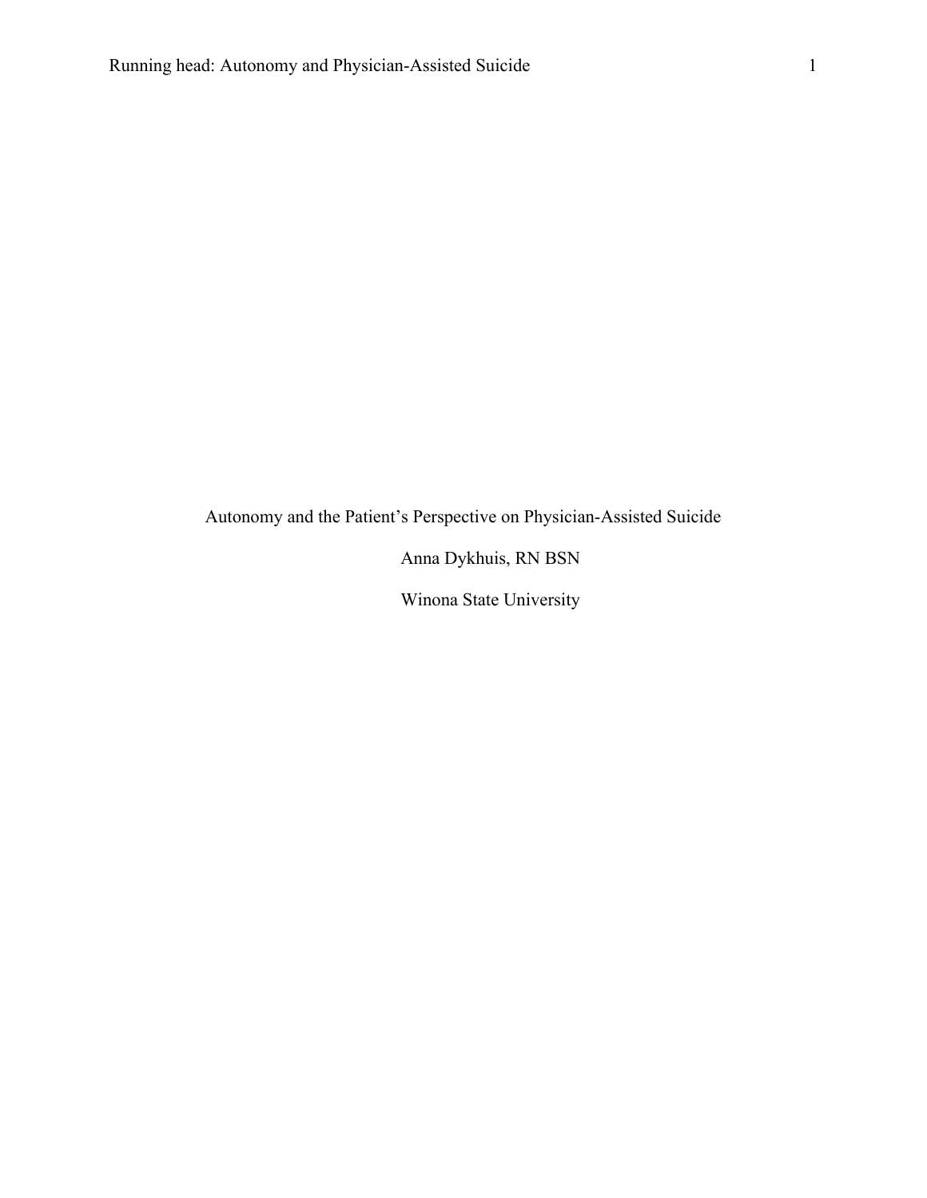Autonomy and the Patient's Perspective on Physician-Assisted Suicide

Anna Dykhuis, RN BSN

Winona State University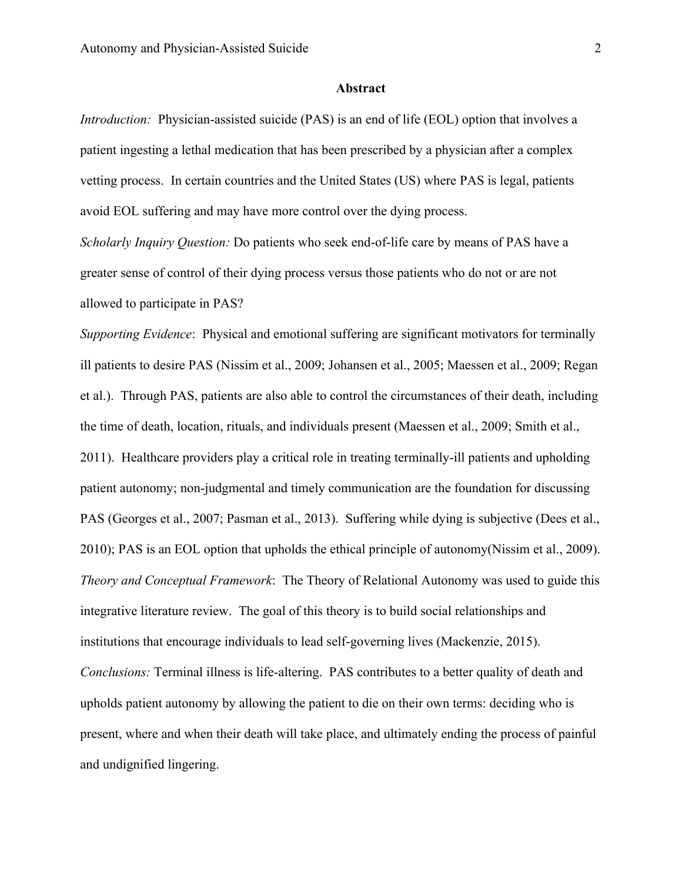## Abstract

*Introduction:* Physician-assisted suicide (PAS) is an end of life (EOL) option that involves a patient ingesting a lethal medication that has been prescribed by a physician after a complex vetting process. In certain countries and the United States (US) where PAS is legal, patients avoid EOL suffering and may have more control over the dying process.

*Scholarly Inquiry Question:* Do patients who seek end-of-life care by means of PAS have a greater sense of control of their dying process versus those patients who do not or are not allowed to participate in PAS?

*Supporting Evidence*: Physical and emotional suffering are significant motivators for terminally ill patients to desire PAS (Nissim et al., 2009; Johansen et al., 2005; Maessen et al., 2009; Regan et al.). Through PAS, patients are also able to control the circumstances of their death, including the time of death, location, rituals, and individuals present (Maessen et al., 2009; Smith et al., 2011). Healthcare providers play a critical role in treating terminally-ill patients and upholding patient autonomy; non-judgmental and timely communication are the foundation for discussing PAS (Georges et al., 2007; Pasman et al., 2013). Suffering while dying is subjective (Dees et al., 2010); PAS is an EOL option that upholds the ethical principle of autonomy(Nissim et al., 2009).

*Theory and Conceptual Framework*: The Theory of Relational Autonomy was used to guide this integrative literature review. The goal of this theory is to build social relationships and institutions that encourage individuals to lead self-governing lives (Mackenzie, 2015).

*Conclusions:* Terminal illness is life-altering. PAS contributes to a better quality of death and upholds patient autonomy by allowing the patient to die on their own terms: deciding who is present, where and when their death will take place, and ultimately ending the process of painful and undignified lingering.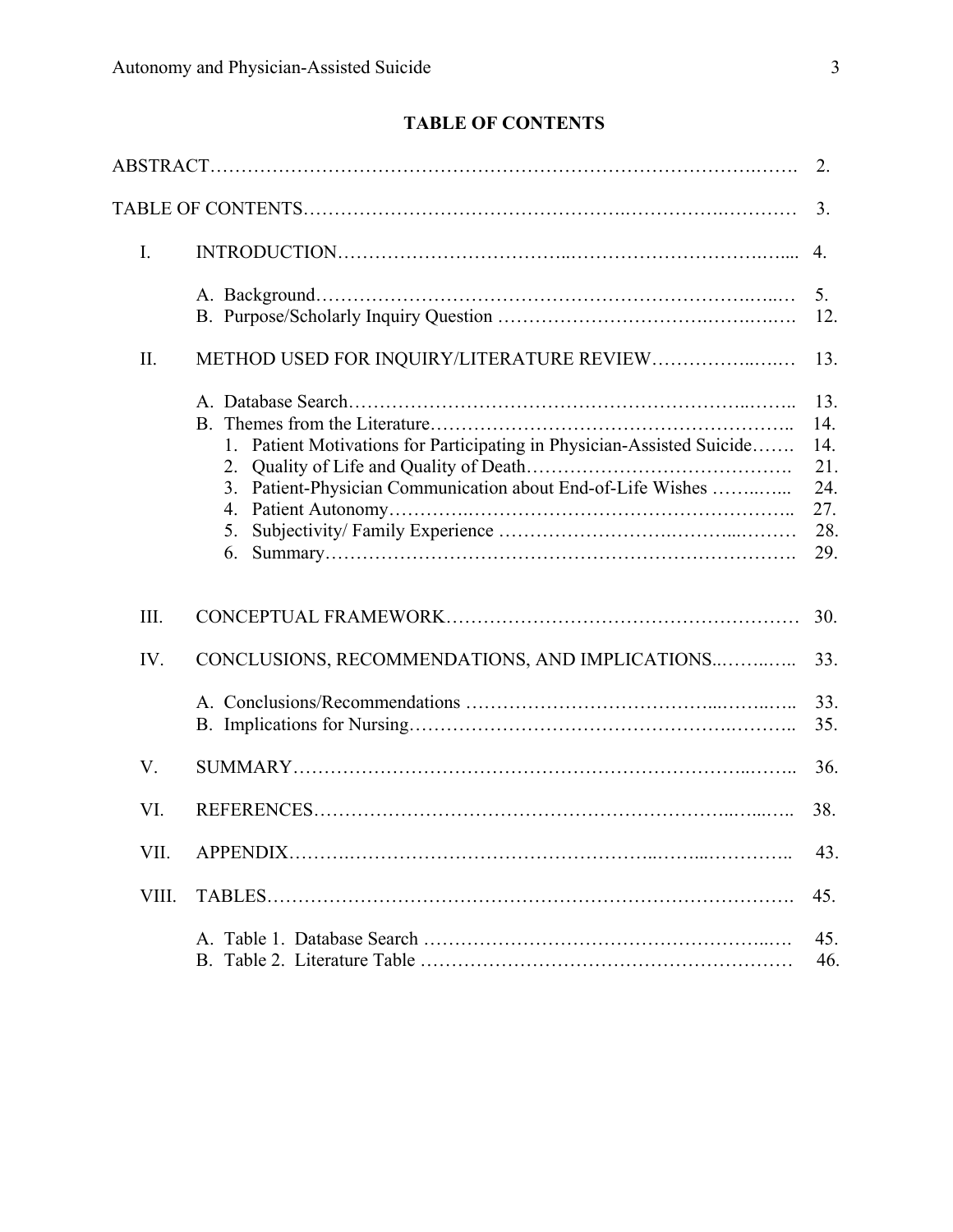## TABLE OF CONTENTS

ABSTRACT……………………………………………………………………………….……. 2.

TABLE OF CONTENTS…………………………………………….…………….………… 3.

I. INTRODUCTION………………………………..…………………………….….... 4.

   A. Background………………………………………………………….…..…. 5.
   B. Purpose/Scholarly Inquiry Question ……………………………….…….…… 12.

II. METHOD USED FOR INQUIRY/LITERATURE REVIEW……………..….… 13.

   A. Database Search……………………………………………………..……... 13.
   B. Themes from the Literature……………………………………………….. 14.
      1. Patient Motivations for Participating in Physician-Assisted Suicide……. 14.
      2. Quality of Life and Quality of Death……………………………………. 21.
      3. Patient-Physician Communication about End-of-Life Wishes ……..…... 24.
      4. Patient Autonomy…………..………………………………………….. 27.
      5. Subjectivity/ Family Experience ……………………….………...……… 28.
      6. Summary……………………………………………………………….. 29.

III. CONCEPTUAL FRAMEWORK………………….……………….…………… 30.

IV. CONCLUSIONS, RECOMMENDATIONS, AND IMPLICATIONS..……..….. 33.

   A. Conclusions/Recommendations ………………………………...……..….. 33.
   B. Implications for Nursing…………………………………………….……….. 35.

V. SUMMARY……………………………………………………………..…….. 36.

VI. REFERENCES………………………………………………………..…...….. 38.

VII. APPENDIX……….…………………………………………..……...………….. 43.

VIII. TABLES………………………………………………………………………. 45.

   A. Table 1. Database Search ………………………………………………...…. 45.
   B. Table 2. Literature Table …………………………………………………… 46.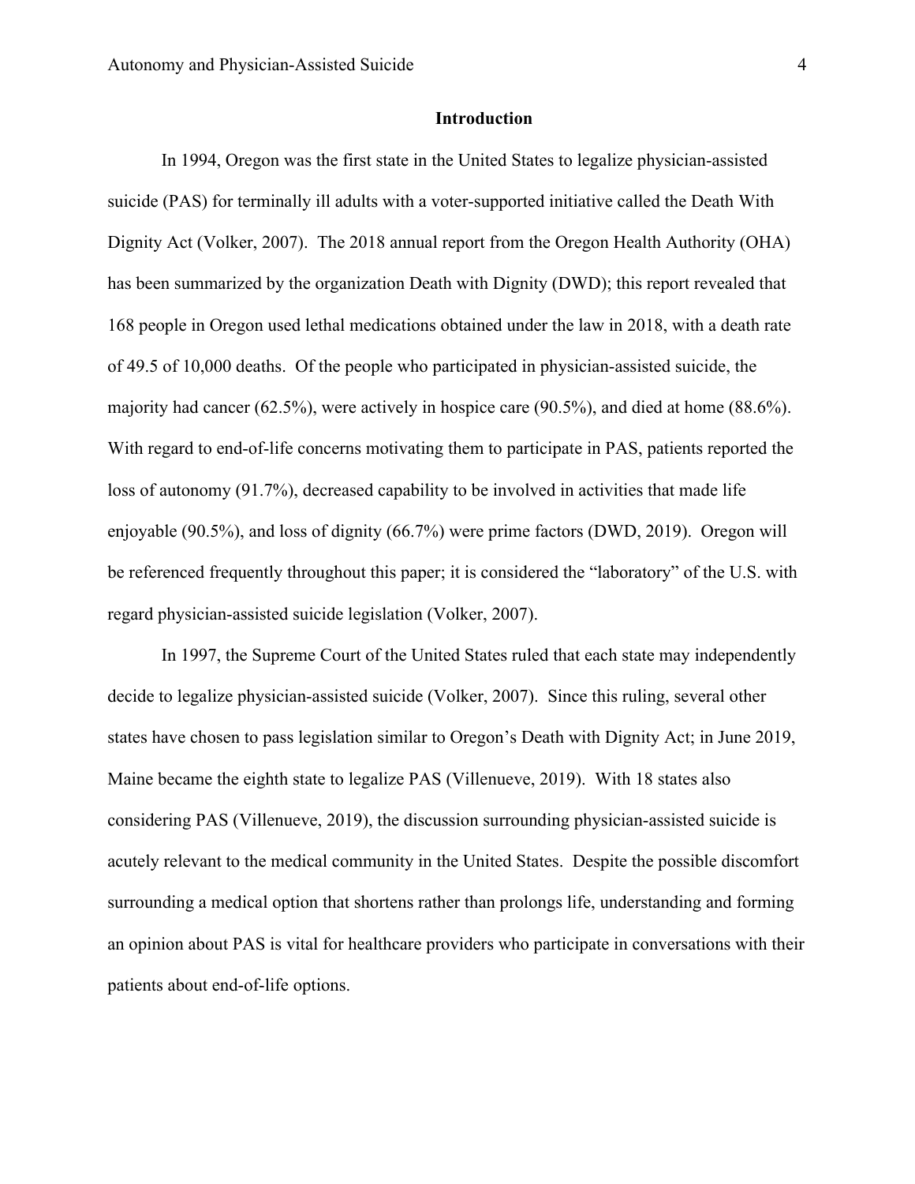## Introduction

In 1994, Oregon was the first state in the United States to legalize physician-assisted suicide (PAS) for terminally ill adults with a voter-supported initiative called the Death With Dignity Act (Volker, 2007). The 2018 annual report from the Oregon Health Authority (OHA) has been summarized by the organization Death with Dignity (DWD); this report revealed that 168 people in Oregon used lethal medications obtained under the law in 2018, with a death rate of 49.5 of 10,000 deaths. Of the people who participated in physician-assisted suicide, the majority had cancer (62.5%), were actively in hospice care (90.5%), and died at home (88.6%). With regard to end-of-life concerns motivating them to participate in PAS, patients reported the loss of autonomy (91.7%), decreased capability to be involved in activities that made life enjoyable (90.5%), and loss of dignity (66.7%) were prime factors (DWD, 2019). Oregon will be referenced frequently throughout this paper; it is considered the "laboratory" of the U.S. with regard physician-assisted suicide legislation (Volker, 2007).

In 1997, the Supreme Court of the United States ruled that each state may independently decide to legalize physician-assisted suicide (Volker, 2007). Since this ruling, several other states have chosen to pass legislation similar to Oregon's Death with Dignity Act; in June 2019, Maine became the eighth state to legalize PAS (Villenueve, 2019). With 18 states also considering PAS (Villenueve, 2019), the discussion surrounding physician-assisted suicide is acutely relevant to the medical community in the United States. Despite the possible discomfort surrounding a medical option that shortens rather than prolongs life, understanding and forming an opinion about PAS is vital for healthcare providers who participate in conversations with their patients about end-of-life options.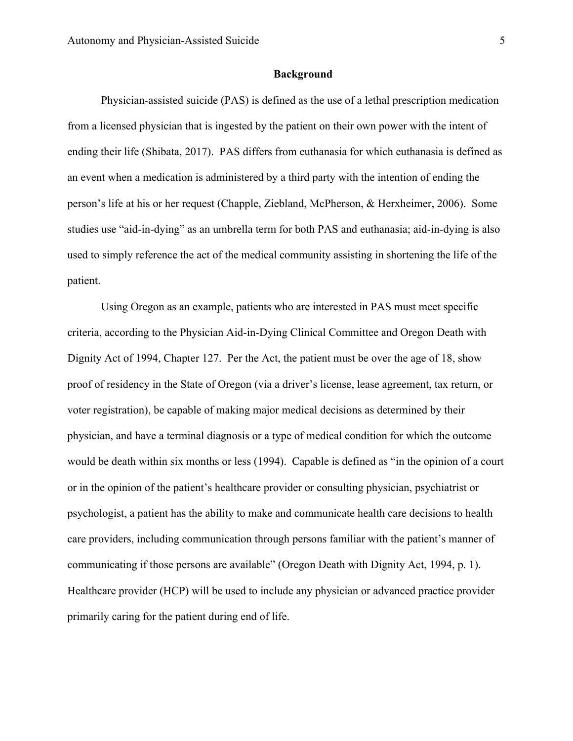## Background

Physician-assisted suicide (PAS) is defined as the use of a lethal prescription medication from a licensed physician that is ingested by the patient on their own power with the intent of ending their life (Shibata, 2017). PAS differs from euthanasia for which euthanasia is defined as an event when a medication is administered by a third party with the intention of ending the person's life at his or her request (Chapple, Ziebland, McPherson, & Herxheimer, 2006). Some studies use "aid-in-dying" as an umbrella term for both PAS and euthanasia; aid-in-dying is also used to simply reference the act of the medical community assisting in shortening the life of the patient.

Using Oregon as an example, patients who are interested in PAS must meet specific criteria, according to the Physician Aid-in-Dying Clinical Committee and Oregon Death with Dignity Act of 1994, Chapter 127. Per the Act, the patient must be over the age of 18, show proof of residency in the State of Oregon (via a driver's license, lease agreement, tax return, or voter registration), be capable of making major medical decisions as determined by their physician, and have a terminal diagnosis or a type of medical condition for which the outcome would be death within six months or less (1994). Capable is defined as "in the opinion of a court or in the opinion of the patient's healthcare provider or consulting physician, psychiatrist or psychologist, a patient has the ability to make and communicate health care decisions to health care providers, including communication through persons familiar with the patient's manner of communicating if those persons are available" (Oregon Death with Dignity Act, 1994, p. 1). Healthcare provider (HCP) will be used to include any physician or advanced practice provider primarily caring for the patient during end of life.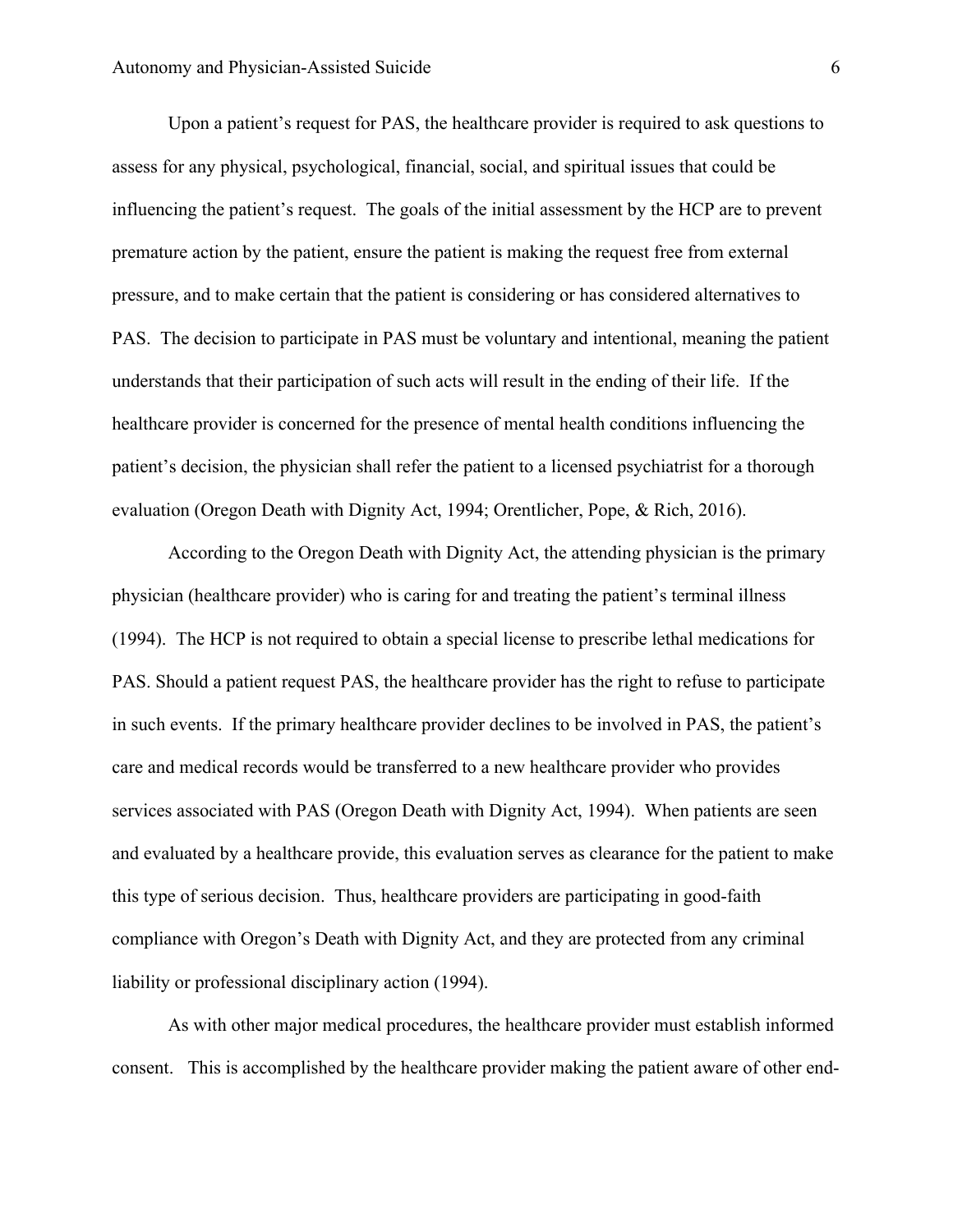Upon a patient's request for PAS, the healthcare provider is required to ask questions to assess for any physical, psychological, financial, social, and spiritual issues that could be influencing the patient's request. The goals of the initial assessment by the HCP are to prevent premature action by the patient, ensure the patient is making the request free from external pressure, and to make certain that the patient is considering or has considered alternatives to PAS. The decision to participate in PAS must be voluntary and intentional, meaning the patient understands that their participation of such acts will result in the ending of their life. If the healthcare provider is concerned for the presence of mental health conditions influencing the patient's decision, the physician shall refer the patient to a licensed psychiatrist for a thorough evaluation (Oregon Death with Dignity Act, 1994; Orentlicher, Pope, & Rich, 2016).

According to the Oregon Death with Dignity Act, the attending physician is the primary physician (healthcare provider) who is caring for and treating the patient's terminal illness (1994). The HCP is not required to obtain a special license to prescribe lethal medications for PAS. Should a patient request PAS, the healthcare provider has the right to refuse to participate in such events. If the primary healthcare provider declines to be involved in PAS, the patient's care and medical records would be transferred to a new healthcare provider who provides services associated with PAS (Oregon Death with Dignity Act, 1994). When patients are seen and evaluated by a healthcare provide, this evaluation serves as clearance for the patient to make this type of serious decision. Thus, healthcare providers are participating in good-faith compliance with Oregon's Death with Dignity Act, and they are protected from any criminal liability or professional disciplinary action (1994).

As with other major medical procedures, the healthcare provider must establish informed consent. This is accomplished by the healthcare provider making the patient aware of other end-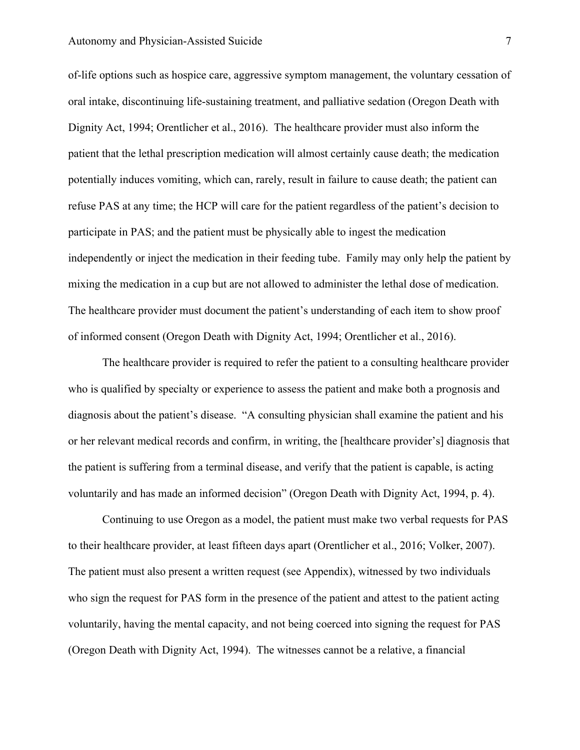of-life options such as hospice care, aggressive symptom management, the voluntary cessation of oral intake, discontinuing life-sustaining treatment, and palliative sedation (Oregon Death with Dignity Act, 1994; Orentlicher et al., 2016). The healthcare provider must also inform the patient that the lethal prescription medication will almost certainly cause death; the medication potentially induces vomiting, which can, rarely, result in failure to cause death; the patient can refuse PAS at any time; the HCP will care for the patient regardless of the patient's decision to participate in PAS; and the patient must be physically able to ingest the medication independently or inject the medication in their feeding tube. Family may only help the patient by mixing the medication in a cup but are not allowed to administer the lethal dose of medication. The healthcare provider must document the patient's understanding of each item to show proof of informed consent (Oregon Death with Dignity Act, 1994; Orentlicher et al., 2016).

The healthcare provider is required to refer the patient to a consulting healthcare provider who is qualified by specialty or experience to assess the patient and make both a prognosis and diagnosis about the patient's disease. "A consulting physician shall examine the patient and his or her relevant medical records and confirm, in writing, the [healthcare provider's] diagnosis that the patient is suffering from a terminal disease, and verify that the patient is capable, is acting voluntarily and has made an informed decision" (Oregon Death with Dignity Act, 1994, p. 4).

Continuing to use Oregon as a model, the patient must make two verbal requests for PAS to their healthcare provider, at least fifteen days apart (Orentlicher et al., 2016; Volker, 2007). The patient must also present a written request (see Appendix), witnessed by two individuals who sign the request for PAS form in the presence of the patient and attest to the patient acting voluntarily, having the mental capacity, and not being coerced into signing the request for PAS (Oregon Death with Dignity Act, 1994). The witnesses cannot be a relative, a financial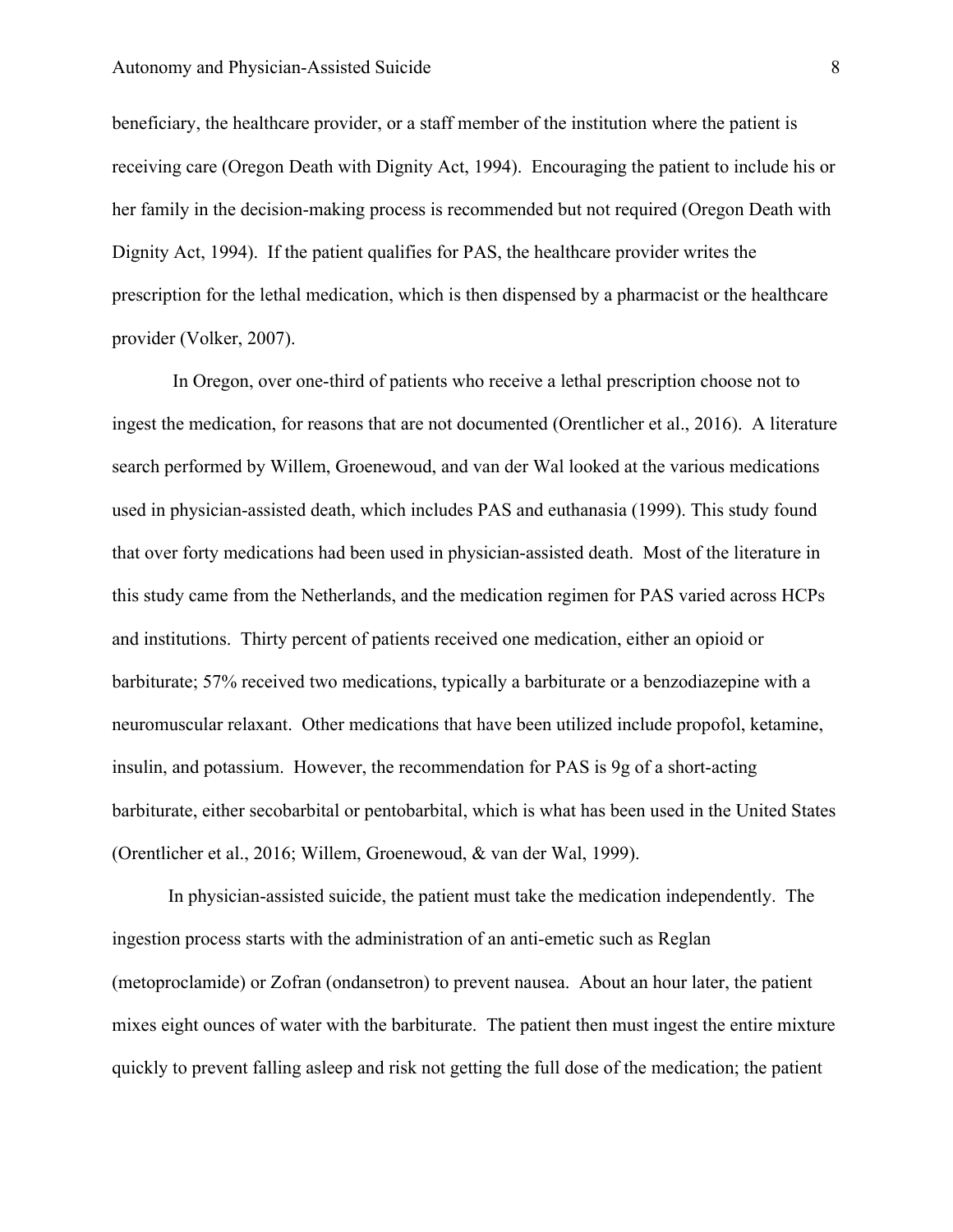beneficiary, the healthcare provider, or a staff member of the institution where the patient is receiving care (Oregon Death with Dignity Act, 1994). Encouraging the patient to include his or her family in the decision-making process is recommended but not required (Oregon Death with Dignity Act, 1994). If the patient qualifies for PAS, the healthcare provider writes the prescription for the lethal medication, which is then dispensed by a pharmacist or the healthcare provider (Volker, 2007).

In Oregon, over one-third of patients who receive a lethal prescription choose not to ingest the medication, for reasons that are not documented (Orentlicher et al., 2016). A literature search performed by Willem, Groenewoud, and van der Wal looked at the various medications used in physician-assisted death, which includes PAS and euthanasia (1999). This study found that over forty medications had been used in physician-assisted death. Most of the literature in this study came from the Netherlands, and the medication regimen for PAS varied across HCPs and institutions. Thirty percent of patients received one medication, either an opioid or barbiturate; 57% received two medications, typically a barbiturate or a benzodiazepine with a neuromuscular relaxant. Other medications that have been utilized include propofol, ketamine, insulin, and potassium. However, the recommendation for PAS is 9g of a short-acting barbiturate, either secobarbital or pentobarbital, which is what has been used in the United States (Orentlicher et al., 2016; Willem, Groenewoud, & van der Wal, 1999).

In physician-assisted suicide, the patient must take the medication independently. The ingestion process starts with the administration of an anti-emetic such as Reglan (metoproclamide) or Zofran (ondansetron) to prevent nausea. About an hour later, the patient mixes eight ounces of water with the barbiturate. The patient then must ingest the entire mixture quickly to prevent falling asleep and risk not getting the full dose of the medication; the patient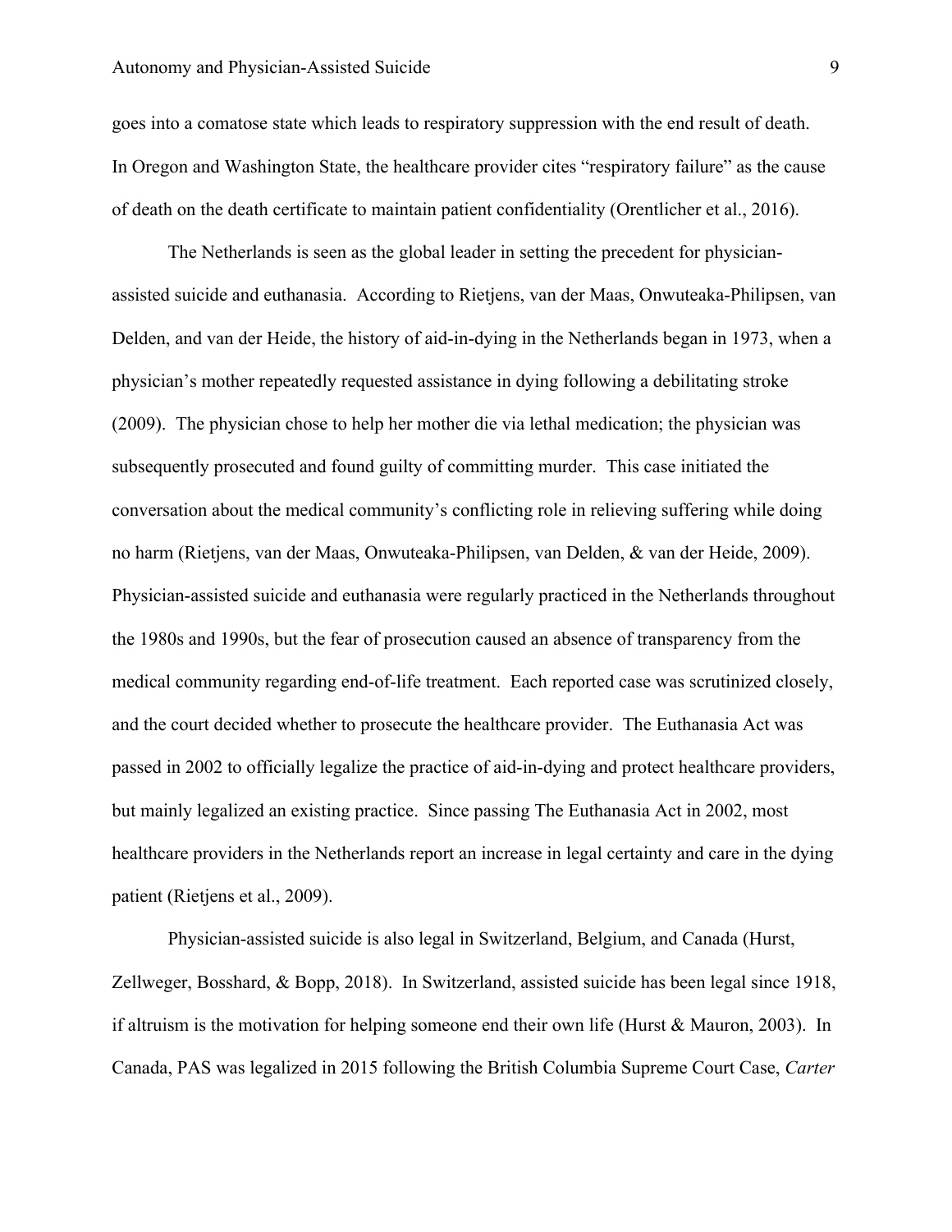goes into a comatose state which leads to respiratory suppression with the end result of death. In Oregon and Washington State, the healthcare provider cites "respiratory failure" as the cause of death on the death certificate to maintain patient confidentiality (Orentlicher et al., 2016).

The Netherlands is seen as the global leader in setting the precedent for physician-assisted suicide and euthanasia. According to Rietjens, van der Maas, Onwuteaka-Philipsen, van Delden, and van der Heide, the history of aid-in-dying in the Netherlands began in 1973, when a physician's mother repeatedly requested assistance in dying following a debilitating stroke (2009). The physician chose to help her mother die via lethal medication; the physician was subsequently prosecuted and found guilty of committing murder. This case initiated the conversation about the medical community's conflicting role in relieving suffering while doing no harm (Rietjens, van der Maas, Onwuteaka-Philipsen, van Delden, & van der Heide, 2009). Physician-assisted suicide and euthanasia were regularly practiced in the Netherlands throughout the 1980s and 1990s, but the fear of prosecution caused an absence of transparency from the medical community regarding end-of-life treatment. Each reported case was scrutinized closely, and the court decided whether to prosecute the healthcare provider. The Euthanasia Act was passed in 2002 to officially legalize the practice of aid-in-dying and protect healthcare providers, but mainly legalized an existing practice. Since passing The Euthanasia Act in 2002, most healthcare providers in the Netherlands report an increase in legal certainty and care in the dying patient (Rietjens et al., 2009).

Physician-assisted suicide is also legal in Switzerland, Belgium, and Canada (Hurst, Zellweger, Bosshard, & Bopp, 2018). In Switzerland, assisted suicide has been legal since 1918, if altruism is the motivation for helping someone end their own life (Hurst & Mauron, 2003). In Canada, PAS was legalized in 2015 following the British Columbia Supreme Court Case, *Carter*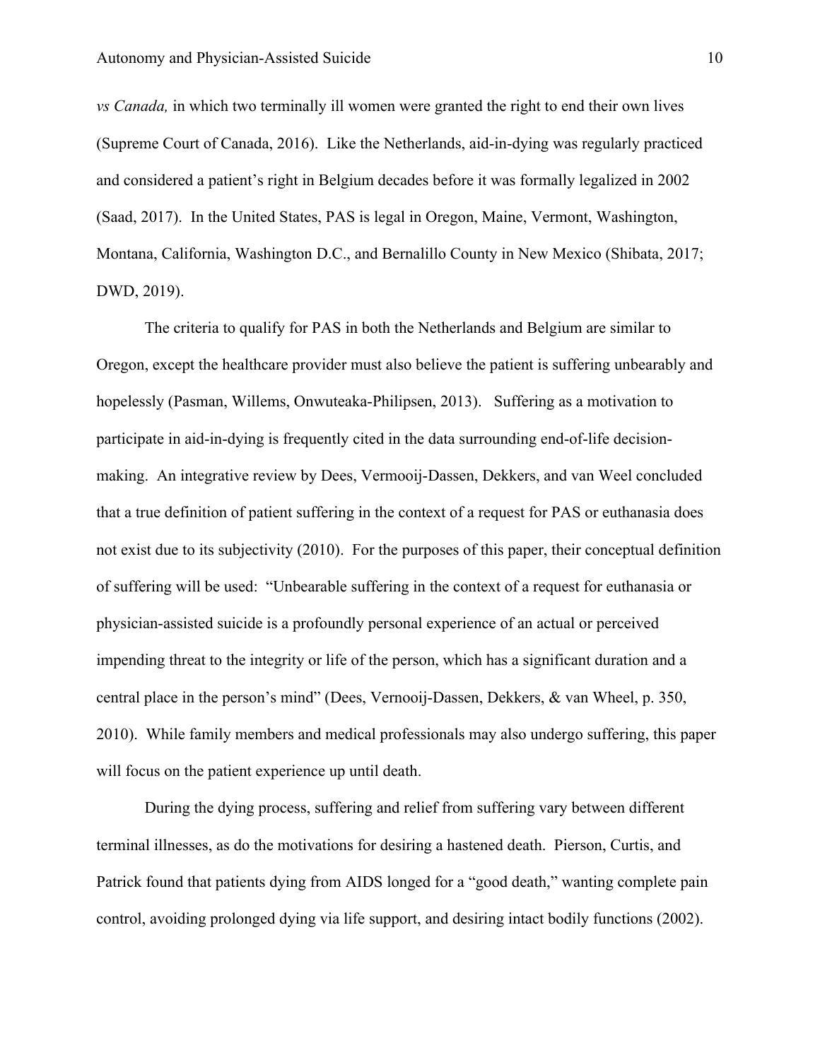*vs Canada,* in which two terminally ill women were granted the right to end their own lives (Supreme Court of Canada, 2016). Like the Netherlands, aid-in-dying was regularly practiced and considered a patient's right in Belgium decades before it was formally legalized in 2002 (Saad, 2017). In the United States, PAS is legal in Oregon, Maine, Vermont, Washington, Montana, California, Washington D.C., and Bernalillo County in New Mexico (Shibata, 2017; DWD, 2019).

The criteria to qualify for PAS in both the Netherlands and Belgium are similar to Oregon, except the healthcare provider must also believe the patient is suffering unbearably and hopelessly (Pasman, Willems, Onwuteaka-Philipsen, 2013). Suffering as a motivation to participate in aid-in-dying is frequently cited in the data surrounding end-of-life decision-making. An integrative review by Dees, Vermooij-Dassen, Dekkers, and van Weel concluded that a true definition of patient suffering in the context of a request for PAS or euthanasia does not exist due to its subjectivity (2010). For the purposes of this paper, their conceptual definition of suffering will be used: "Unbearable suffering in the context of a request for euthanasia or physician-assisted suicide is a profoundly personal experience of an actual or perceived impending threat to the integrity or life of the person, which has a significant duration and a central place in the person's mind" (Dees, Vernooij-Dassen, Dekkers, & van Wheel, p. 350, 2010). While family members and medical professionals may also undergo suffering, this paper will focus on the patient experience up until death.

During the dying process, suffering and relief from suffering vary between different terminal illnesses, as do the motivations for desiring a hastened death. Pierson, Curtis, and Patrick found that patients dying from AIDS longed for a "good death," wanting complete pain control, avoiding prolonged dying via life support, and desiring intact bodily functions (2002).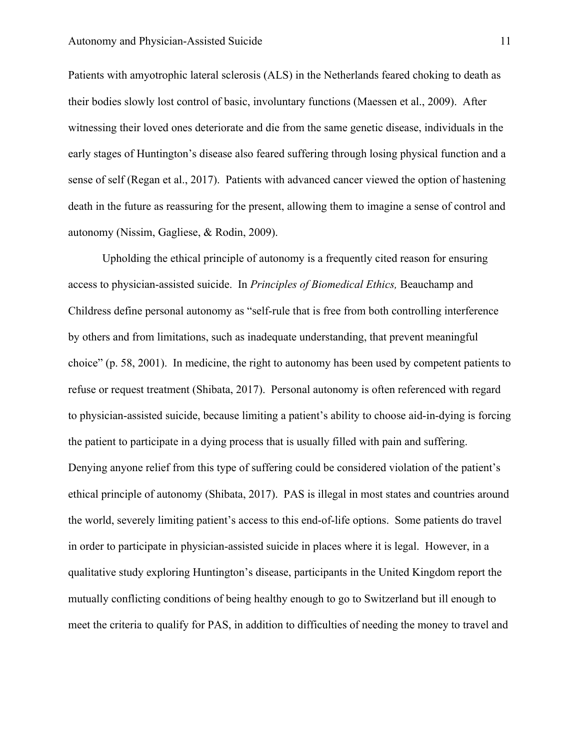Patients with amyotrophic lateral sclerosis (ALS) in the Netherlands feared choking to death as their bodies slowly lost control of basic, involuntary functions (Maessen et al., 2009). After witnessing their loved ones deteriorate and die from the same genetic disease, individuals in the early stages of Huntington's disease also feared suffering through losing physical function and a sense of self (Regan et al., 2017). Patients with advanced cancer viewed the option of hastening death in the future as reassuring for the present, allowing them to imagine a sense of control and autonomy (Nissim, Gagliese, & Rodin, 2009).

Upholding the ethical principle of autonomy is a frequently cited reason for ensuring access to physician-assisted suicide. In *Principles of Biomedical Ethics,* Beauchamp and Childress define personal autonomy as "self-rule that is free from both controlling interference by others and from limitations, such as inadequate understanding, that prevent meaningful choice" (p. 58, 2001). In medicine, the right to autonomy has been used by competent patients to refuse or request treatment (Shibata, 2017). Personal autonomy is often referenced with regard to physician-assisted suicide, because limiting a patient's ability to choose aid-in-dying is forcing the patient to participate in a dying process that is usually filled with pain and suffering. Denying anyone relief from this type of suffering could be considered violation of the patient's ethical principle of autonomy (Shibata, 2017). PAS is illegal in most states and countries around the world, severely limiting patient's access to this end-of-life options. Some patients do travel in order to participate in physician-assisted suicide in places where it is legal. However, in a qualitative study exploring Huntington's disease, participants in the United Kingdom report the mutually conflicting conditions of being healthy enough to go to Switzerland but ill enough to meet the criteria to qualify for PAS, in addition to difficulties of needing the money to travel and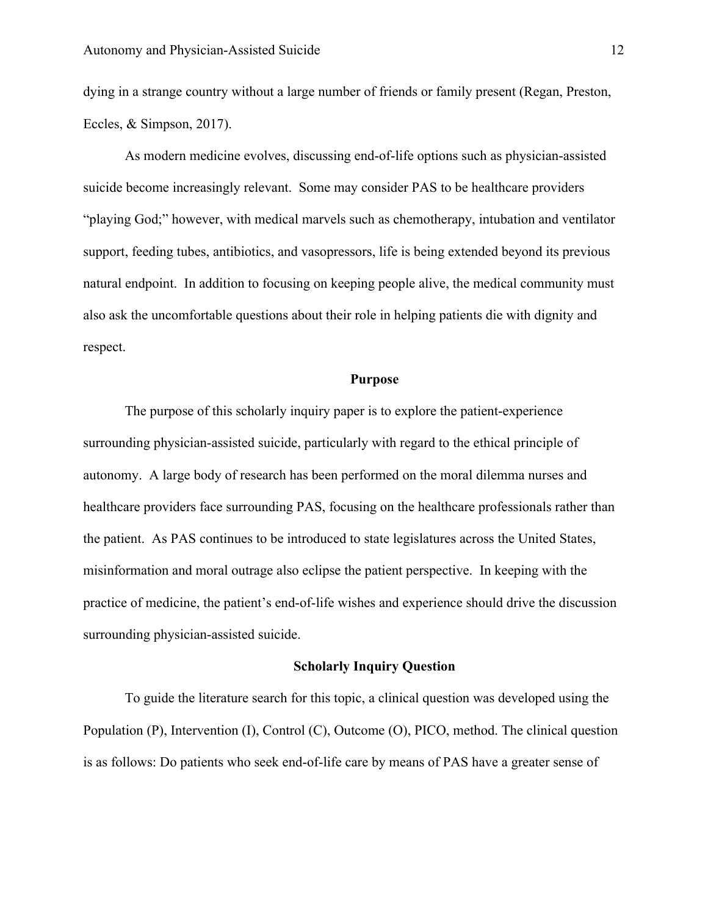dying in a strange country without a large number of friends or family present (Regan, Preston, Eccles, & Simpson, 2017).

As modern medicine evolves, discussing end-of-life options such as physician-assisted suicide become increasingly relevant. Some may consider PAS to be healthcare providers "playing God;" however, with medical marvels such as chemotherapy, intubation and ventilator support, feeding tubes, antibiotics, and vasopressors, life is being extended beyond its previous natural endpoint. In addition to focusing on keeping people alive, the medical community must also ask the uncomfortable questions about their role in helping patients die with dignity and respect.

## Purpose

The purpose of this scholarly inquiry paper is to explore the patient-experience surrounding physician-assisted suicide, particularly with regard to the ethical principle of autonomy. A large body of research has been performed on the moral dilemma nurses and healthcare providers face surrounding PAS, focusing on the healthcare professionals rather than the patient. As PAS continues to be introduced to state legislatures across the United States, misinformation and moral outrage also eclipse the patient perspective. In keeping with the practice of medicine, the patient's end-of-life wishes and experience should drive the discussion surrounding physician-assisted suicide.

## Scholarly Inquiry Question

To guide the literature search for this topic, a clinical question was developed using the Population (P), Intervention (I), Control (C), Outcome (O), PICO, method. The clinical question is as follows: Do patients who seek end-of-life care by means of PAS have a greater sense of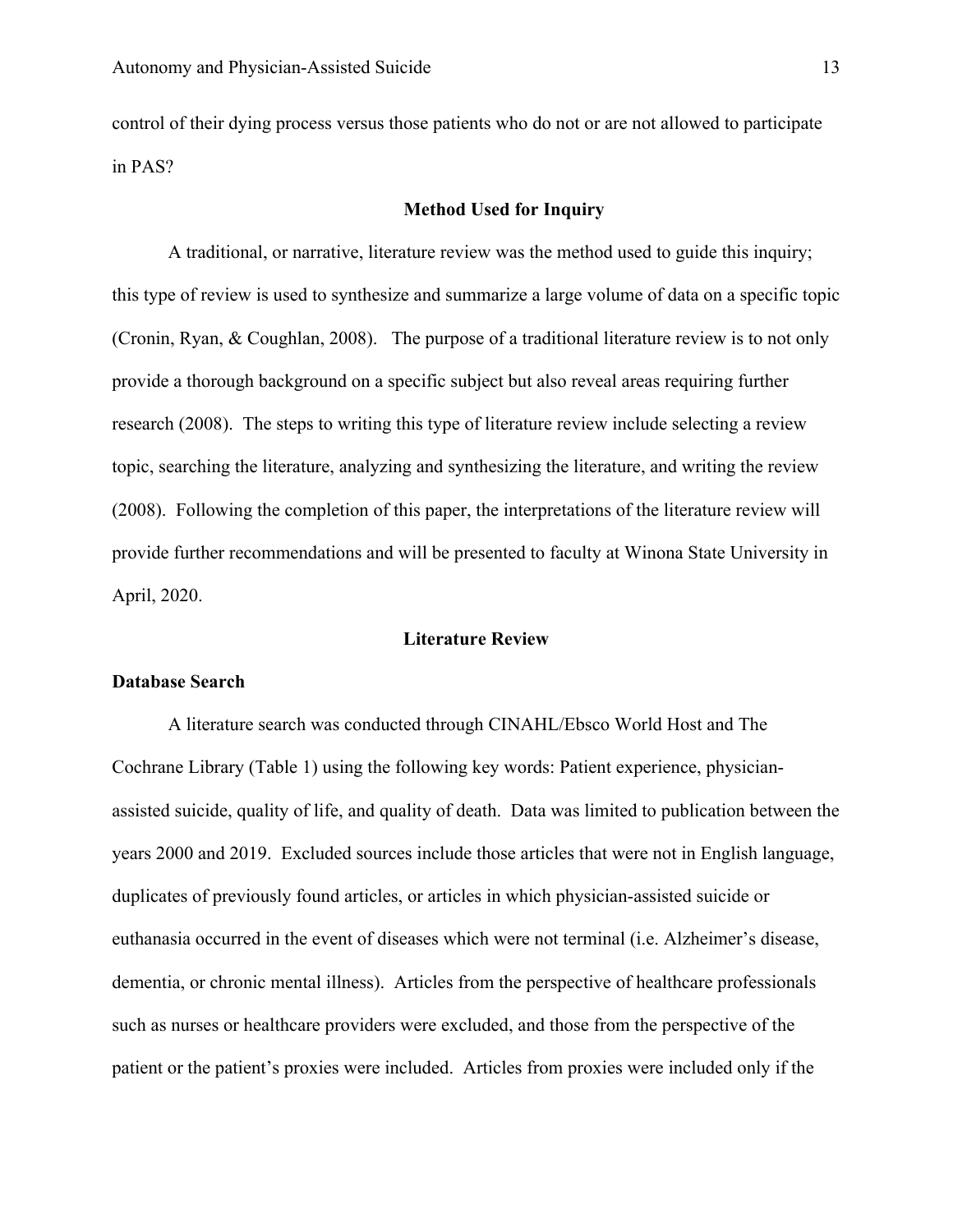control of their dying process versus those patients who do not or are not allowed to participate in PAS?

## Method Used for Inquiry

A traditional, or narrative, literature review was the method used to guide this inquiry; this type of review is used to synthesize and summarize a large volume of data on a specific topic (Cronin, Ryan, & Coughlan, 2008). The purpose of a traditional literature review is to not only provide a thorough background on a specific subject but also reveal areas requiring further research (2008). The steps to writing this type of literature review include selecting a review topic, searching the literature, analyzing and synthesizing the literature, and writing the review (2008). Following the completion of this paper, the interpretations of the literature review will provide further recommendations and will be presented to faculty at Winona State University in April, 2020.

## Literature Review

### Database Search

A literature search was conducted through CINAHL/Ebsco World Host and The Cochrane Library (Table 1) using the following key words: Patient experience, physician-assisted suicide, quality of life, and quality of death. Data was limited to publication between the years 2000 and 2019. Excluded sources include those articles that were not in English language, duplicates of previously found articles, or articles in which physician-assisted suicide or euthanasia occurred in the event of diseases which were not terminal (i.e. Alzheimer's disease, dementia, or chronic mental illness). Articles from the perspective of healthcare professionals such as nurses or healthcare providers were excluded, and those from the perspective of the patient or the patient's proxies were included. Articles from proxies were included only if the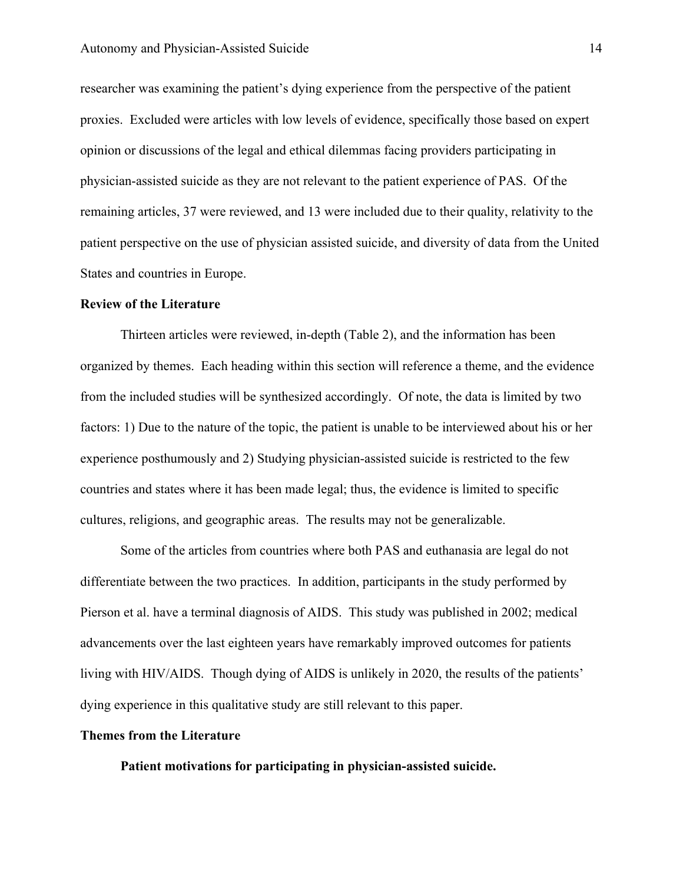researcher was examining the patient's dying experience from the perspective of the patient proxies. Excluded were articles with low levels of evidence, specifically those based on expert opinion or discussions of the legal and ethical dilemmas facing providers participating in physician-assisted suicide as they are not relevant to the patient experience of PAS. Of the remaining articles, 37 were reviewed, and 13 were included due to their quality, relativity to the patient perspective on the use of physician assisted suicide, and diversity of data from the United States and countries in Europe.

## Review of the Literature

Thirteen articles were reviewed, in-depth (Table 2), and the information has been organized by themes. Each heading within this section will reference a theme, and the evidence from the included studies will be synthesized accordingly. Of note, the data is limited by two factors: 1) Due to the nature of the topic, the patient is unable to be interviewed about his or her experience posthumously and 2) Studying physician-assisted suicide is restricted to the few countries and states where it has been made legal; thus, the evidence is limited to specific cultures, religions, and geographic areas. The results may not be generalizable.

Some of the articles from countries where both PAS and euthanasia are legal do not differentiate between the two practices. In addition, participants in the study performed by Pierson et al. have a terminal diagnosis of AIDS. This study was published in 2002; medical advancements over the last eighteen years have remarkably improved outcomes for patients living with HIV/AIDS. Though dying of AIDS is unlikely in 2020, the results of the patients' dying experience in this qualitative study are still relevant to this paper.

## Themes from the Literature

### Patient motivations for participating in physician-assisted suicide.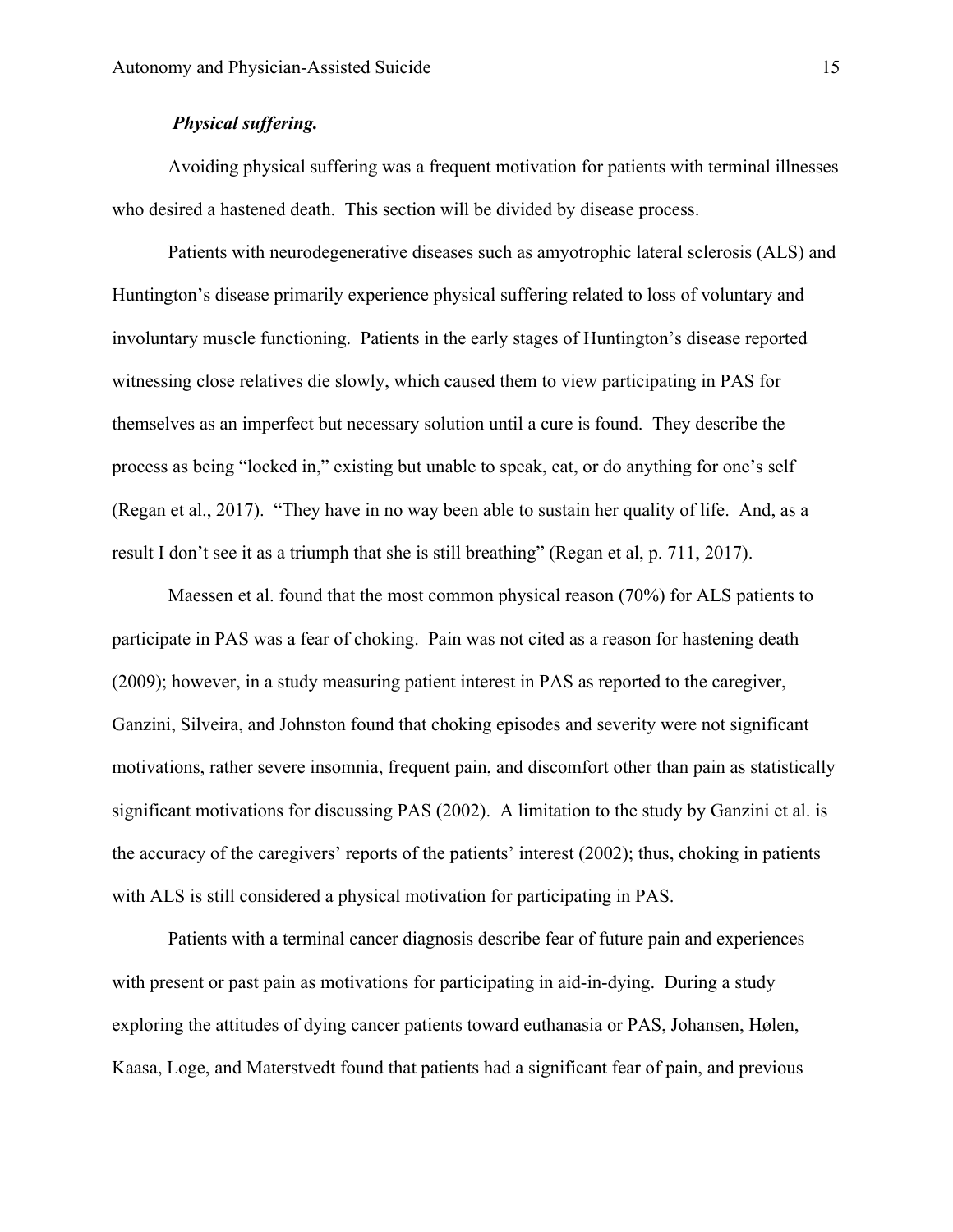***Physical suffering.***

Avoiding physical suffering was a frequent motivation for patients with terminal illnesses who desired a hastened death. This section will be divided by disease process.

Patients with neurodegenerative diseases such as amyotrophic lateral sclerosis (ALS) and Huntington's disease primarily experience physical suffering related to loss of voluntary and involuntary muscle functioning. Patients in the early stages of Huntington's disease reported witnessing close relatives die slowly, which caused them to view participating in PAS for themselves as an imperfect but necessary solution until a cure is found. They describe the process as being "locked in," existing but unable to speak, eat, or do anything for one's self (Regan et al., 2017). "They have in no way been able to sustain her quality of life. And, as a result I don't see it as a triumph that she is still breathing" (Regan et al, p. 711, 2017).

Maessen et al. found that the most common physical reason (70%) for ALS patients to participate in PAS was a fear of choking. Pain was not cited as a reason for hastening death (2009); however, in a study measuring patient interest in PAS as reported to the caregiver, Ganzini, Silveira, and Johnston found that choking episodes and severity were not significant motivations, rather severe insomnia, frequent pain, and discomfort other than pain as statistically significant motivations for discussing PAS (2002). A limitation to the study by Ganzini et al. is the accuracy of the caregivers' reports of the patients' interest (2002); thus, choking in patients with ALS is still considered a physical motivation for participating in PAS.

Patients with a terminal cancer diagnosis describe fear of future pain and experiences with present or past pain as motivations for participating in aid-in-dying. During a study exploring the attitudes of dying cancer patients toward euthanasia or PAS, Johansen, Hølen, Kaasa, Loge, and Materstvedt found that patients had a significant fear of pain, and previous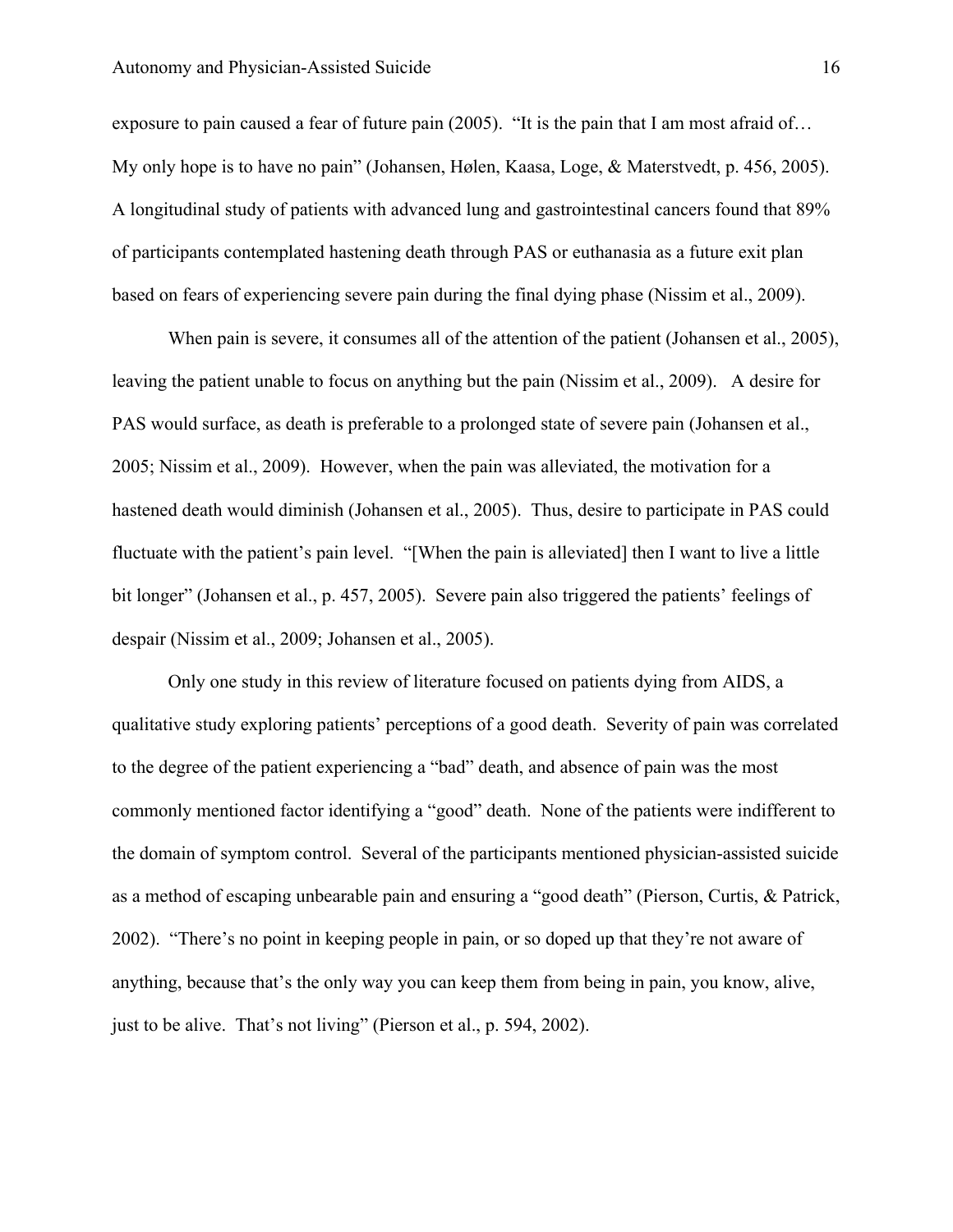exposure to pain caused a fear of future pain (2005). "It is the pain that I am most afraid of… My only hope is to have no pain" (Johansen, Hølen, Kaasa, Loge, & Materstvedt, p. 456, 2005). A longitudinal study of patients with advanced lung and gastrointestinal cancers found that 89% of participants contemplated hastening death through PAS or euthanasia as a future exit plan based on fears of experiencing severe pain during the final dying phase (Nissim et al., 2009).

When pain is severe, it consumes all of the attention of the patient (Johansen et al., 2005), leaving the patient unable to focus on anything but the pain (Nissim et al., 2009). A desire for PAS would surface, as death is preferable to a prolonged state of severe pain (Johansen et al., 2005; Nissim et al., 2009). However, when the pain was alleviated, the motivation for a hastened death would diminish (Johansen et al., 2005). Thus, desire to participate in PAS could fluctuate with the patient's pain level. "[When the pain is alleviated] then I want to live a little bit longer" (Johansen et al., p. 457, 2005). Severe pain also triggered the patients' feelings of despair (Nissim et al., 2009; Johansen et al., 2005).

Only one study in this review of literature focused on patients dying from AIDS, a qualitative study exploring patients' perceptions of a good death. Severity of pain was correlated to the degree of the patient experiencing a "bad" death, and absence of pain was the most commonly mentioned factor identifying a "good" death. None of the patients were indifferent to the domain of symptom control. Several of the participants mentioned physician-assisted suicide as a method of escaping unbearable pain and ensuring a "good death" (Pierson, Curtis, & Patrick, 2002). "There's no point in keeping people in pain, or so doped up that they're not aware of anything, because that's the only way you can keep them from being in pain, you know, alive, just to be alive. That's not living" (Pierson et al., p. 594, 2002).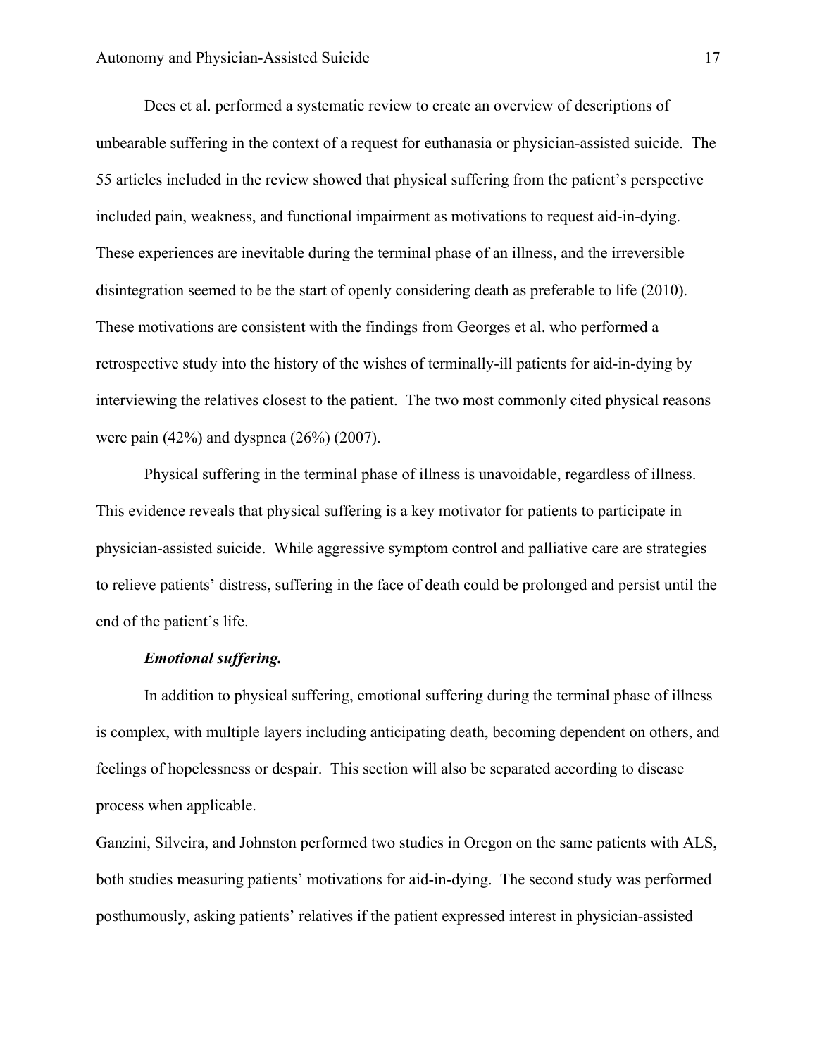Dees et al. performed a systematic review to create an overview of descriptions of unbearable suffering in the context of a request for euthanasia or physician-assisted suicide. The 55 articles included in the review showed that physical suffering from the patient's perspective included pain, weakness, and functional impairment as motivations to request aid-in-dying. These experiences are inevitable during the terminal phase of an illness, and the irreversible disintegration seemed to be the start of openly considering death as preferable to life (2010). These motivations are consistent with the findings from Georges et al. who performed a retrospective study into the history of the wishes of terminally-ill patients for aid-in-dying by interviewing the relatives closest to the patient. The two most commonly cited physical reasons were pain (42%) and dyspnea (26%) (2007).

Physical suffering in the terminal phase of illness is unavoidable, regardless of illness. This evidence reveals that physical suffering is a key motivator for patients to participate in physician-assisted suicide. While aggressive symptom control and palliative care are strategies to relieve patients' distress, suffering in the face of death could be prolonged and persist until the end of the patient's life.

***Emotional suffering.***

In addition to physical suffering, emotional suffering during the terminal phase of illness is complex, with multiple layers including anticipating death, becoming dependent on others, and feelings of hopelessness or despair. This section will also be separated according to disease process when applicable.

Ganzini, Silveira, and Johnston performed two studies in Oregon on the same patients with ALS, both studies measuring patients' motivations for aid-in-dying. The second study was performed posthumously, asking patients' relatives if the patient expressed interest in physician-assisted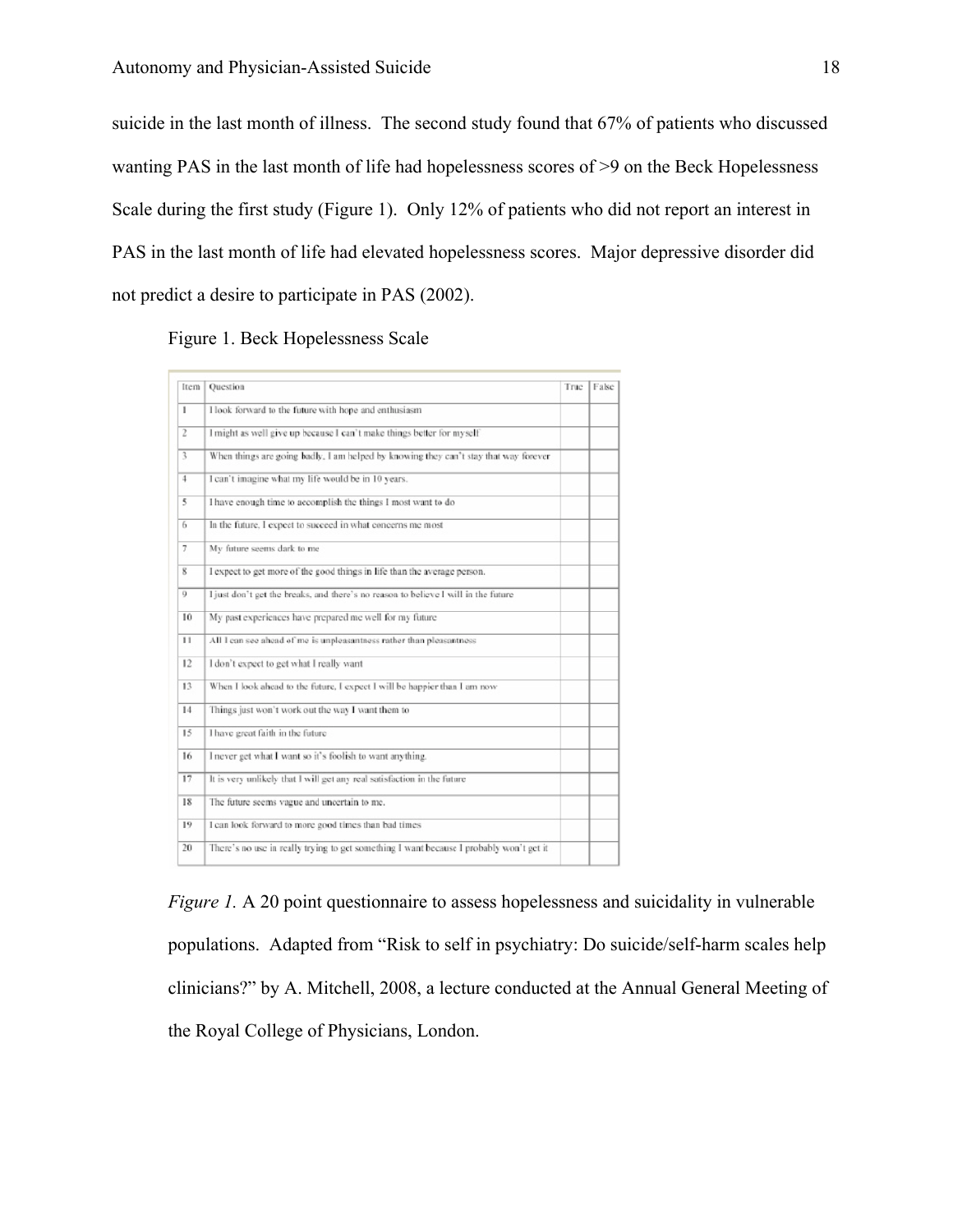suicide in the last month of illness. The second study found that 67% of patients who discussed wanting PAS in the last month of life had hopelessness scores of >9 on the Beck Hopelessness Scale during the first study (Figure 1). Only 12% of patients who did not report an interest in PAS in the last month of life had elevated hopelessness scores. Major depressive disorder did not predict a desire to participate in PAS (2002).

Figure 1. Beck Hopelessness Scale

| Item | Question | True | False |
|---|---|---|---|
| 1 | I look forward to the future with hope and enthusiasm | | |
| 2 | I might as well give up because I can't make things better for myself | | |
| 3 | When things are going badly, I am helped by knowing they can't stay that way forever | | |
| 4 | I can't imagine what my life would be in 10 years. | | |
| 5 | I have enough time to accomplish the things I most want to do | | |
| 6 | In the future, I expect to succeed in what concerns me most | | |
| 7 | My future seems dark to me | | |
| 8 | I expect to get more of the good things in life than the average person. | | |
| 9 | I just don't get the breaks, and there's no reason to believe I will in the future | | |
| 10 | My past experiences have prepared me well for my future | | |
| 11 | All I can see ahead of me is unpleasantness rather than pleasantness | | |
| 12 | I don't expect to get what I really want | | |
| 13 | When I look ahead to the future, I expect I will be happier than I am now | | |
| 14 | Things just won't work out the way I want them to | | |
| 15 | I have great faith in the future | | |
| 16 | I never get what I want so it's foolish to want anything. | | |
| 17 | It is very unlikely that I will get any real satisfaction in the future | | |
| 18 | The future seems vague and uncertain to me. | | |
| 19 | I can look forward to more good times than bad times | | |
| 20 | There's no use in really trying to get something I want because I probably won't get it | | |

*Figure 1.* A 20 point questionnaire to assess hopelessness and suicidality in vulnerable populations. Adapted from "Risk to self in psychiatry: Do suicide/self-harm scales help clinicians?" by A. Mitchell, 2008, a lecture conducted at the Annual General Meeting of the Royal College of Physicians, London.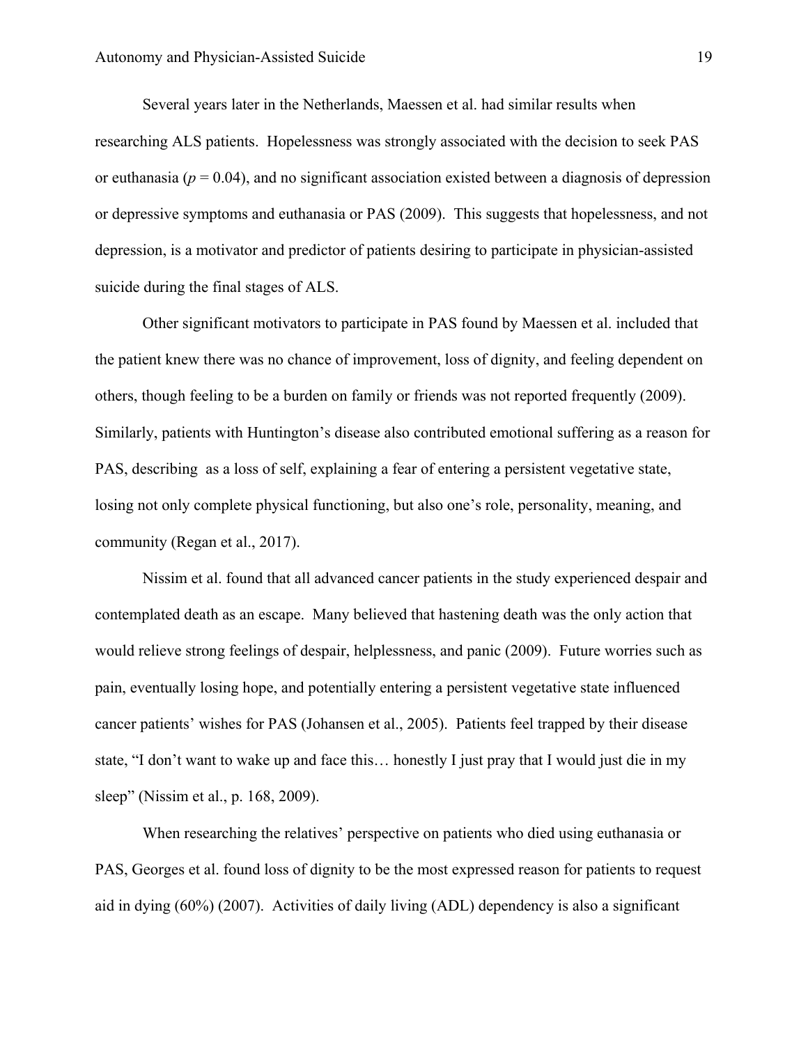Several years later in the Netherlands, Maessen et al. had similar results when researching ALS patients. Hopelessness was strongly associated with the decision to seek PAS or euthanasia ($p = 0.04$), and no significant association existed between a diagnosis of depression or depressive symptoms and euthanasia or PAS (2009). This suggests that hopelessness, and not depression, is a motivator and predictor of patients desiring to participate in physician-assisted suicide during the final stages of ALS.

Other significant motivators to participate in PAS found by Maessen et al. included that the patient knew there was no chance of improvement, loss of dignity, and feeling dependent on others, though feeling to be a burden on family or friends was not reported frequently (2009). Similarly, patients with Huntington's disease also contributed emotional suffering as a reason for PAS, describing  as a loss of self, explaining a fear of entering a persistent vegetative state, losing not only complete physical functioning, but also one's role, personality, meaning, and community (Regan et al., 2017).

Nissim et al. found that all advanced cancer patients in the study experienced despair and contemplated death as an escape. Many believed that hastening death was the only action that would relieve strong feelings of despair, helplessness, and panic (2009). Future worries such as pain, eventually losing hope, and potentially entering a persistent vegetative state influenced cancer patients' wishes for PAS (Johansen et al., 2005). Patients feel trapped by their disease state, "I don't want to wake up and face this… honestly I just pray that I would just die in my sleep" (Nissim et al., p. 168, 2009).

When researching the relatives' perspective on patients who died using euthanasia or PAS, Georges et al. found loss of dignity to be the most expressed reason for patients to request aid in dying (60%) (2007). Activities of daily living (ADL) dependency is also a significant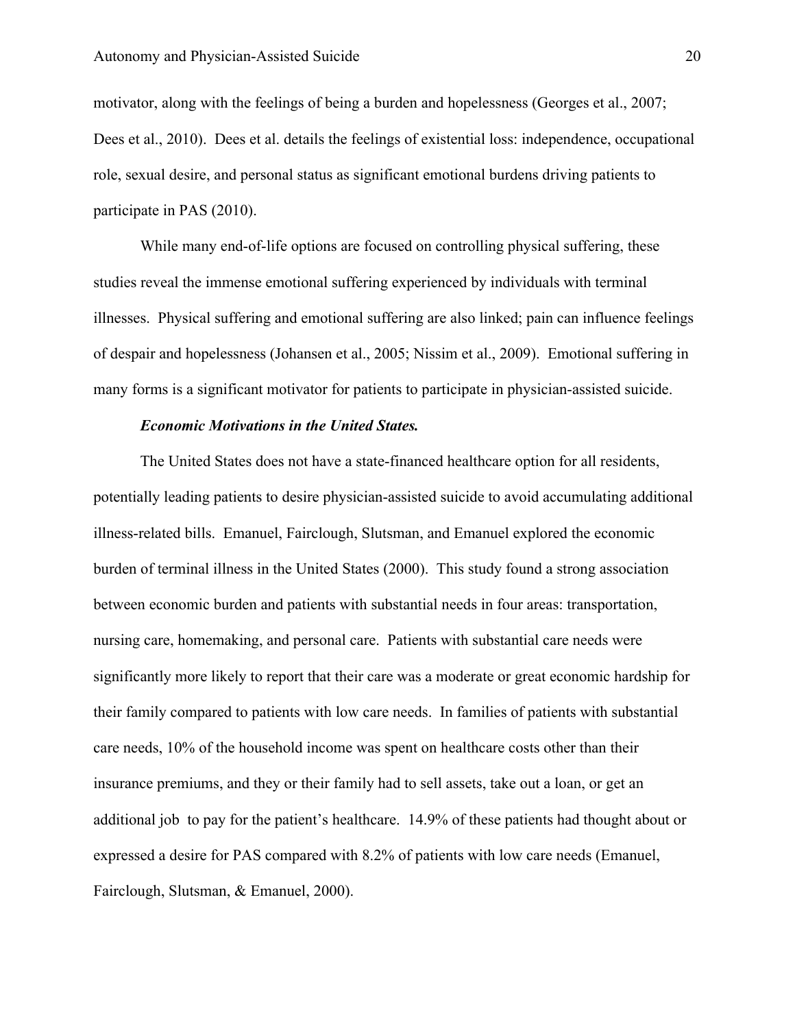motivator, along with the feelings of being a burden and hopelessness (Georges et al., 2007; Dees et al., 2010). Dees et al. details the feelings of existential loss: independence, occupational role, sexual desire, and personal status as significant emotional burdens driving patients to participate in PAS (2010).

While many end-of-life options are focused on controlling physical suffering, these studies reveal the immense emotional suffering experienced by individuals with terminal illnesses. Physical suffering and emotional suffering are also linked; pain can influence feelings of despair and hopelessness (Johansen et al., 2005; Nissim et al., 2009). Emotional suffering in many forms is a significant motivator for patients to participate in physician-assisted suicide.

***Economic Motivations in the United States.***

The United States does not have a state-financed healthcare option for all residents, potentially leading patients to desire physician-assisted suicide to avoid accumulating additional illness-related bills. Emanuel, Fairclough, Slutsman, and Emanuel explored the economic burden of terminal illness in the United States (2000). This study found a strong association between economic burden and patients with substantial needs in four areas: transportation, nursing care, homemaking, and personal care. Patients with substantial care needs were significantly more likely to report that their care was a moderate or great economic hardship for their family compared to patients with low care needs. In families of patients with substantial care needs, 10% of the household income was spent on healthcare costs other than their insurance premiums, and they or their family had to sell assets, take out a loan, or get an additional job to pay for the patient's healthcare. 14.9% of these patients had thought about or expressed a desire for PAS compared with 8.2% of patients with low care needs (Emanuel, Fairclough, Slutsman, & Emanuel, 2000).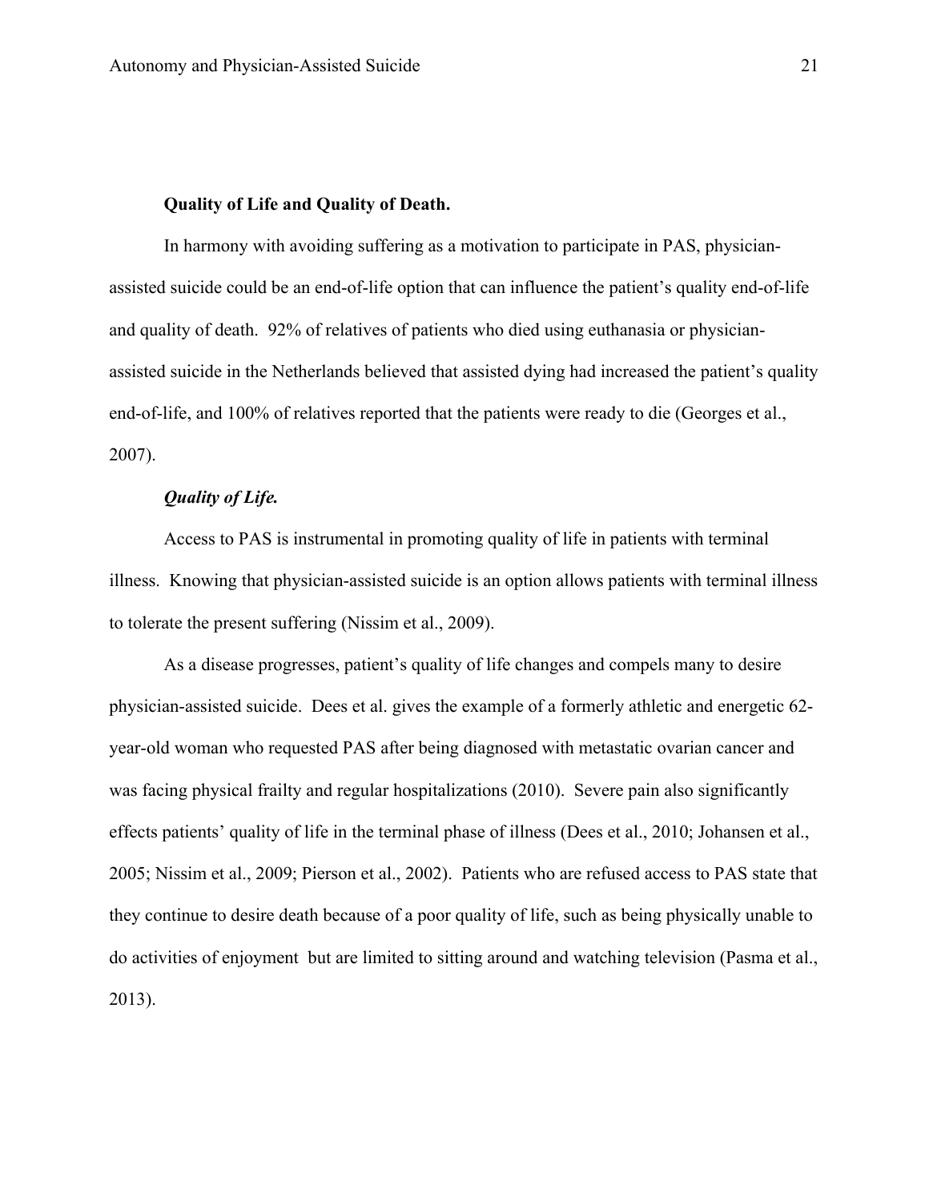**Quality of Life and Quality of Death.**

In harmony with avoiding suffering as a motivation to participate in PAS, physician-assisted suicide could be an end-of-life option that can influence the patient's quality end-of-life and quality of death. 92% of relatives of patients who died using euthanasia or physician-assisted suicide in the Netherlands believed that assisted dying had increased the patient's quality end-of-life, and 100% of relatives reported that the patients were ready to die (Georges et al., 2007).

***Quality of Life.***

Access to PAS is instrumental in promoting quality of life in patients with terminal illness. Knowing that physician-assisted suicide is an option allows patients with terminal illness to tolerate the present suffering (Nissim et al., 2009).

As a disease progresses, patient's quality of life changes and compels many to desire physician-assisted suicide. Dees et al. gives the example of a formerly athletic and energetic 62-year-old woman who requested PAS after being diagnosed with metastatic ovarian cancer and was facing physical frailty and regular hospitalizations (2010). Severe pain also significantly effects patients' quality of life in the terminal phase of illness (Dees et al., 2010; Johansen et al., 2005; Nissim et al., 2009; Pierson et al., 2002). Patients who are refused access to PAS state that they continue to desire death because of a poor quality of life, such as being physically unable to do activities of enjoyment but are limited to sitting around and watching television (Pasma et al., 2013).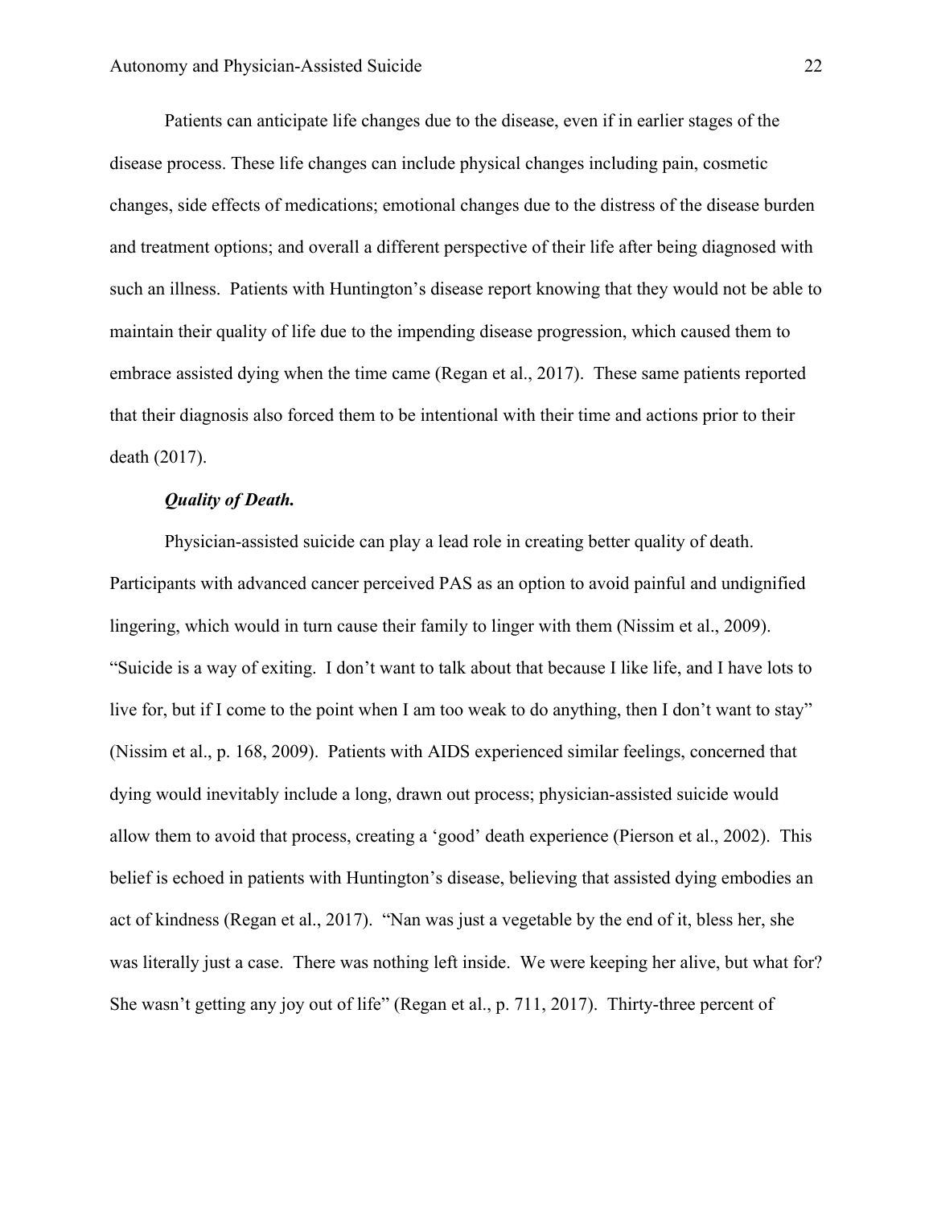Patients can anticipate life changes due to the disease, even if in earlier stages of the disease process. These life changes can include physical changes including pain, cosmetic changes, side effects of medications; emotional changes due to the distress of the disease burden and treatment options; and overall a different perspective of their life after being diagnosed with such an illness. Patients with Huntington's disease report knowing that they would not be able to maintain their quality of life due to the impending disease progression, which caused them to embrace assisted dying when the time came (Regan et al., 2017). These same patients reported that their diagnosis also forced them to be intentional with their time and actions prior to their death (2017).

***Quality of Death.***

Physician-assisted suicide can play a lead role in creating better quality of death. Participants with advanced cancer perceived PAS as an option to avoid painful and undignified lingering, which would in turn cause their family to linger with them (Nissim et al., 2009). "Suicide is a way of exiting. I don't want to talk about that because I like life, and I have lots to live for, but if I come to the point when I am too weak to do anything, then I don't want to stay" (Nissim et al., p. 168, 2009). Patients with AIDS experienced similar feelings, concerned that dying would inevitably include a long, drawn out process; physician-assisted suicide would allow them to avoid that process, creating a 'good' death experience (Pierson et al., 2002). This belief is echoed in patients with Huntington's disease, believing that assisted dying embodies an act of kindness (Regan et al., 2017). "Nan was just a vegetable by the end of it, bless her, she was literally just a case. There was nothing left inside. We were keeping her alive, but what for? She wasn't getting any joy out of life" (Regan et al., p. 711, 2017). Thirty-three percent of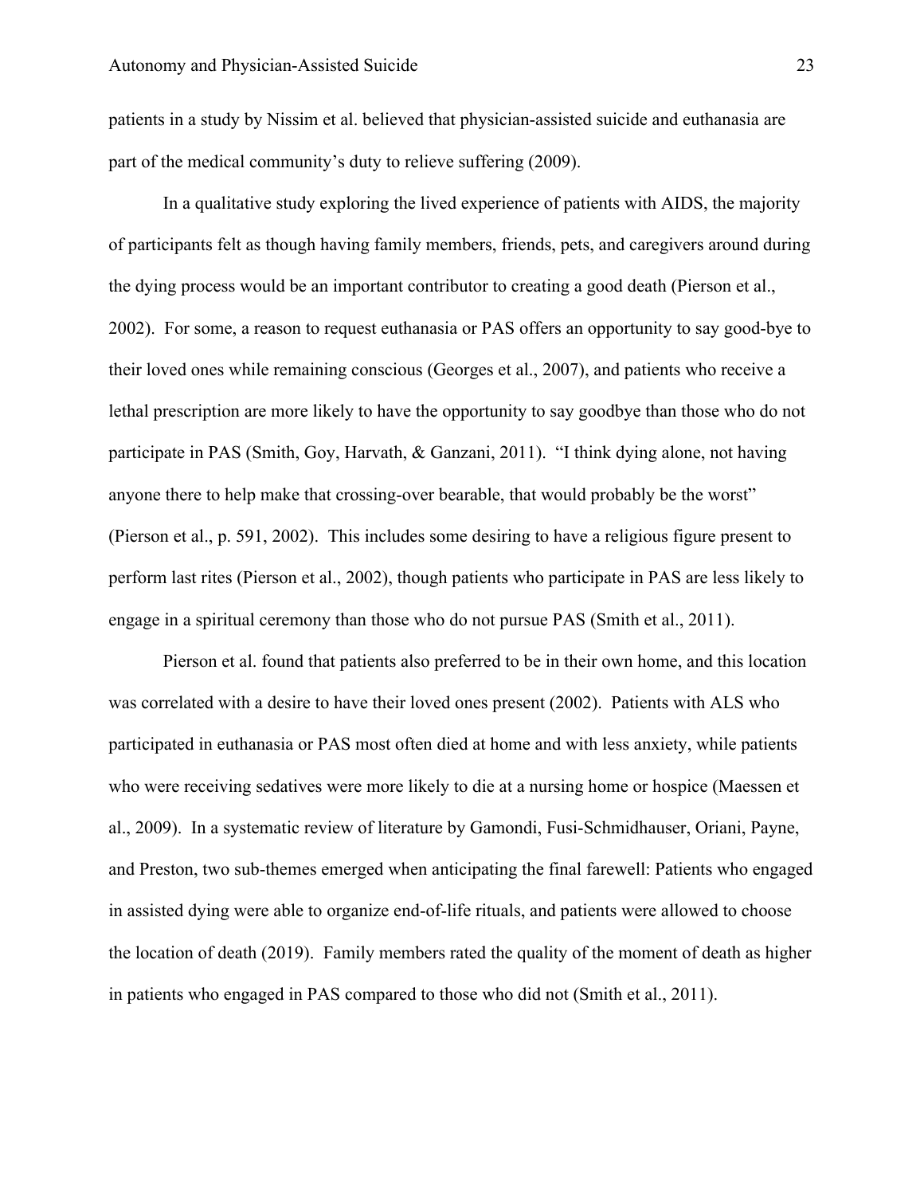patients in a study by Nissim et al. believed that physician-assisted suicide and euthanasia are part of the medical community's duty to relieve suffering (2009).

In a qualitative study exploring the lived experience of patients with AIDS, the majority of participants felt as though having family members, friends, pets, and caregivers around during the dying process would be an important contributor to creating a good death (Pierson et al., 2002). For some, a reason to request euthanasia or PAS offers an opportunity to say good-bye to their loved ones while remaining conscious (Georges et al., 2007), and patients who receive a lethal prescription are more likely to have the opportunity to say goodbye than those who do not participate in PAS (Smith, Goy, Harvath, & Ganzani, 2011). "I think dying alone, not having anyone there to help make that crossing-over bearable, that would probably be the worst" (Pierson et al., p. 591, 2002). This includes some desiring to have a religious figure present to perform last rites (Pierson et al., 2002), though patients who participate in PAS are less likely to engage in a spiritual ceremony than those who do not pursue PAS (Smith et al., 2011).

Pierson et al. found that patients also preferred to be in their own home, and this location was correlated with a desire to have their loved ones present (2002). Patients with ALS who participated in euthanasia or PAS most often died at home and with less anxiety, while patients who were receiving sedatives were more likely to die at a nursing home or hospice (Maessen et al., 2009). In a systematic review of literature by Gamondi, Fusi-Schmidhauser, Oriani, Payne, and Preston, two sub-themes emerged when anticipating the final farewell: Patients who engaged in assisted dying were able to organize end-of-life rituals, and patients were allowed to choose the location of death (2019). Family members rated the quality of the moment of death as higher in patients who engaged in PAS compared to those who did not (Smith et al., 2011).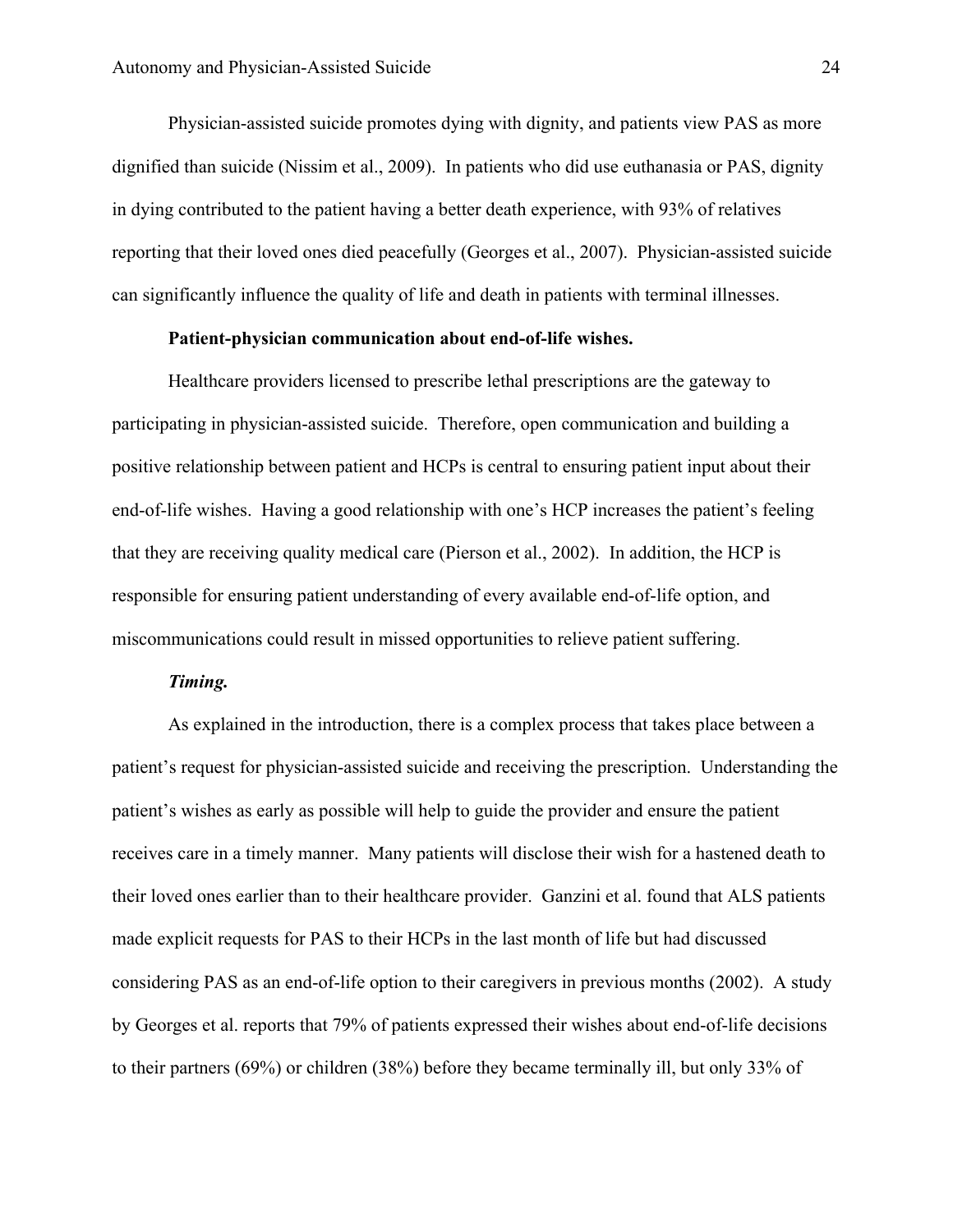Physician-assisted suicide promotes dying with dignity, and patients view PAS as more dignified than suicide (Nissim et al., 2009). In patients who did use euthanasia or PAS, dignity in dying contributed to the patient having a better death experience, with 93% of relatives reporting that their loved ones died peacefully (Georges et al., 2007). Physician-assisted suicide can significantly influence the quality of life and death in patients with terminal illnesses.

### Patient-physician communication about end-of-life wishes.

Healthcare providers licensed to prescribe lethal prescriptions are the gateway to participating in physician-assisted suicide. Therefore, open communication and building a positive relationship between patient and HCPs is central to ensuring patient input about their end-of-life wishes. Having a good relationship with one's HCP increases the patient's feeling that they are receiving quality medical care (Pierson et al., 2002). In addition, the HCP is responsible for ensuring patient understanding of every available end-of-life option, and miscommunications could result in missed opportunities to relieve patient suffering.

#### *Timing.*

As explained in the introduction, there is a complex process that takes place between a patient's request for physician-assisted suicide and receiving the prescription. Understanding the patient's wishes as early as possible will help to guide the provider and ensure the patient receives care in a timely manner. Many patients will disclose their wish for a hastened death to their loved ones earlier than to their healthcare provider. Ganzini et al. found that ALS patients made explicit requests for PAS to their HCPs in the last month of life but had discussed considering PAS as an end-of-life option to their caregivers in previous months (2002). A study by Georges et al. reports that 79% of patients expressed their wishes about end-of-life decisions to their partners (69%) or children (38%) before they became terminally ill, but only 33% of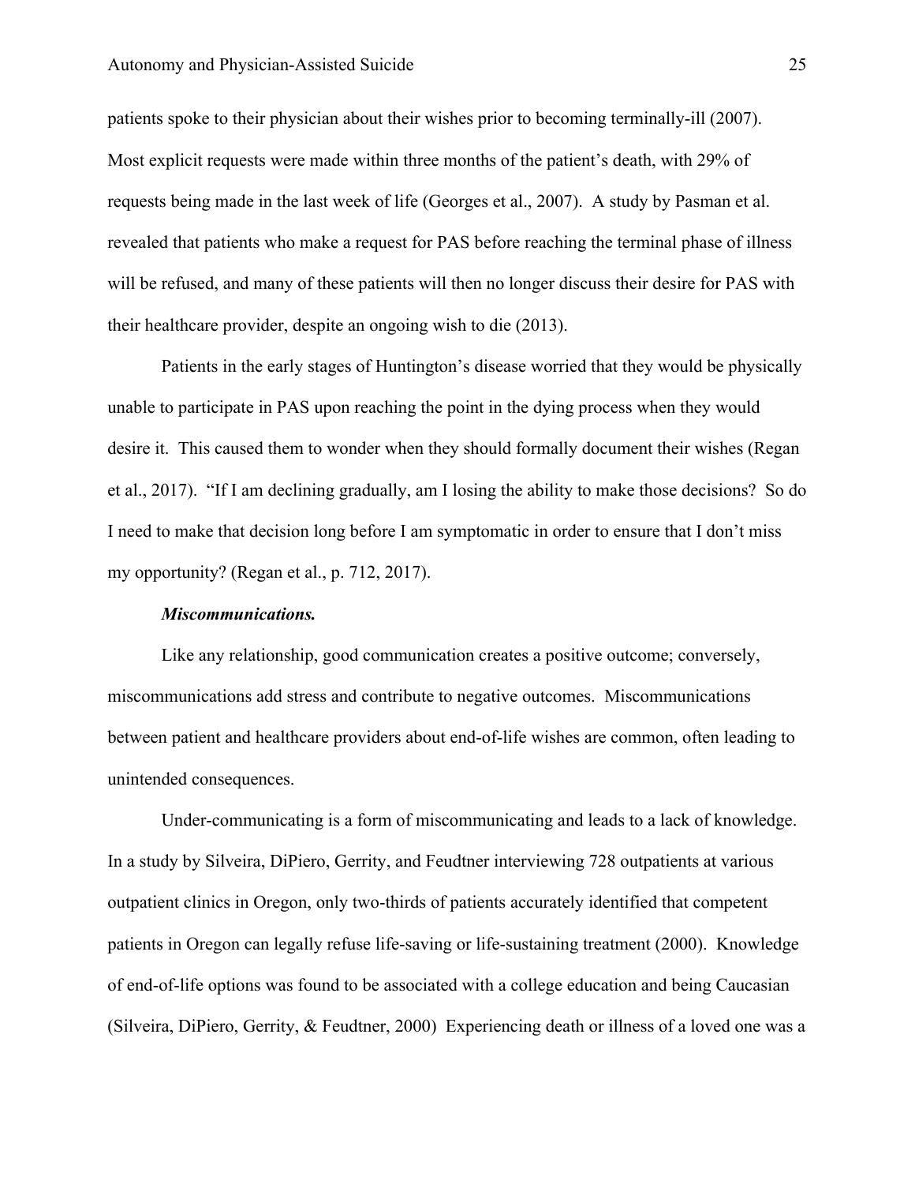patients spoke to their physician about their wishes prior to becoming terminally-ill (2007). Most explicit requests were made within three months of the patient's death, with 29% of requests being made in the last week of life (Georges et al., 2007). A study by Pasman et al. revealed that patients who make a request for PAS before reaching the terminal phase of illness will be refused, and many of these patients will then no longer discuss their desire for PAS with their healthcare provider, despite an ongoing wish to die (2013).

Patients in the early stages of Huntington's disease worried that they would be physically unable to participate in PAS upon reaching the point in the dying process when they would desire it. This caused them to wonder when they should formally document their wishes (Regan et al., 2017). "If I am declining gradually, am I losing the ability to make those decisions? So do I need to make that decision long before I am symptomatic in order to ensure that I don't miss my opportunity? (Regan et al., p. 712, 2017).

***Miscommunications.***

Like any relationship, good communication creates a positive outcome; conversely, miscommunications add stress and contribute to negative outcomes. Miscommunications between patient and healthcare providers about end-of-life wishes are common, often leading to unintended consequences.

Under-communicating is a form of miscommunicating and leads to a lack of knowledge. In a study by Silveira, DiPiero, Gerrity, and Feudtner interviewing 728 outpatients at various outpatient clinics in Oregon, only two-thirds of patients accurately identified that competent patients in Oregon can legally refuse life-saving or life-sustaining treatment (2000). Knowledge of end-of-life options was found to be associated with a college education and being Caucasian (Silveira, DiPiero, Gerrity, & Feudtner, 2000) Experiencing death or illness of a loved one was a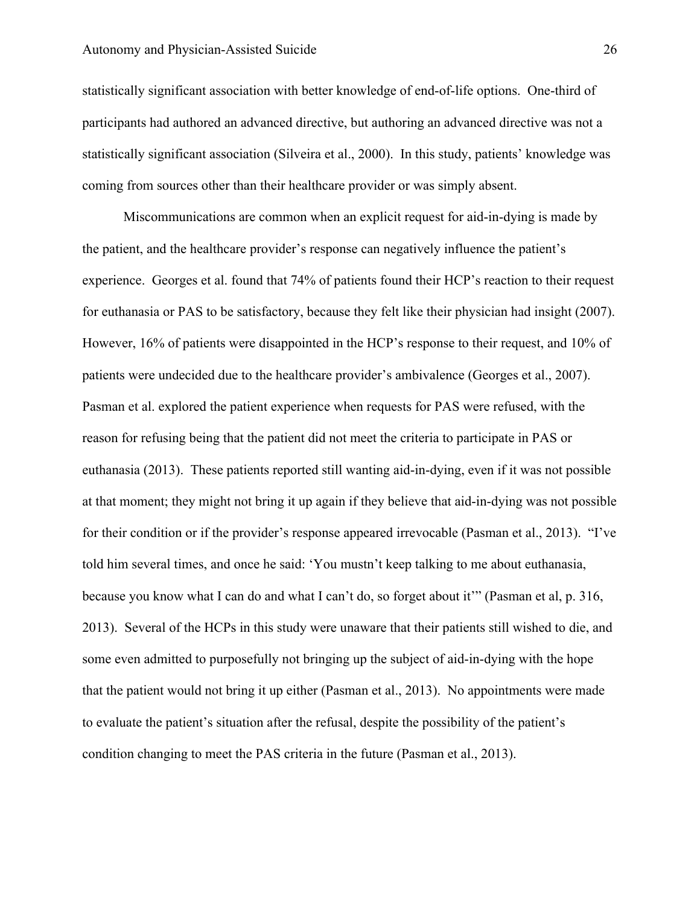statistically significant association with better knowledge of end-of-life options. One-third of participants had authored an advanced directive, but authoring an advanced directive was not a statistically significant association (Silveira et al., 2000). In this study, patients' knowledge was coming from sources other than their healthcare provider or was simply absent.

Miscommunications are common when an explicit request for aid-in-dying is made by the patient, and the healthcare provider's response can negatively influence the patient's experience. Georges et al. found that 74% of patients found their HCP's reaction to their request for euthanasia or PAS to be satisfactory, because they felt like their physician had insight (2007). However, 16% of patients were disappointed in the HCP's response to their request, and 10% of patients were undecided due to the healthcare provider's ambivalence (Georges et al., 2007). Pasman et al. explored the patient experience when requests for PAS were refused, with the reason for refusing being that the patient did not meet the criteria to participate in PAS or euthanasia (2013). These patients reported still wanting aid-in-dying, even if it was not possible at that moment; they might not bring it up again if they believe that aid-in-dying was not possible for their condition or if the provider's response appeared irrevocable (Pasman et al., 2013). "I've told him several times, and once he said: 'You mustn't keep talking to me about euthanasia, because you know what I can do and what I can't do, so forget about it'" (Pasman et al, p. 316, 2013). Several of the HCPs in this study were unaware that their patients still wished to die, and some even admitted to purposefully not bringing up the subject of aid-in-dying with the hope that the patient would not bring it up either (Pasman et al., 2013). No appointments were made to evaluate the patient's situation after the refusal, despite the possibility of the patient's condition changing to meet the PAS criteria in the future (Pasman et al., 2013).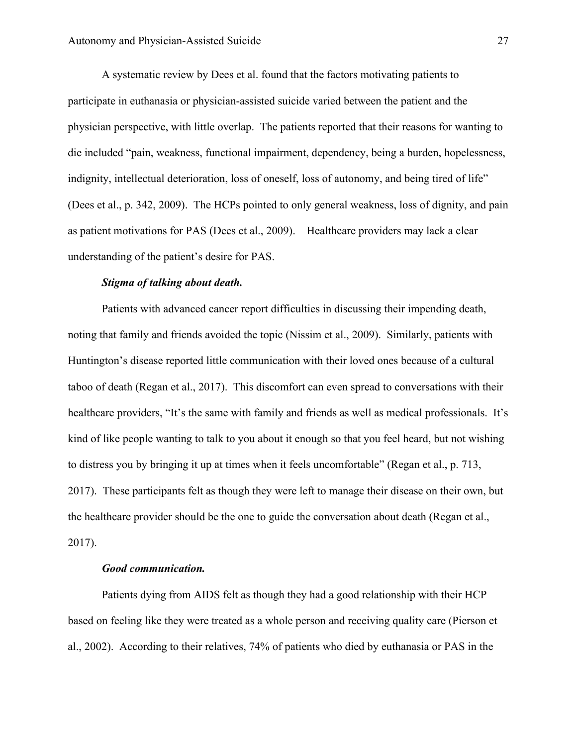A systematic review by Dees et al. found that the factors motivating patients to participate in euthanasia or physician-assisted suicide varied between the patient and the physician perspective, with little overlap. The patients reported that their reasons for wanting to die included "pain, weakness, functional impairment, dependency, being a burden, hopelessness, indignity, intellectual deterioration, loss of oneself, loss of autonomy, and being tired of life" (Dees et al., p. 342, 2009). The HCPs pointed to only general weakness, loss of dignity, and pain as patient motivations for PAS (Dees et al., 2009). Healthcare providers may lack a clear understanding of the patient's desire for PAS.

***Stigma of talking about death.***

Patients with advanced cancer report difficulties in discussing their impending death, noting that family and friends avoided the topic (Nissim et al., 2009). Similarly, patients with Huntington's disease reported little communication with their loved ones because of a cultural taboo of death (Regan et al., 2017). This discomfort can even spread to conversations with their healthcare providers, "It's the same with family and friends as well as medical professionals. It's kind of like people wanting to talk to you about it enough so that you feel heard, but not wishing to distress you by bringing it up at times when it feels uncomfortable" (Regan et al., p. 713, 2017). These participants felt as though they were left to manage their disease on their own, but the healthcare provider should be the one to guide the conversation about death (Regan et al., 2017).

***Good communication.***

Patients dying from AIDS felt as though they had a good relationship with their HCP based on feeling like they were treated as a whole person and receiving quality care (Pierson et al., 2002). According to their relatives, 74% of patients who died by euthanasia or PAS in the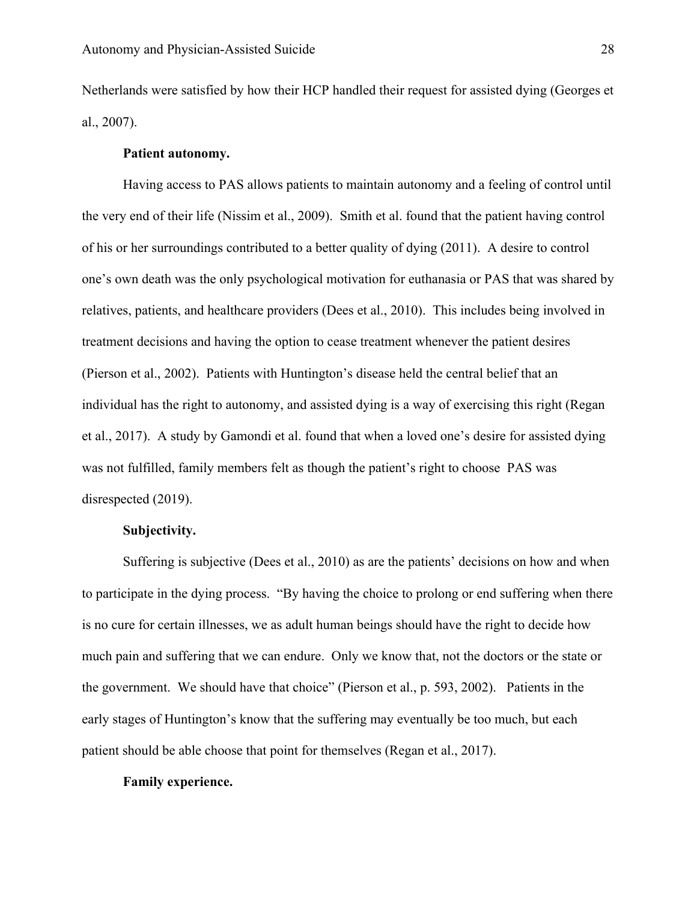Netherlands were satisfied by how their HCP handled their request for assisted dying (Georges et al., 2007).

**Patient autonomy.**

Having access to PAS allows patients to maintain autonomy and a feeling of control until the very end of their life (Nissim et al., 2009). Smith et al. found that the patient having control of his or her surroundings contributed to a better quality of dying (2011). A desire to control one's own death was the only psychological motivation for euthanasia or PAS that was shared by relatives, patients, and healthcare providers (Dees et al., 2010). This includes being involved in treatment decisions and having the option to cease treatment whenever the patient desires (Pierson et al., 2002). Patients with Huntington's disease held the central belief that an individual has the right to autonomy, and assisted dying is a way of exercising this right (Regan et al., 2017). A study by Gamondi et al. found that when a loved one's desire for assisted dying was not fulfilled, family members felt as though the patient's right to choose PAS was disrespected (2019).

**Subjectivity.**

Suffering is subjective (Dees et al., 2010) as are the patients' decisions on how and when to participate in the dying process. "By having the choice to prolong or end suffering when there is no cure for certain illnesses, we as adult human beings should have the right to decide how much pain and suffering that we can endure. Only we know that, not the doctors or the state or the government. We should have that choice" (Pierson et al., p. 593, 2002). Patients in the early stages of Huntington's know that the suffering may eventually be too much, but each patient should be able choose that point for themselves (Regan et al., 2017).

**Family experience.**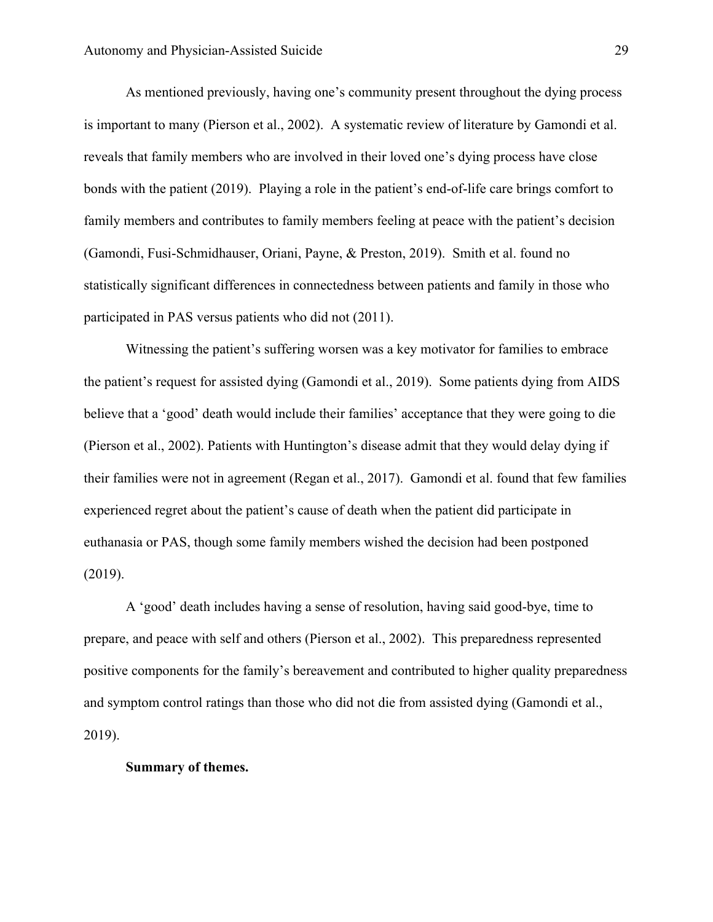As mentioned previously, having one's community present throughout the dying process is important to many (Pierson et al., 2002). A systematic review of literature by Gamondi et al. reveals that family members who are involved in their loved one's dying process have close bonds with the patient (2019). Playing a role in the patient's end-of-life care brings comfort to family members and contributes to family members feeling at peace with the patient's decision (Gamondi, Fusi-Schmidhauser, Oriani, Payne, & Preston, 2019). Smith et al. found no statistically significant differences in connectedness between patients and family in those who participated in PAS versus patients who did not (2011).

Witnessing the patient's suffering worsen was a key motivator for families to embrace the patient's request for assisted dying (Gamondi et al., 2019). Some patients dying from AIDS believe that a 'good' death would include their families' acceptance that they were going to die (Pierson et al., 2002). Patients with Huntington's disease admit that they would delay dying if their families were not in agreement (Regan et al., 2017). Gamondi et al. found that few families experienced regret about the patient's cause of death when the patient did participate in euthanasia or PAS, though some family members wished the decision had been postponed (2019).

A 'good' death includes having a sense of resolution, having said good-bye, time to prepare, and peace with self and others (Pierson et al., 2002). This preparedness represented positive components for the family's bereavement and contributed to higher quality preparedness and symptom control ratings than those who did not die from assisted dying (Gamondi et al., 2019).

**Summary of themes.**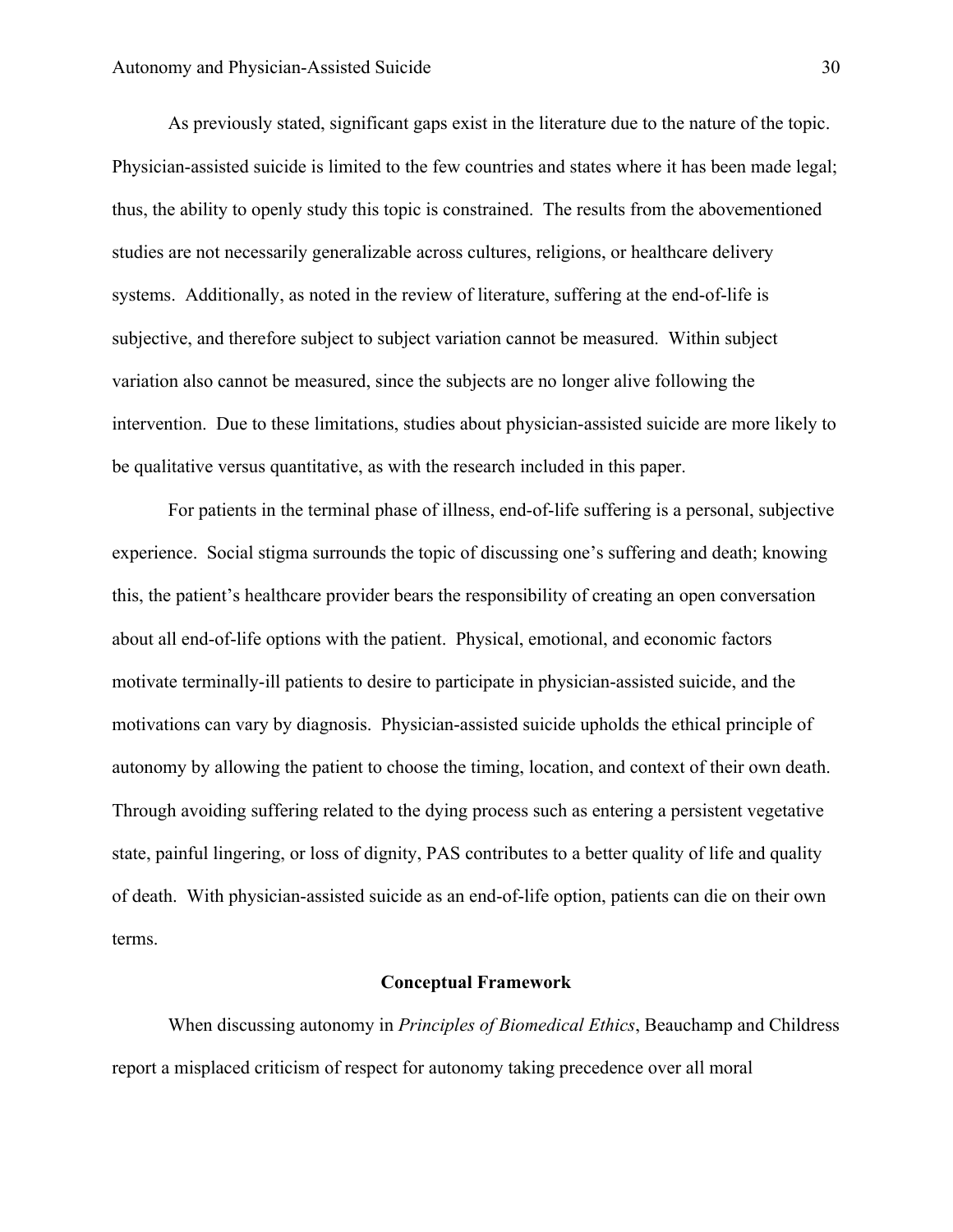As previously stated, significant gaps exist in the literature due to the nature of the topic. Physician-assisted suicide is limited to the few countries and states where it has been made legal; thus, the ability to openly study this topic is constrained. The results from the abovementioned studies are not necessarily generalizable across cultures, religions, or healthcare delivery systems. Additionally, as noted in the review of literature, suffering at the end-of-life is subjective, and therefore subject to subject variation cannot be measured. Within subject variation also cannot be measured, since the subjects are no longer alive following the intervention. Due to these limitations, studies about physician-assisted suicide are more likely to be qualitative versus quantitative, as with the research included in this paper.

For patients in the terminal phase of illness, end-of-life suffering is a personal, subjective experience. Social stigma surrounds the topic of discussing one's suffering and death; knowing this, the patient's healthcare provider bears the responsibility of creating an open conversation about all end-of-life options with the patient. Physical, emotional, and economic factors motivate terminally-ill patients to desire to participate in physician-assisted suicide, and the motivations can vary by diagnosis. Physician-assisted suicide upholds the ethical principle of autonomy by allowing the patient to choose the timing, location, and context of their own death. Through avoiding suffering related to the dying process such as entering a persistent vegetative state, painful lingering, or loss of dignity, PAS contributes to a better quality of life and quality of death. With physician-assisted suicide as an end-of-life option, patients can die on their own terms.

## Conceptual Framework

When discussing autonomy in *Principles of Biomedical Ethics*, Beauchamp and Childress report a misplaced criticism of respect for autonomy taking precedence over all moral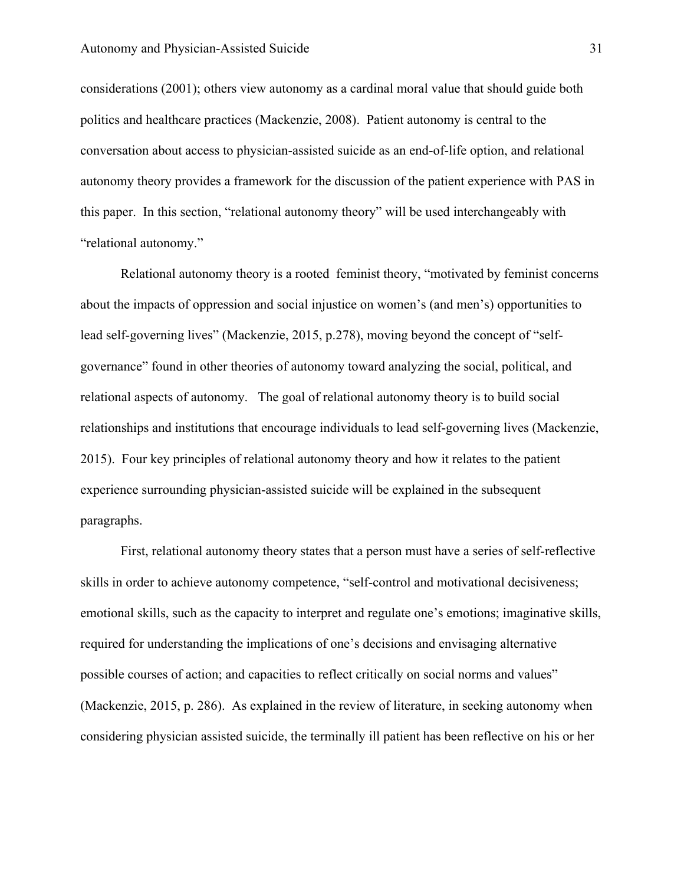considerations (2001); others view autonomy as a cardinal moral value that should guide both politics and healthcare practices (Mackenzie, 2008). Patient autonomy is central to the conversation about access to physician-assisted suicide as an end-of-life option, and relational autonomy theory provides a framework for the discussion of the patient experience with PAS in this paper. In this section, "relational autonomy theory" will be used interchangeably with "relational autonomy."

Relational autonomy theory is a rooted feminist theory, "motivated by feminist concerns about the impacts of oppression and social injustice on women's (and men's) opportunities to lead self-governing lives" (Mackenzie, 2015, p.278), moving beyond the concept of "self-governance" found in other theories of autonomy toward analyzing the social, political, and relational aspects of autonomy. The goal of relational autonomy theory is to build social relationships and institutions that encourage individuals to lead self-governing lives (Mackenzie, 2015). Four key principles of relational autonomy theory and how it relates to the patient experience surrounding physician-assisted suicide will be explained in the subsequent paragraphs.

First, relational autonomy theory states that a person must have a series of self-reflective skills in order to achieve autonomy competence, "self-control and motivational decisiveness; emotional skills, such as the capacity to interpret and regulate one's emotions; imaginative skills, required for understanding the implications of one's decisions and envisaging alternative possible courses of action; and capacities to reflect critically on social norms and values" (Mackenzie, 2015, p. 286). As explained in the review of literature, in seeking autonomy when considering physician assisted suicide, the terminally ill patient has been reflective on his or her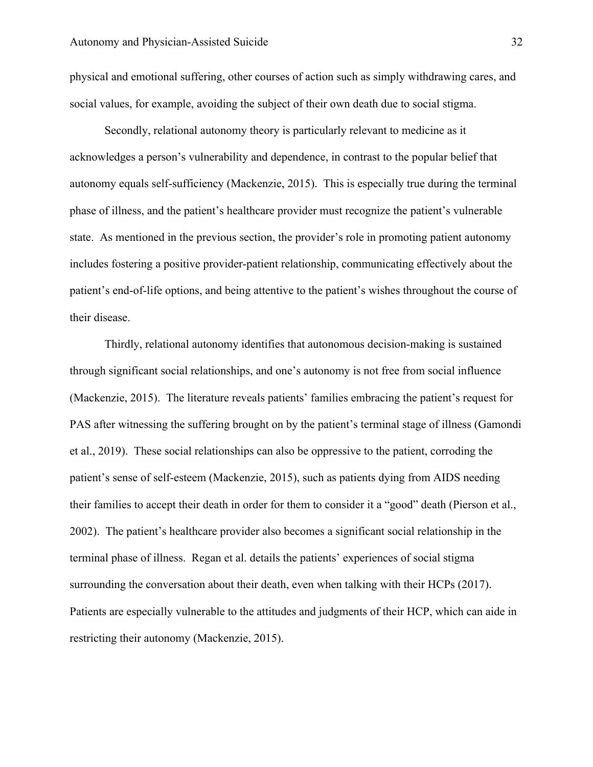physical and emotional suffering, other courses of action such as simply withdrawing cares, and social values, for example, avoiding the subject of their own death due to social stigma.

Secondly, relational autonomy theory is particularly relevant to medicine as it acknowledges a person's vulnerability and dependence, in contrast to the popular belief that autonomy equals self-sufficiency (Mackenzie, 2015). This is especially true during the terminal phase of illness, and the patient's healthcare provider must recognize the patient's vulnerable state. As mentioned in the previous section, the provider's role in promoting patient autonomy includes fostering a positive provider-patient relationship, communicating effectively about the patient's end-of-life options, and being attentive to the patient's wishes throughout the course of their disease.

Thirdly, relational autonomy identifies that autonomous decision-making is sustained through significant social relationships, and one's autonomy is not free from social influence (Mackenzie, 2015). The literature reveals patients' families embracing the patient's request for PAS after witnessing the suffering brought on by the patient's terminal stage of illness (Gamondi et al., 2019). These social relationships can also be oppressive to the patient, corroding the patient's sense of self-esteem (Mackenzie, 2015), such as patients dying from AIDS needing their families to accept their death in order for them to consider it a "good" death (Pierson et al., 2002). The patient's healthcare provider also becomes a significant social relationship in the terminal phase of illness. Regan et al. details the patients' experiences of social stigma surrounding the conversation about their death, even when talking with their HCPs (2017). Patients are especially vulnerable to the attitudes and judgments of their HCP, which can aide in restricting their autonomy (Mackenzie, 2015).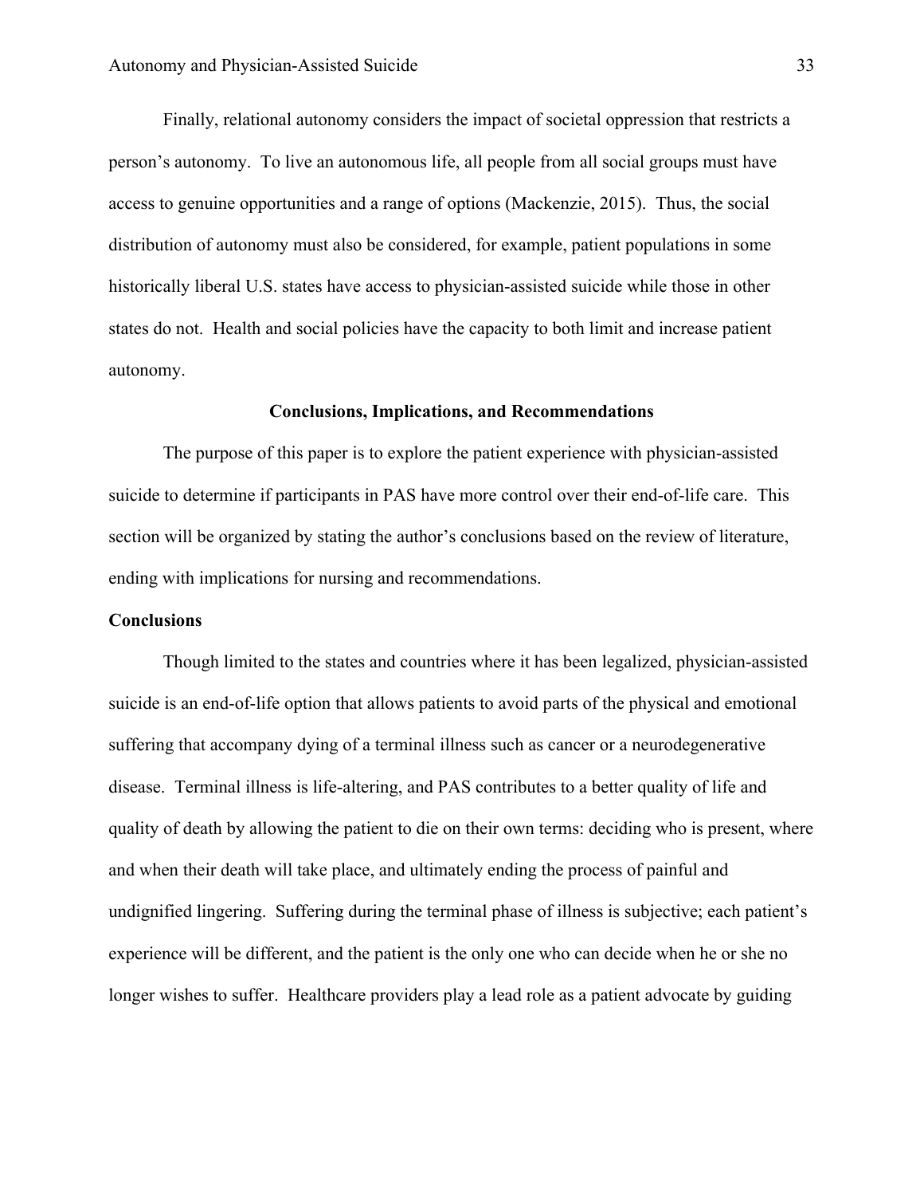Finally, relational autonomy considers the impact of societal oppression that restricts a person's autonomy. To live an autonomous life, all people from all social groups must have access to genuine opportunities and a range of options (Mackenzie, 2015). Thus, the social distribution of autonomy must also be considered, for example, patient populations in some historically liberal U.S. states have access to physician-assisted suicide while those in other states do not. Health and social policies have the capacity to both limit and increase patient autonomy.

## Conclusions, Implications, and Recommendations

The purpose of this paper is to explore the patient experience with physician-assisted suicide to determine if participants in PAS have more control over their end-of-life care. This section will be organized by stating the author's conclusions based on the review of literature, ending with implications for nursing and recommendations.

### Conclusions

Though limited to the states and countries where it has been legalized, physician-assisted suicide is an end-of-life option that allows patients to avoid parts of the physical and emotional suffering that accompany dying of a terminal illness such as cancer or a neurodegenerative disease. Terminal illness is life-altering, and PAS contributes to a better quality of life and quality of death by allowing the patient to die on their own terms: deciding who is present, where and when their death will take place, and ultimately ending the process of painful and undignified lingering. Suffering during the terminal phase of illness is subjective; each patient's experience will be different, and the patient is the only one who can decide when he or she no longer wishes to suffer. Healthcare providers play a lead role as a patient advocate by guiding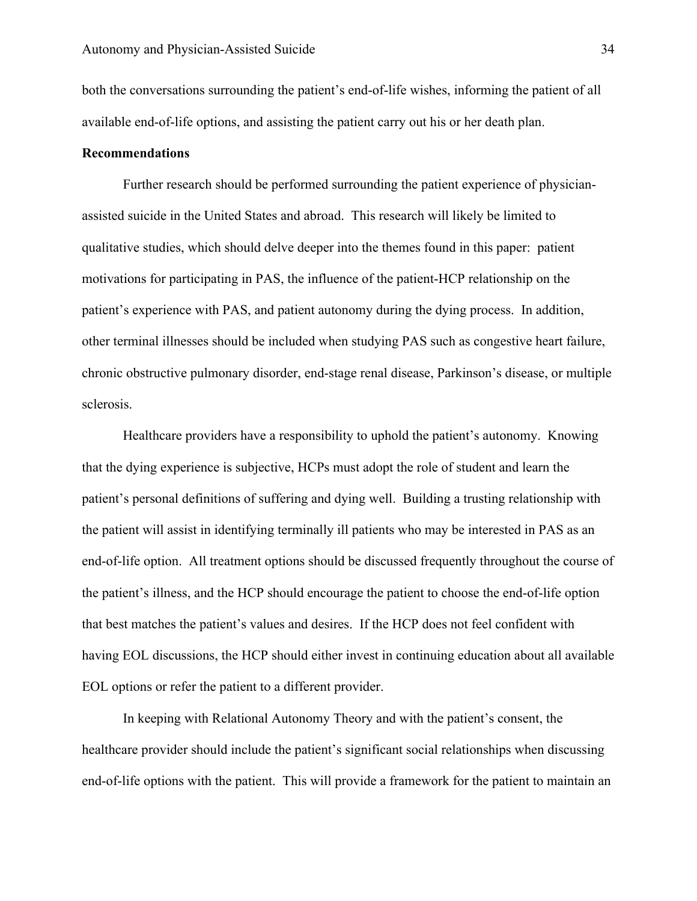both the conversations surrounding the patient's end-of-life wishes, informing the patient of all available end-of-life options, and assisting the patient carry out his or her death plan.

**Recommendations**

Further research should be performed surrounding the patient experience of physician-assisted suicide in the United States and abroad. This research will likely be limited to qualitative studies, which should delve deeper into the themes found in this paper: patient motivations for participating in PAS, the influence of the patient-HCP relationship on the patient's experience with PAS, and patient autonomy during the dying process. In addition, other terminal illnesses should be included when studying PAS such as congestive heart failure, chronic obstructive pulmonary disorder, end-stage renal disease, Parkinson's disease, or multiple sclerosis.

Healthcare providers have a responsibility to uphold the patient's autonomy. Knowing that the dying experience is subjective, HCPs must adopt the role of student and learn the patient's personal definitions of suffering and dying well. Building a trusting relationship with the patient will assist in identifying terminally ill patients who may be interested in PAS as an end-of-life option. All treatment options should be discussed frequently throughout the course of the patient's illness, and the HCP should encourage the patient to choose the end-of-life option that best matches the patient's values and desires. If the HCP does not feel confident with having EOL discussions, the HCP should either invest in continuing education about all available EOL options or refer the patient to a different provider.

In keeping with Relational Autonomy Theory and with the patient's consent, the healthcare provider should include the patient's significant social relationships when discussing end-of-life options with the patient. This will provide a framework for the patient to maintain an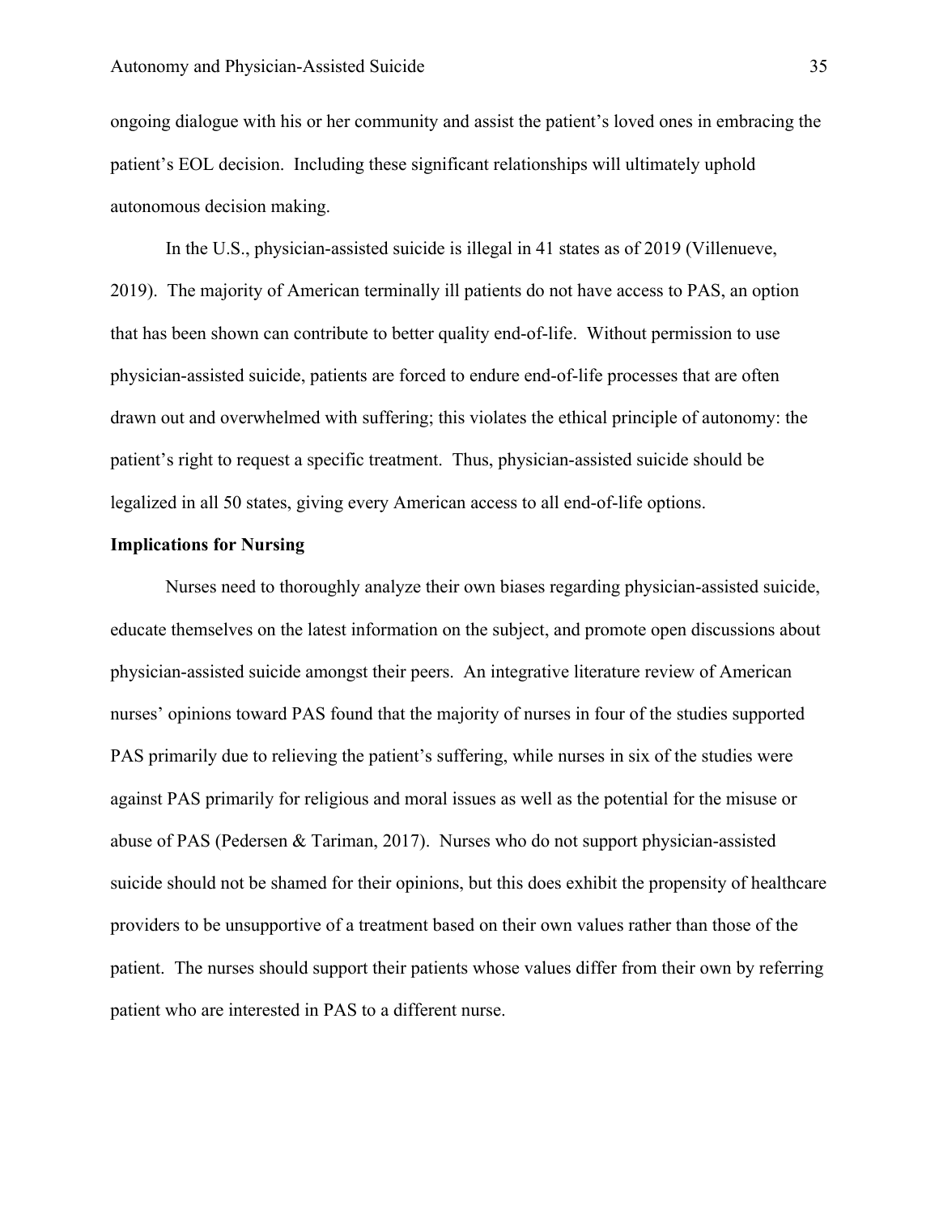ongoing dialogue with his or her community and assist the patient's loved ones in embracing the patient's EOL decision. Including these significant relationships will ultimately uphold autonomous decision making.

In the U.S., physician-assisted suicide is illegal in 41 states as of 2019 (Villenueve, 2019). The majority of American terminally ill patients do not have access to PAS, an option that has been shown can contribute to better quality end-of-life. Without permission to use physician-assisted suicide, patients are forced to endure end-of-life processes that are often drawn out and overwhelmed with suffering; this violates the ethical principle of autonomy: the patient's right to request a specific treatment. Thus, physician-assisted suicide should be legalized in all 50 states, giving every American access to all end-of-life options.

**Implications for Nursing**

Nurses need to thoroughly analyze their own biases regarding physician-assisted suicide, educate themselves on the latest information on the subject, and promote open discussions about physician-assisted suicide amongst their peers. An integrative literature review of American nurses' opinions toward PAS found that the majority of nurses in four of the studies supported PAS primarily due to relieving the patient's suffering, while nurses in six of the studies were against PAS primarily for religious and moral issues as well as the potential for the misuse or abuse of PAS (Pedersen & Tariman, 2017). Nurses who do not support physician-assisted suicide should not be shamed for their opinions, but this does exhibit the propensity of healthcare providers to be unsupportive of a treatment based on their own values rather than those of the patient. The nurses should support their patients whose values differ from their own by referring patient who are interested in PAS to a different nurse.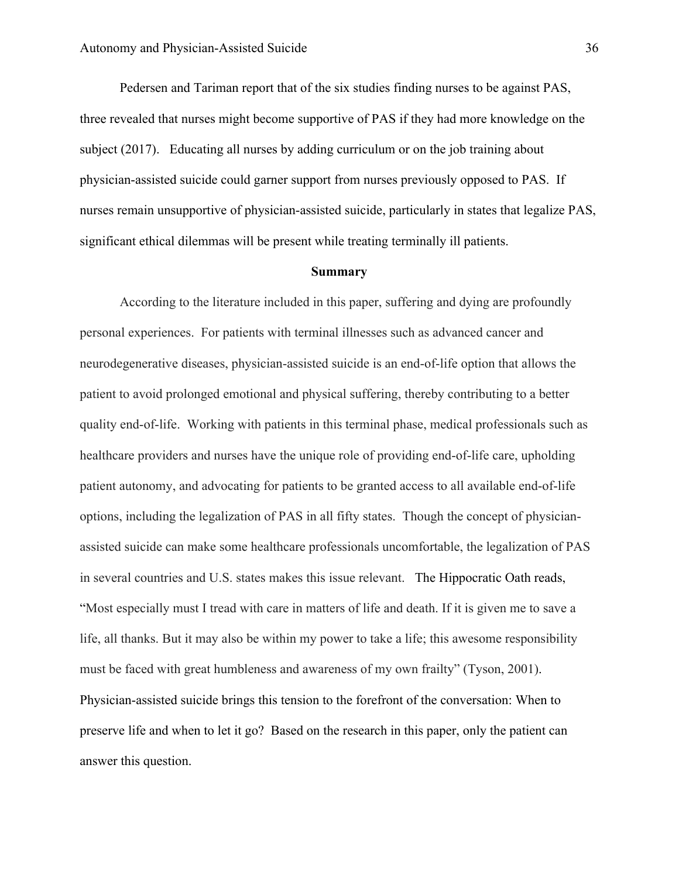Pedersen and Tariman report that of the six studies finding nurses to be against PAS, three revealed that nurses might become supportive of PAS if they had more knowledge on the subject (2017). Educating all nurses by adding curriculum or on the job training about physician-assisted suicide could garner support from nurses previously opposed to PAS. If nurses remain unsupportive of physician-assisted suicide, particularly in states that legalize PAS, significant ethical dilemmas will be present while treating terminally ill patients.

## Summary

According to the literature included in this paper, suffering and dying are profoundly personal experiences. For patients with terminal illnesses such as advanced cancer and neurodegenerative diseases, physician-assisted suicide is an end-of-life option that allows the patient to avoid prolonged emotional and physical suffering, thereby contributing to a better quality end-of-life. Working with patients in this terminal phase, medical professionals such as healthcare providers and nurses have the unique role of providing end-of-life care, upholding patient autonomy, and advocating for patients to be granted access to all available end-of-life options, including the legalization of PAS in all fifty states. Though the concept of physician-assisted suicide can make some healthcare professionals uncomfortable, the legalization of PAS in several countries and U.S. states makes this issue relevant. The Hippocratic Oath reads, "Most especially must I tread with care in matters of life and death. If it is given me to save a life, all thanks. But it may also be within my power to take a life; this awesome responsibility must be faced with great humbleness and awareness of my own frailty" (Tyson, 2001). Physician-assisted suicide brings this tension to the forefront of the conversation: When to preserve life and when to let it go? Based on the research in this paper, only the patient can answer this question.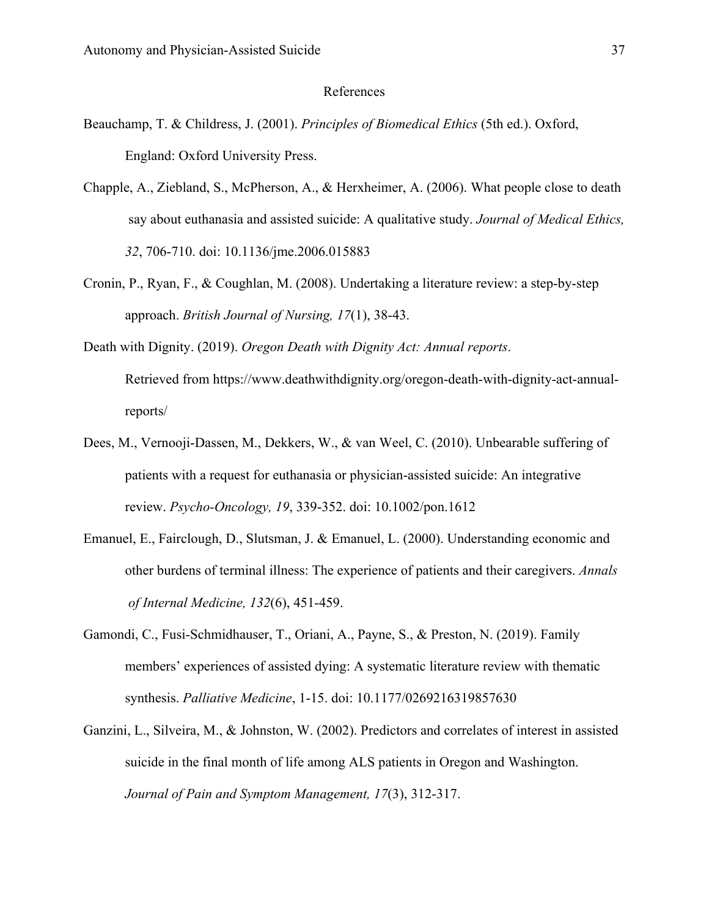# References

Beauchamp, T. & Childress, J. (2001). *Principles of Biomedical Ethics* (5th ed.). Oxford, England: Oxford University Press.

Chapple, A., Ziebland, S., McPherson, A., & Herxheimer, A. (2006). What people close to death say about euthanasia and assisted suicide: A qualitative study. *Journal of Medical Ethics, 32*, 706-710. doi: 10.1136/jme.2006.015883

Cronin, P., Ryan, F., & Coughlan, M. (2008). Undertaking a literature review: a step-by-step approach. *British Journal of Nursing, 17*(1), 38-43.

Death with Dignity. (2019). *Oregon Death with Dignity Act: Annual reports*. Retrieved from https://www.deathwithdignity.org/oregon-death-with-dignity-act-annual-reports/

Dees, M., Vernooji-Dassen, M., Dekkers, W., & van Weel, C. (2010). Unbearable suffering of patients with a request for euthanasia or physician-assisted suicide: An integrative review. *Psycho-Oncology, 19*, 339-352. doi: 10.1002/pon.1612

Emanuel, E., Fairclough, D., Slutsman, J. & Emanuel, L. (2000). Understanding economic and other burdens of terminal illness: The experience of patients and their caregivers. *Annals of Internal Medicine, 132*(6), 451-459.

Gamondi, C., Fusi-Schmidhauser, T., Oriani, A., Payne, S., & Preston, N. (2019). Family members' experiences of assisted dying: A systematic literature review with thematic synthesis. *Palliative Medicine*, 1-15. doi: 10.1177/0269216319857630

Ganzini, L., Silveira, M., & Johnston, W. (2002). Predictors and correlates of interest in assisted suicide in the final month of life among ALS patients in Oregon and Washington. *Journal of Pain and Symptom Management, 17*(3), 312-317.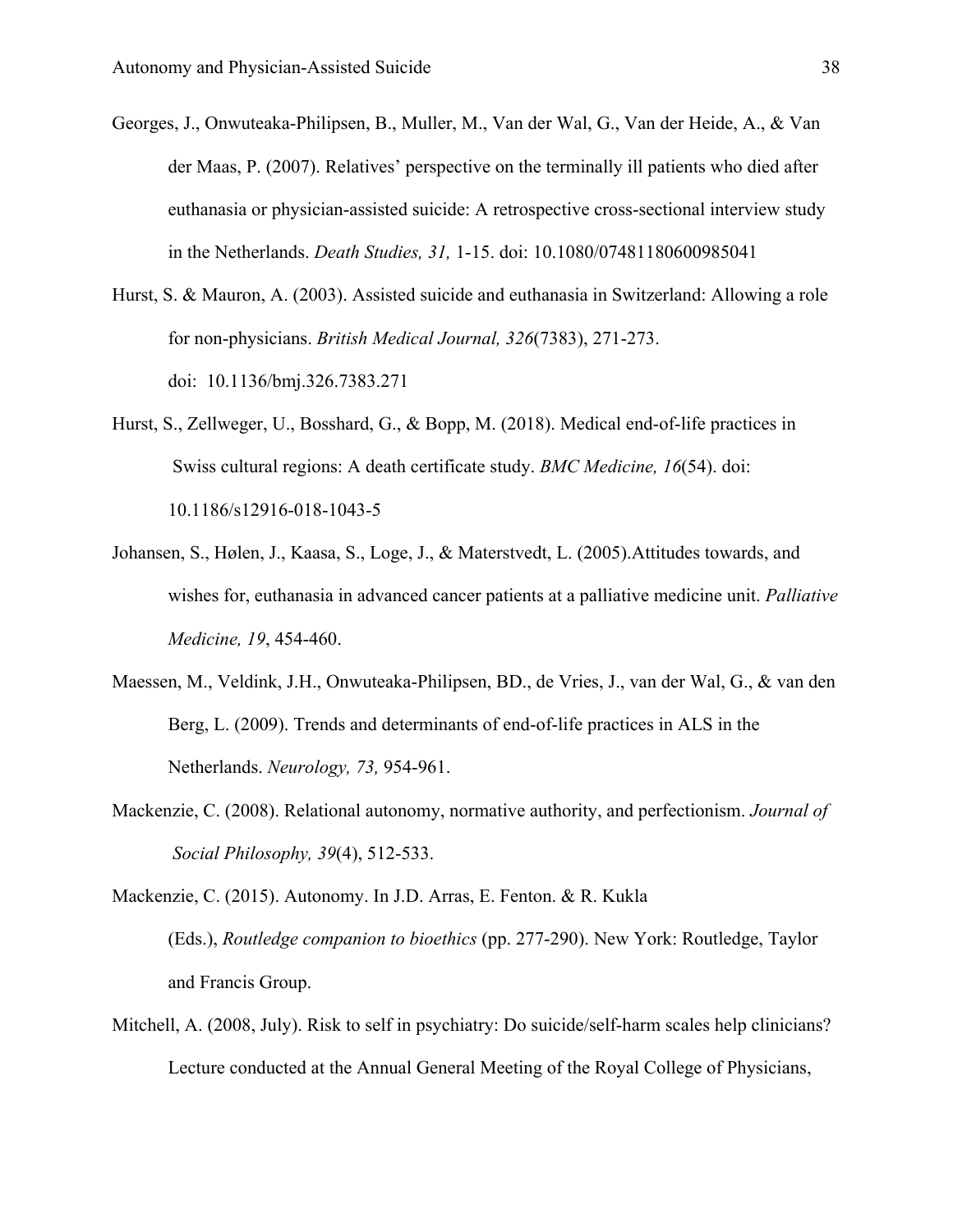Georges, J., Onwuteaka-Philipsen, B., Muller, M., Van der Wal, G., Van der Heide, A., & Van der Maas, P. (2007). Relatives' perspective on the terminally ill patients who died after euthanasia or physician-assisted suicide: A retrospective cross-sectional interview study in the Netherlands. *Death Studies, 31,* 1-15. doi: 10.1080/07481180600985041

Hurst, S. & Mauron, A. (2003). Assisted suicide and euthanasia in Switzerland: Allowing a role for non-physicians. *British Medical Journal, 326*(7383), 271-273. doi: 10.1136/bmj.326.7383.271

Hurst, S., Zellweger, U., Bosshard, G., & Bopp, M. (2018). Medical end-of-life practices in Swiss cultural regions: A death certificate study. *BMC Medicine, 16*(54). doi: 10.1186/s12916-018-1043-5

Johansen, S., Hølen, J., Kaasa, S., Loge, J., & Materstvedt, L. (2005).Attitudes towards, and wishes for, euthanasia in advanced cancer patients at a palliative medicine unit. *Palliative Medicine, 19*, 454-460.

Maessen, M., Veldink, J.H., Onwuteaka-Philipsen, BD., de Vries, J., van der Wal, G., & van den Berg, L. (2009). Trends and determinants of end-of-life practices in ALS in the Netherlands. *Neurology, 73,* 954-961.

Mackenzie, C. (2008). Relational autonomy, normative authority, and perfectionism. *Journal of Social Philosophy, 39*(4), 512-533.

Mackenzie, C. (2015). Autonomy. In J.D. Arras, E. Fenton. & R. Kukla (Eds.), *Routledge companion to bioethics* (pp. 277-290). New York: Routledge, Taylor and Francis Group.

Mitchell, A. (2008, July). Risk to self in psychiatry: Do suicide/self-harm scales help clinicians? Lecture conducted at the Annual General Meeting of the Royal College of Physicians,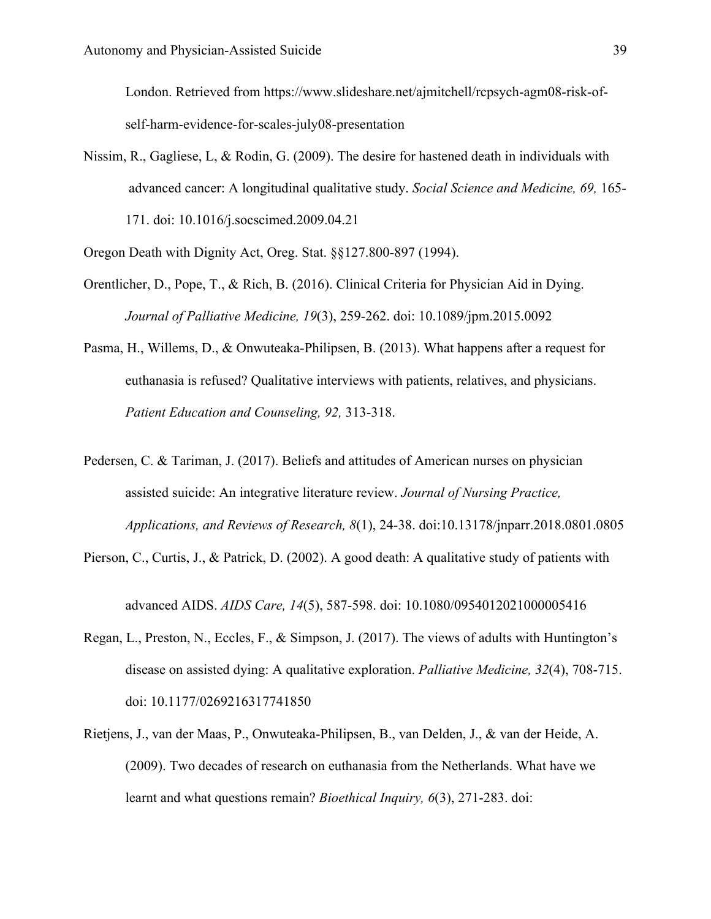London. Retrieved from https://www.slideshare.net/ajmitchell/rcpsych-agm08-risk-of-self-harm-evidence-for-scales-july08-presentation

Nissim, R., Gagliese, L, & Rodin, G. (2009). The desire for hastened death in individuals with advanced cancer: A longitudinal qualitative study. *Social Science and Medicine, 69,* 165-171. doi: 10.1016/j.socscimed.2009.04.21

Oregon Death with Dignity Act, Oreg. Stat. §§127.800-897 (1994).

Orentlicher, D., Pope, T., & Rich, B. (2016). Clinical Criteria for Physician Aid in Dying. *Journal of Palliative Medicine, 19*(3), 259-262. doi: 10.1089/jpm.2015.0092

Pasma, H., Willems, D., & Onwuteaka-Philipsen, B. (2013). What happens after a request for euthanasia is refused? Qualitative interviews with patients, relatives, and physicians. *Patient Education and Counseling, 92,* 313-318.

Pedersen, C. & Tariman, J. (2017). Beliefs and attitudes of American nurses on physician assisted suicide: An integrative literature review. *Journal of Nursing Practice, Applications, and Reviews of Research, 8*(1), 24-38. doi:10.13178/jnparr.2018.0801.0805

Pierson, C., Curtis, J., & Patrick, D. (2002). A good death: A qualitative study of patients with advanced AIDS. *AIDS Care, 14*(5), 587-598. doi: 10.1080/0954012021000005416

Regan, L., Preston, N., Eccles, F., & Simpson, J. (2017). The views of adults with Huntington's disease on assisted dying: A qualitative exploration. *Palliative Medicine, 32*(4), 708-715. doi: 10.1177/0269216317741850

Rietjens, J., van der Maas, P., Onwuteaka-Philipsen, B., van Delden, J., & van der Heide, A. (2009). Two decades of research on euthanasia from the Netherlands. What have we learnt and what questions remain? *Bioethical Inquiry, 6*(3), 271-283. doi: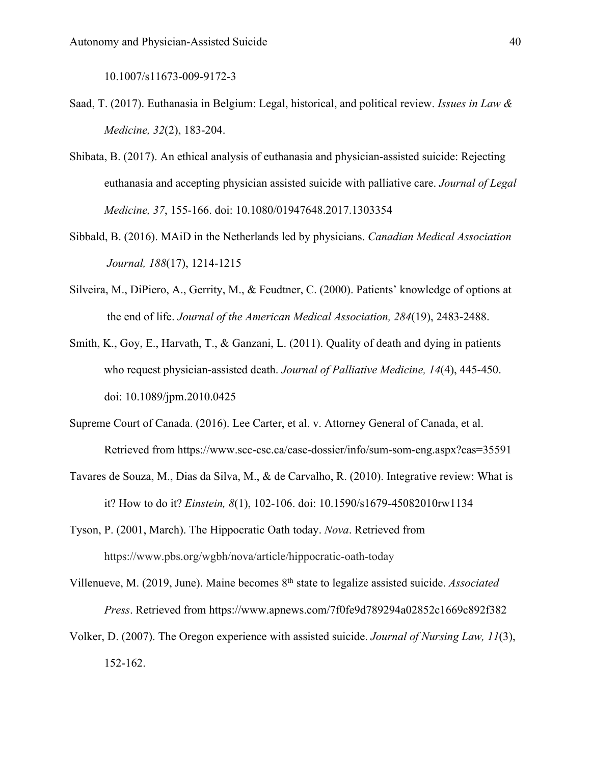10.1007/s11673-009-9172-3

Saad, T. (2017). Euthanasia in Belgium: Legal, historical, and political review. *Issues in Law & Medicine, 32*(2), 183-204.

Shibata, B. (2017). An ethical analysis of euthanasia and physician-assisted suicide: Rejecting euthanasia and accepting physician assisted suicide with palliative care. *Journal of Legal Medicine, 37*, 155-166. doi: 10.1080/01947648.2017.1303354

Sibbald, B. (2016). MAiD in the Netherlands led by physicians. *Canadian Medical Association Journal, 188*(17), 1214-1215

Silveira, M., DiPiero, A., Gerrity, M., & Feudtner, C. (2000). Patients' knowledge of options at the end of life. *Journal of the American Medical Association, 284*(19), 2483-2488.

Smith, K., Goy, E., Harvath, T., & Ganzani, L. (2011). Quality of death and dying in patients who request physician-assisted death. *Journal of Palliative Medicine, 14*(4), 445-450. doi: 10.1089/jpm.2010.0425

Supreme Court of Canada. (2016). Lee Carter, et al. v. Attorney General of Canada, et al. Retrieved from https://www.scc-csc.ca/case-dossier/info/sum-som-eng.aspx?cas=35591

Tavares de Souza, M., Dias da Silva, M., & de Carvalho, R. (2010). Integrative review: What is it? How to do it? *Einstein, 8*(1), 102-106. doi: 10.1590/s1679-45082010rw1134

Tyson, P. (2001, March). The Hippocratic Oath today. *Nova*. Retrieved from https://www.pbs.org/wgbh/nova/article/hippocratic-oath-today

Villenueve, M. (2019, June). Maine becomes 8th state to legalize assisted suicide. *Associated Press*. Retrieved from https://www.apnews.com/7f0fe9d789294a02852c1669c892f382

Volker, D. (2007). The Oregon experience with assisted suicide. *Journal of Nursing Law, 11*(3), 152-162.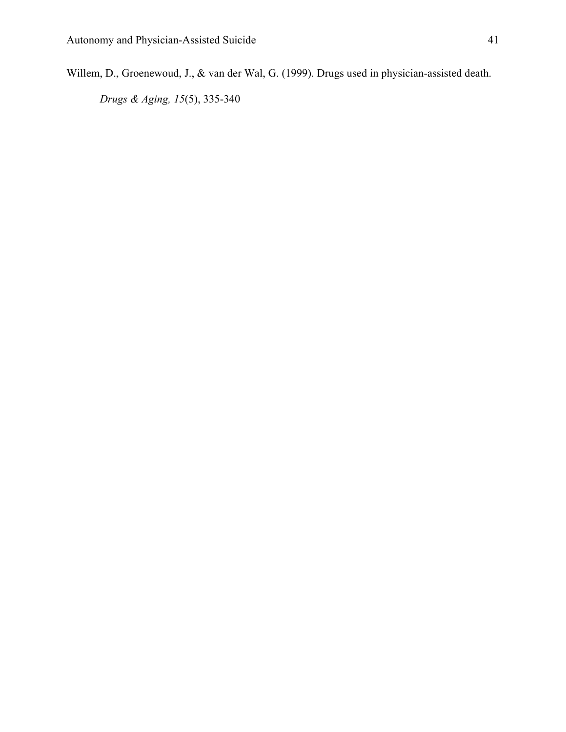Willem, D., Groenewoud, J., & van der Wal, G. (1999). Drugs used in physician-assisted death. *Drugs & Aging, 15*(5), 335-340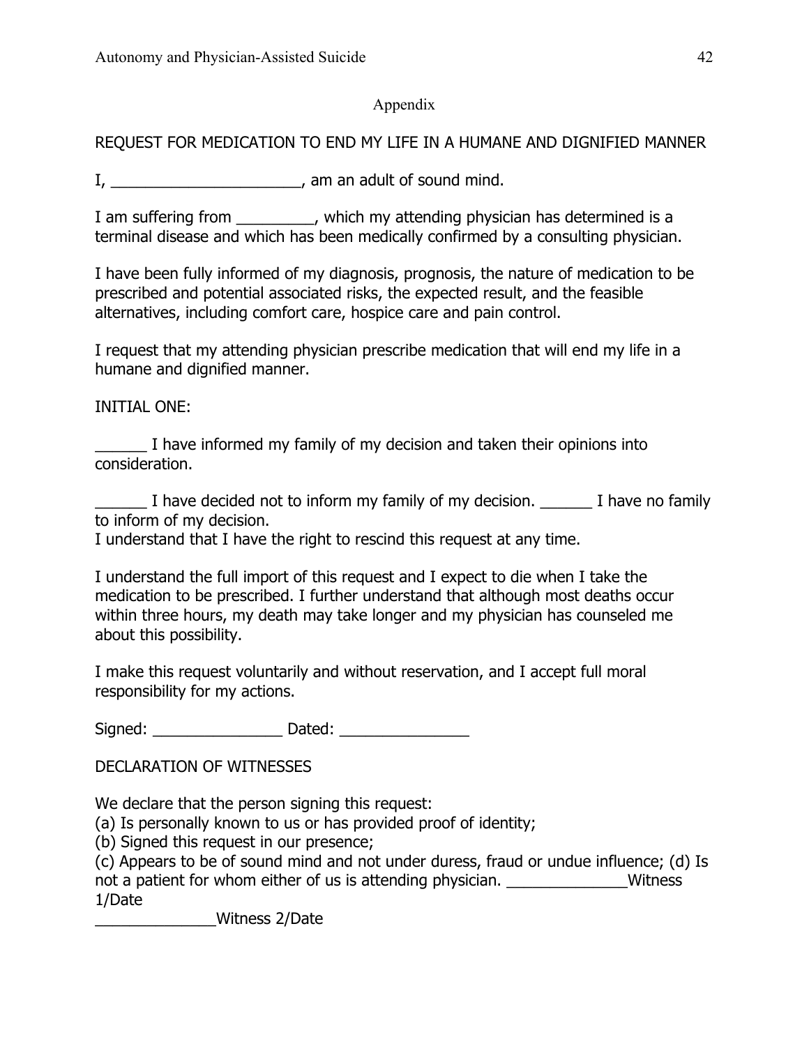## Appendix

REQUEST FOR MEDICATION TO END MY LIFE IN A HUMANE AND DIGNIFIED MANNER

I, ______________________, am an adult of sound mind.

I am suffering from _________, which my attending physician has determined is a terminal disease and which has been medically confirmed by a consulting physician.

I have been fully informed of my diagnosis, prognosis, the nature of medication to be prescribed and potential associated risks, the expected result, and the feasible alternatives, including comfort care, hospice care and pain control.

I request that my attending physician prescribe medication that will end my life in a humane and dignified manner.

INITIAL ONE:

______ I have informed my family of my decision and taken their opinions into consideration.

______ I have decided not to inform my family of my decision. ______ I have no family to inform of my decision.
I understand that I have the right to rescind this request at any time.

I understand the full import of this request and I expect to die when I take the medication to be prescribed. I further understand that although most deaths occur within three hours, my death may take longer and my physician has counseled me about this possibility.

I make this request voluntarily and without reservation, and I accept full moral responsibility for my actions.

Signed: _______________ Dated: _______________

DECLARATION OF WITNESSES

We declare that the person signing this request:
(a) Is personally known to us or has provided proof of identity;
(b) Signed this request in our presence;
(c) Appears to be of sound mind and not under duress, fraud or undue influence; (d) Is not a patient for whom either of us is attending physician. ______________Witness 1/Date
______________Witness 2/Date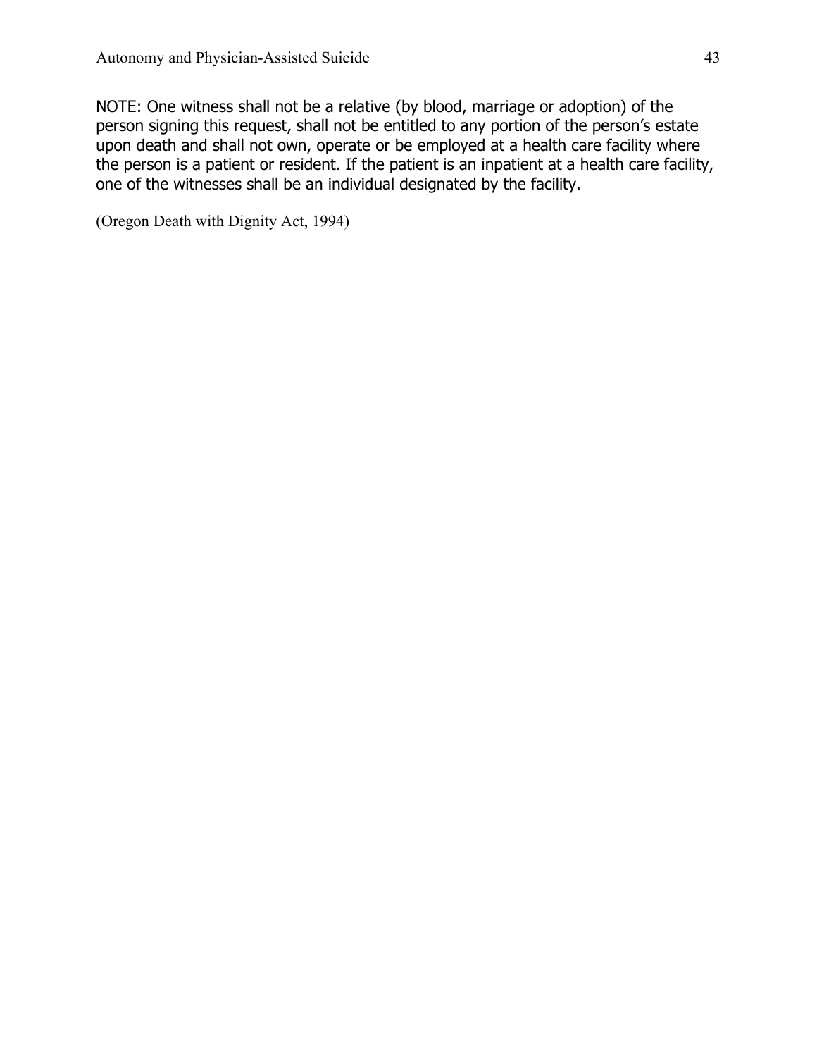NOTE: One witness shall not be a relative (by blood, marriage or adoption) of the person signing this request, shall not be entitled to any portion of the person's estate upon death and shall not own, operate or be employed at a health care facility where the person is a patient or resident. If the patient is an inpatient at a health care facility, one of the witnesses shall be an individual designated by the facility.

(Oregon Death with Dignity Act, 1994)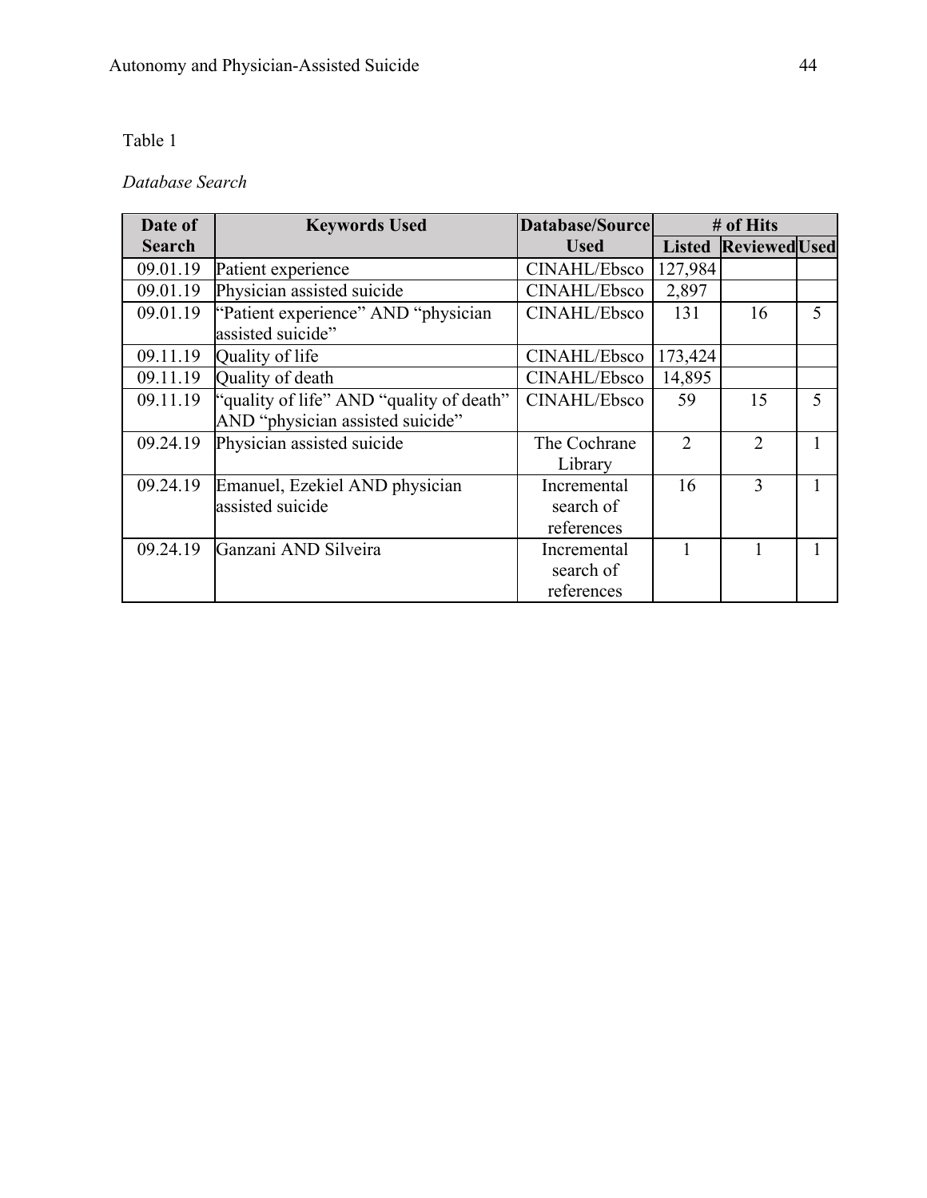Table 1

*Database Search*

| Date of Search | Keywords Used | Database/Source Used | # of Hits | | |
|---|---|---|---|---|---|
| | | | Listed | Reviewed | Used |
| 09.01.19 | Patient experience | CINAHL/Ebsco | 127,984 | | |
| 09.01.19 | Physician assisted suicide | CINAHL/Ebsco | 2,897 | | |
| 09.01.19 | "Patient experience" AND "physician assisted suicide" | CINAHL/Ebsco | 131 | 16 | 5 |
| 09.11.19 | Quality of life | CINAHL/Ebsco | 173,424 | | |
| 09.11.19 | Quality of death | CINAHL/Ebsco | 14,895 | | |
| 09.11.19 | "quality of life" AND "quality of death" AND "physician assisted suicide" | CINAHL/Ebsco | 59 | 15 | 5 |
| 09.24.19 | Physician assisted suicide | The Cochrane Library | 2 | 2 | 1 |
| 09.24.19 | Emanuel, Ezekiel AND physician assisted suicide | Incremental search of references | 16 | 3 | 1 |
| 09.24.19 | Ganzani AND Silveira | Incremental search of references | 1 | 1 | 1 |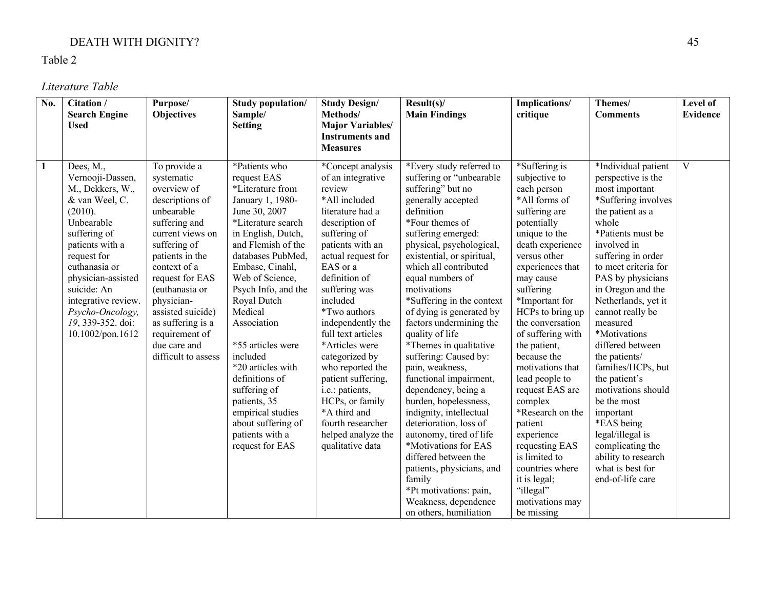Table 2

*Literature Table*

| No. | Citation / Search Engine Used | Purpose/ Objectives | Study population/ Sample/ Setting | Study Design/ Methods/ Major Variables/ Instruments and Measures | Result(s)/ Main Findings | Implications/ critique | Themes/ Comments | Level of Evidence |
|---|---|---|---|---|---|---|---|---|
| **1** | Dees, M., Vernooji-Dassen, M., Dekkers, W., & van Weel, C. (2010). Unbearable suffering of patients with a request for euthanasia or physician-assisted suicide: An integrative review. *Psycho-Oncology, 19*, 339-352. doi: 10.1002/pon.1612 | To provide a systematic overview of descriptions of unbearable suffering and current views on suffering of patients in the context of a request for EAS (euthanasia or physician-assisted suicide) as suffering is a requirement of due care and difficult to assess | *Patients who request EAS<br>*Literature from January 1, 1980-June 30, 2007<br>*Literature search in English, Dutch, and Flemish of the databases PubMed, Embase, Cinahl, Web of Science, Psych Info, and the Royal Dutch Medical Association<br><br>*55 articles were included<br>*20 articles with definitions of suffering of patients, 35 empirical studies about suffering of patients with a request for EAS | *Concept analysis of an integrative review<br>*All included literature had a description of suffering of patients with an actual request for EAS or a definition of suffering was included<br>*Two authors independently the full text articles<br>*Articles were categorized by who reported the patient suffering, i.e.: patients, HCPs, or family<br>*A third and fourth researcher helped analyze the qualitative data | *Every study referred to suffering or "unbearable suffering" but no generally accepted definition<br>*Four themes of suffering emerged: physical, psychological, existential, or spiritual, which all contributed equal numbers of motivations<br>*Suffering in the context of dying is generated by factors undermining the quality of life<br>*Themes in qualitative suffering: Caused by: pain, weakness, functional impairment, dependency, being a burden, hopelessness, indignity, intellectual deterioration, loss of autonomy, tired of life<br>*Motivations for EAS differed between the patients, physicians, and family<br>*Pt motivations: pain, Weakness, dependence on others, humiliation | *Suffering is subjective to each person<br>*All forms of suffering are potentially unique to the death experience versus other experiences that may cause suffering<br>*Important for HCPs to bring up the conversation of suffering with the patient, because the motivations that lead people to request EAS are complex<br>*Research on the patient experience requesting EAS is limited to countries where it is legal; "illegal" motivations may be missing | *Individual patient perspective is the most important<br>*Suffering involves the patient as a whole<br>*Patients must be involved in suffering in order to meet criteria for PAS by physicians in Oregon and the Netherlands, yet it cannot really be measured<br>*Motivations differed between the patients/ families/HCPs, but the patient's motivations should be the most important<br>*EAS being legal/illegal is complicating the ability to research what is best for end-of-life care | V |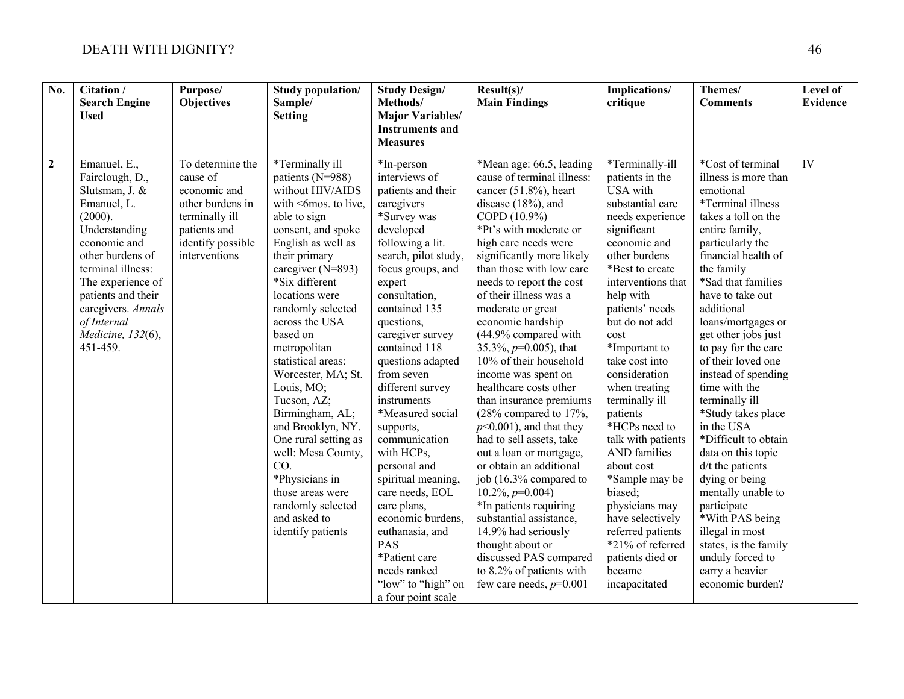| No. | Citation / Search Engine Used | Purpose/ Objectives | Study population/ Sample/ Setting | Study Design/ Methods/ Major Variables/ Instruments and Measures | Result(s)/ Main Findings | Implications/ critique | Themes/ Comments | Level of Evidence |
|---|---|---|---|---|---|---|---|---|
| **2** | Emanuel, E., Fairclough, D., Slutsman, J. & Emanuel, L. (2000). Understanding economic and other burdens of terminal illness: The experience of patients and their caregivers. *Annals of Internal Medicine, 132*(6), 451-459. | To determine the cause of economic and other burdens in terminally ill patients and identify possible interventions | *Terminally ill patients (N=988) without HIV/AIDS with <6mos. to live, able to sign consent, and spoke English as well as their primary caregiver (N=893) *Six different locations were randomly selected across the USA based on metropolitan statistical areas: Worcester, MA; St. Louis, MO; Tucson, AZ; Birmingham, AL; and Brooklyn, NY. One rural setting as well: Mesa County, CO. *Physicians in those areas were randomly selected and asked to identify patients | *In-person interviews of patients and their caregivers *Survey was developed following a lit. search, pilot study, focus groups, and expert consultation, contained 135 questions, caregiver survey contained 118 questions adapted from seven different survey instruments *Measured social supports, communication with HCPs, personal and spiritual meaning, care needs, EOL care plans, economic burdens, euthanasia, and PAS *Patient care needs ranked "low" to "high" on a four point scale | *Mean age: 66.5, leading cause of terminal illness: cancer (51.8%), heart disease (18%), and COPD (10.9%) *Pt's with moderate or high care needs were significantly more likely than those with low care needs to report the cost of their illness was a moderate or great economic hardship (44.9% compared with 35.3%, $p$=0.005), that 10% of their household income was spent on healthcare costs other than insurance premiums (28% compared to 17%, $p$<0.001), and that they had to sell assets, take out a loan or mortgage, or obtain an additional job (16.3% compared to 10.2%, $p$=0.004) *In patients requiring substantial assistance, 14.9% had seriously thought about or discussed PAS compared to 8.2% of patients with few care needs, $p$=0.001 | *Terminally-ill patients in the USA with substantial care needs experience significant economic and other burdens *Best to create interventions that help with patients' needs but do not add cost *Important to take cost into consideration when treating terminally ill patients *HCPs need to talk with patients AND families about cost *Sample may be biased; physicians may have selectively referred patients *21% of referred patients died or became incapacitated | *Cost of terminal illness is more than emotional *Terminal illness takes a toll on the entire family, particularly the financial health of the family *Sad that families have to take out additional loans/mortgages or get other jobs just to pay for the care of their loved one instead of spending time with the terminally ill *Study takes place in the USA *Difficult to obtain data on this topic d/t the patients dying or being mentally unable to participate *With PAS being illegal in most states, is the family unduly forced to carry a heavier economic burden? | IV |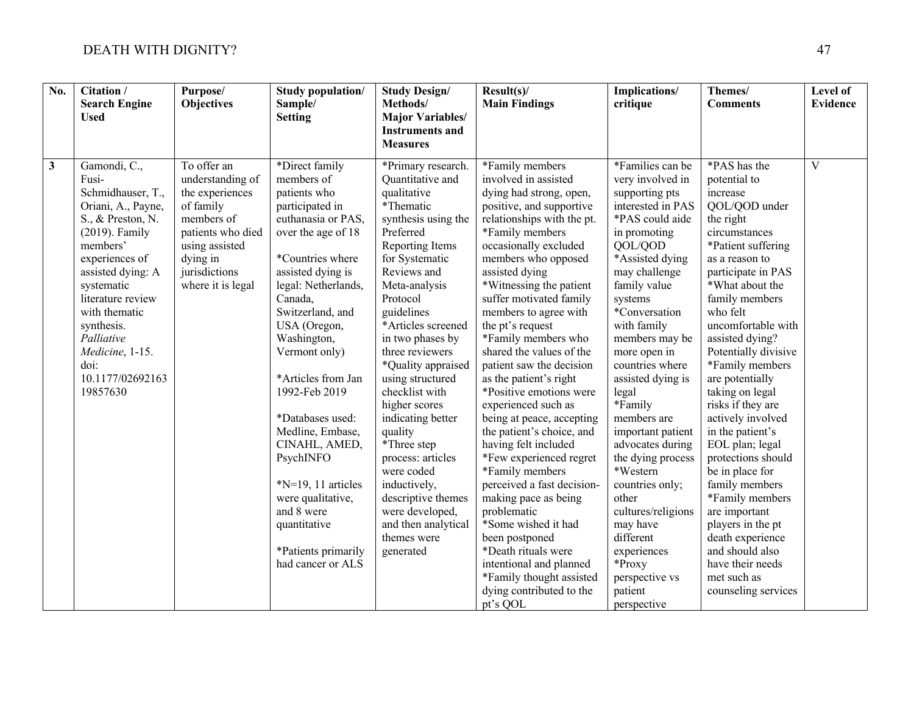| No. | Citation / Search Engine Used | Purpose/ Objectives | Study population/ Sample/ Setting | Study Design/ Methods/ Major Variables/ Instruments and Measures | Result(s)/ Main Findings | Implications/ critique | Themes/ Comments | Level of Evidence |
|---|---|---|---|---|---|---|---|---|
| **3** | Gamondi, C., Fusi-Schmidhauser, T., Oriani, A., Payne, S., & Preston, N. (2019). Family members' experiences of assisted dying: A systematic literature review with thematic synthesis. *Palliative Medicine*, 1-15. doi: 10.1177/0269216319857630 | To offer an understanding of the experiences of family members of patients who died using assisted dying in jurisdictions where it is legal | *Direct family members of patients who participated in euthanasia or PAS, over the age of 18<br><br>*Countries where assisted dying is legal: Netherlands, Canada, Switzerland, and USA (Oregon, Washington, Vermont only)<br><br>*Articles from Jan 1992-Feb 2019<br><br>*Databases used: Medline, Embase, CINAHL, AMED, PsychINFO<br><br>*N=19, 11 articles were qualitative, and 8 were quantitative<br><br>*Patients primarily had cancer or ALS | *Primary research. Quantitative and qualitative<br>*Thematic synthesis using the Preferred Reporting Items for Systematic Reviews and Meta-analysis Protocol guidelines<br>*Articles screened in two phases by three reviewers<br>*Quality appraised using structured checklist with higher scores indicating better quality<br>*Three step process: articles were coded inductively, descriptive themes were developed, and then analytical themes were generated | *Family members involved in assisted dying had strong, open, positive, and supportive relationships with the pt.<br>*Family members occasionally excluded members who opposed assisted dying<br>*Witnessing the patient suffer motivated family members to agree with the pt's request<br>*Family members who shared the values of the patient saw the decision as the patient's right<br>*Positive emotions were experienced such as being at peace, accepting the patient's choice, and having felt included<br>*Few experienced regret<br>*Family members perceived a fast decision-making pace as being problematic<br>*Some wished it had been postponed<br>*Death rituals were intentional and planned<br>*Family thought assisted dying contributed to the pt's QOL | *Families can be very involved in supporting pts interested in PAS<br>*PAS could aide in promoting QOL/QOD<br>*Assisted dying may challenge family value systems<br>*Conversation with family members may be more open in countries where assisted dying is legal<br>*Family members are important patient advocates during the dying process<br>*Western countries only; other cultures/religions may have different experiences<br>*Proxy perspective vs patient perspective | *PAS has the potential to increase QOL/QOD under the right circumstances<br>*Patient suffering as a reason to participate in PAS<br>*What about the family members who felt uncomfortable with assisted dying? Potentially divisive<br>*Family members are potentially taking on legal risks if they are actively involved in the patient's EOL plan; legal protections should be in place for family members<br>*Family members are important players in the pt death experience and should also have their needs met such as counseling services | V |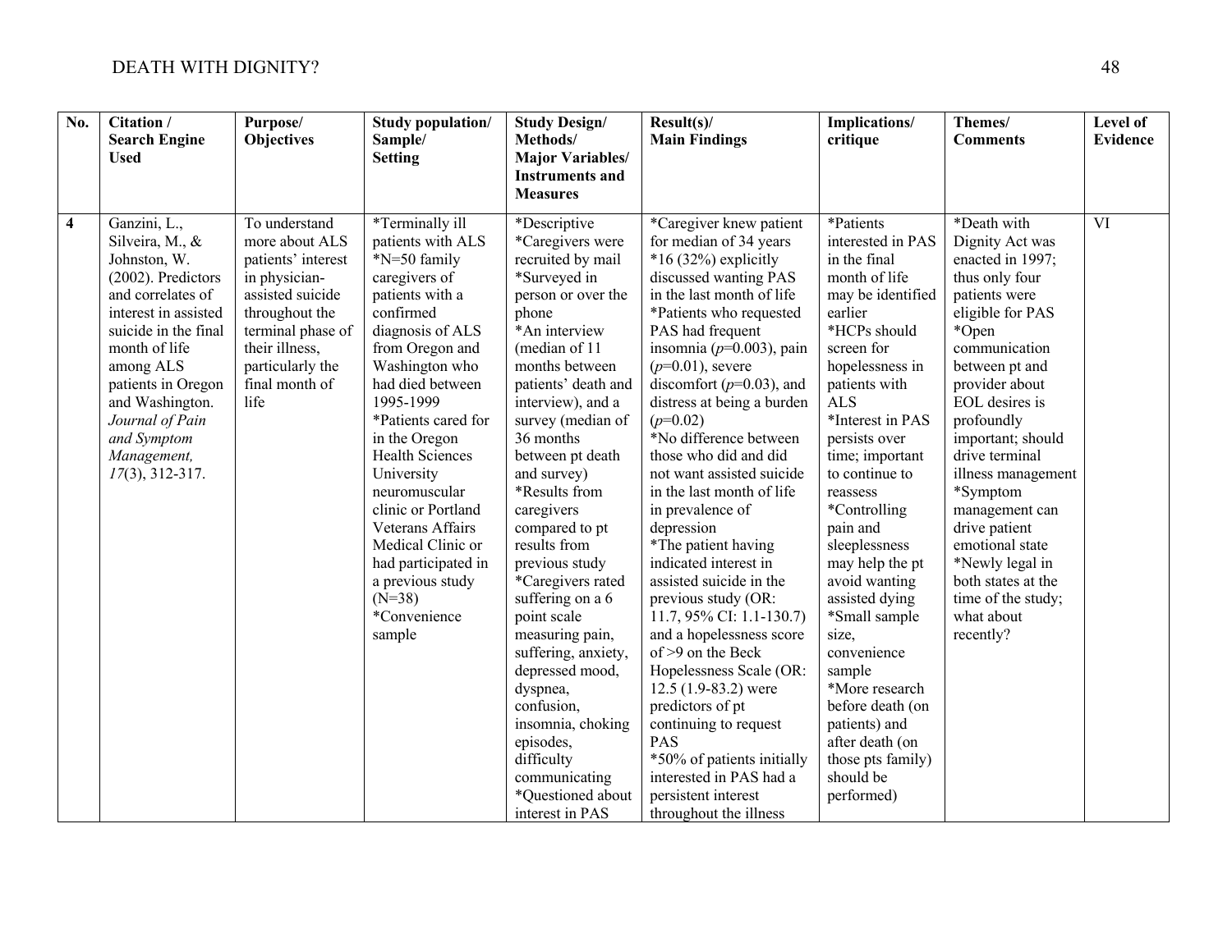| No. | Citation / Search Engine Used | Purpose/ Objectives | Study population/ Sample/ Setting | Study Design/ Methods/ Major Variables/ Instruments and Measures | Result(s)/ Main Findings | Implications/ critique | Themes/ Comments | Level of Evidence |
|---|---|---|---|---|---|---|---|---|
| **4** | Ganzini, L., Silveira, M., & Johnston, W. (2002). Predictors and correlates of interest in assisted suicide in the final month of life among ALS patients in Oregon and Washington. *Journal of Pain and Symptom Management, 17*(3), 312-317. | To understand more about ALS patients' interest in physician-assisted suicide throughout the terminal phase of their illness, particularly the final month of life | *Terminally ill patients with ALS<br>*N=50 family caregivers of patients with a confirmed diagnosis of ALS from Oregon and Washington who had died between 1995-1999<br>*Patients cared for in the Oregon Health Sciences University neuromuscular clinic or Portland Veterans Affairs Medical Clinic or had participated in a previous study (N=38)<br>*Convenience sample | *Descriptive<br>*Caregivers were recruited by mail<br>*Surveyed in person or over the phone<br>*An interview (median of 11 months between patients' death and interview), and a survey (median of 36 months between pt death and survey)<br>*Results from caregivers compared to pt results from previous study<br>*Caregivers rated suffering on a 6 point scale measuring pain, suffering, anxiety, depressed mood, dyspnea, confusion, insomnia, choking episodes, difficulty communicating<br>*Questioned about interest in PAS | *Caregiver knew patient for median of 34 years<br>*16 (32%) explicitly discussed wanting PAS in the last month of life<br>*Patients who requested PAS had frequent insomnia ($p$=0.003), pain ($p$=0.01), severe discomfort ($p$=0.03), and distress at being a burden ($p$=0.02)<br>*No difference between those who did and did not want assisted suicide in the last month of life in prevalence of depression<br>*The patient having indicated interest in assisted suicide in the previous study (OR: 11.7, 95% CI: 1.1-130.7) and a hopelessness score of >9 on the Beck Hopelessness Scale (OR: 12.5 (1.9-83.2) were predictors of pt continuing to request PAS<br>*50% of patients initially interested in PAS had a persistent interest throughout the illness | *Patients interested in PAS in the final month of life may be identified earlier<br>*HCPs should screen for hopelessness in patients with ALS<br>*Interest in PAS persists over time; important to continue to reassess<br>*Controlling pain and sleeplessness may help the pt avoid wanting assisted dying<br>*Small sample size, convenience sample<br>*More research before death (on patients) and after death (on those pts family) should be performed) | *Death with Dignity Act was enacted in 1997; thus only four patients were eligible for PAS<br>*Open communication between pt and provider about EOL desires is profoundly important; should drive terminal illness management<br>*Symptom management can drive patient emotional state<br>*Newly legal in both states at the time of the study; what about recently? | VI |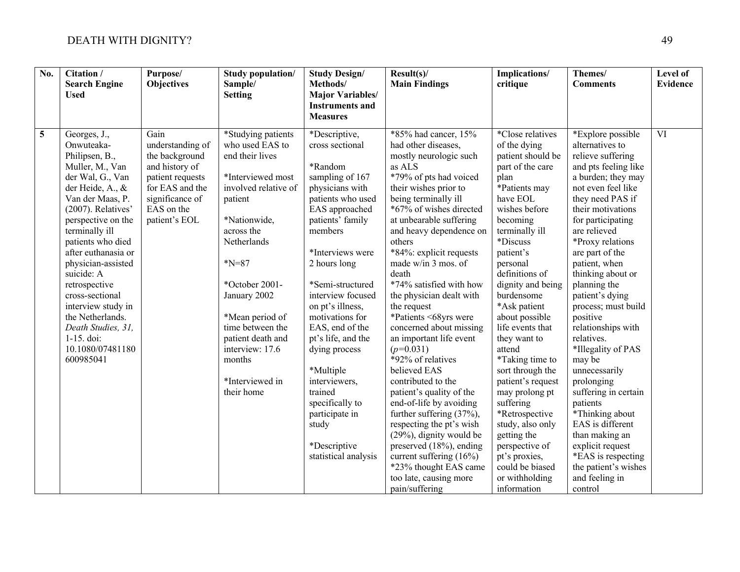| No. | Citation / Search Engine Used | Purpose/ Objectives | Study population/ Sample/ Setting | Study Design/ Methods/ Major Variables/ Instruments and Measures | Result(s)/ Main Findings | Implications/ critique | Themes/ Comments | Level of Evidence |
|---|---|---|---|---|---|---|---|---|
| **5** | Georges, J., Onwuteaka-Philipsen, B., Muller, M., Van der Wal, G., Van der Heide, A., & Van der Maas, P. (2007). Relatives' perspective on the terminally ill patients who died after euthanasia or physician-assisted suicide: A retrospective cross-sectional interview study in the Netherlands. *Death Studies, 31,* 1-15. doi: 10.1080/07481180600985041 | Gain understanding of the background and history of patient requests for EAS and the significance of EAS on the patient's EOL | *Studying patients who used EAS to end their lives<br><br>*Interviewed most involved relative of patient<br><br>*Nationwide, across the Netherlands<br><br>*N=87<br><br>*October 2001-January 2002<br><br>*Mean period of time between the patient death and interview: 17.6 months<br><br>*Interviewed in their home | *Descriptive, cross sectional<br><br>*Random sampling of 167 physicians with patients who used EAS approached patients' family members<br><br>*Interviews were 2 hours long<br><br>*Semi-structured interview focused on pt's illness, motivations for EAS, end of the pt's life, and the dying process<br><br>*Multiple interviewers, trained specifically to participate in study<br><br>*Descriptive statistical analysis | *85% had cancer, 15% had other diseases, mostly neurologic such as ALS<br>*79% of pts had voiced their wishes prior to being terminally ill<br>*67% of wishes directed at unbearable suffering and heavy dependence on others<br>*84%: explicit requests made w/in 3 mos. of death<br>*74% satisfied with how the physician dealt with the request<br>*Patients <68yrs were concerned about missing an important life event (*p*=0.031)<br>*92% of relatives believed EAS contributed to the patient's quality of the end-of-life by avoiding further suffering (37%), respecting the pt's wish (29%), dignity would be preserved (18%), ending current suffering (16%)<br>*23% thought EAS came too late, causing more pain/suffering | *Close relatives of the dying patient should be part of the care plan<br>*Patients may have EOL wishes before becoming terminally ill<br>*Discuss patient's personal definitions of dignity and being burdensome<br>*Ask patient about possible life events that they want to attend<br>*Taking time to sort through the patient's request may prolong pt suffering<br>*Retrospective study, also only getting the perspective of pt's proxies, could be biased or withholding information | *Explore possible alternatives to relieve suffering and pts feeling like a burden; they may not even feel like they need PAS if their motivations for participating are relieved<br>*Proxy relations are part of the patient, when thinking about or planning the patient's dying process; must build positive relationships with relatives.<br>*Illegality of PAS may be unnecessarily prolonging suffering in certain patients<br>*Thinking about EAS is different than making an explicit request<br>*EAS is respecting the patient's wishes and feeling in control | VI |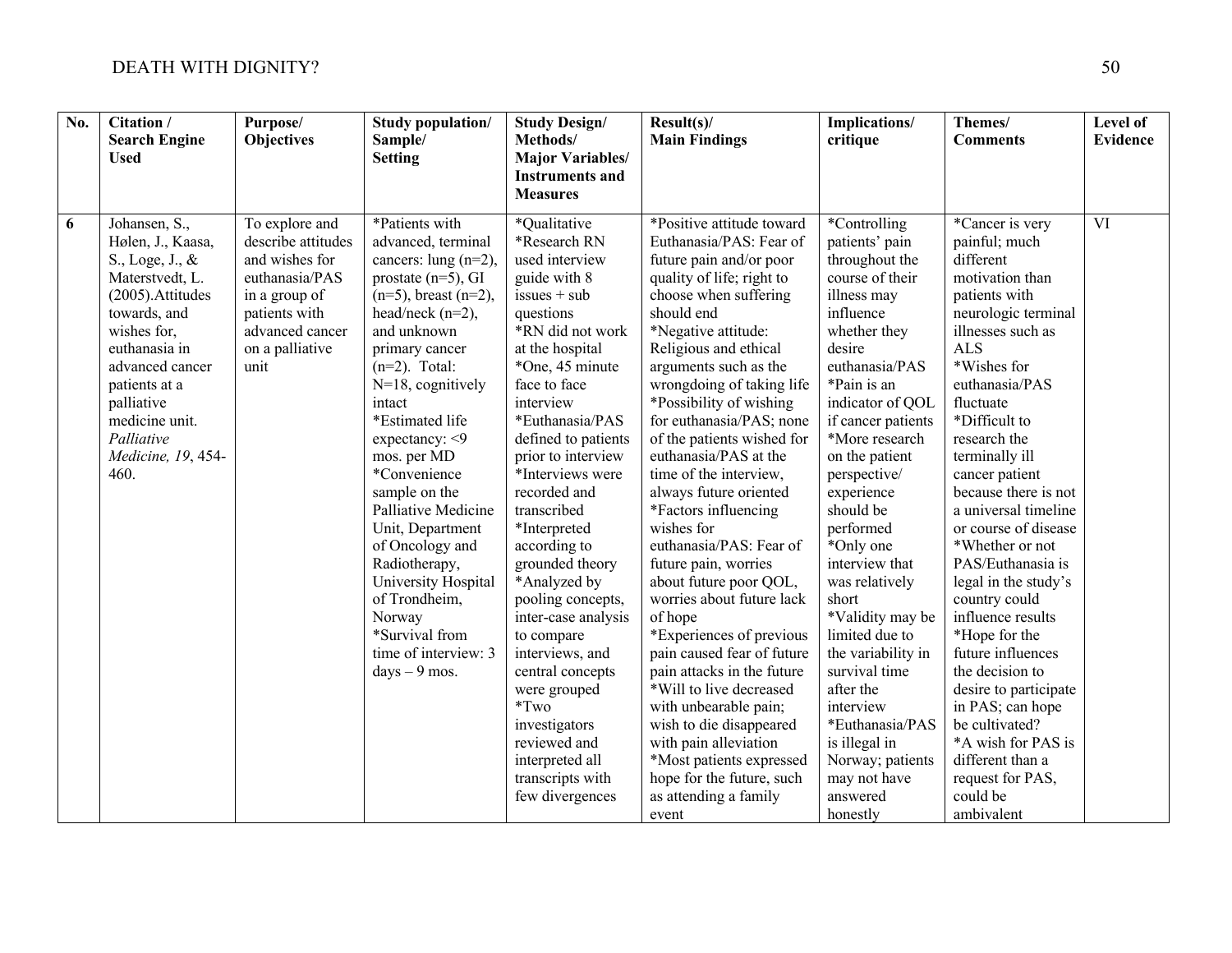| No. | Citation / Search Engine Used | Purpose/ Objectives | Study population/ Sample/ Setting | Study Design/ Methods/ Major Variables/ Instruments and Measures | Result(s)/ Main Findings | Implications/ critique | Themes/ Comments | Level of Evidence |
|---|---|---|---|---|---|---|---|---|
| 6 | Johansen, S., Hølen, J., Kaasa, S., Loge, J., & Materstvedt, L. (2005). Attitudes towards, and wishes for, euthanasia in advanced cancer patients at a palliative medicine unit. *Palliative Medicine, 19*, 454-460. | To explore and describe attitudes and wishes for euthanasia/PAS in a group of patients with advanced cancer on a palliative unit | *Patients with advanced, terminal cancers: lung (n=2), prostate (n=5), GI (n=5), breast (n=2), head/neck (n=2), and unknown primary cancer (n=2). Total: N=18, cognitively intact<br>*Estimated life expectancy: <9 mos. per MD<br>*Convenience sample on the Palliative Medicine Unit, Department of Oncology and Radiotherapy, University Hospital of Trondheim, Norway<br>*Survival from time of interview: 3 days – 9 mos. | *Qualitative<br>*Research RN used interview guide with 8 issues + sub questions<br>*RN did not work at the hospital<br>*One, 45 minute face to face interview<br>*Euthanasia/PAS defined to patients prior to interview<br>*Interviews were recorded and transcribed<br>*Interpreted according to grounded theory<br>*Analyzed by pooling concepts, inter-case analysis to compare interviews, and central concepts were grouped<br>*Two investigators reviewed and interpreted all transcripts with few divergences | *Positive attitude toward Euthanasia/PAS: Fear of future pain and/or poor quality of life; right to choose when suffering should end<br>*Negative attitude: Religious and ethical arguments such as the wrongdoing of taking life<br>*Possibility of wishing for euthanasia/PAS; none of the patients wished for euthanasia/PAS at the time of the interview, always future oriented<br>*Factors influencing wishes for euthanasia/PAS: Fear of future pain, worries about future poor QOL, worries about future lack of hope<br>*Experiences of previous pain caused fear of future pain attacks in the future<br>*Will to live decreased with unbearable pain; wish to die disappeared with pain alleviation<br>*Most patients expressed hope for the future, such as attending a family event | *Controlling patients' pain throughout the course of their illness may influence whether they desire euthanasia/PAS<br>*Pain is an indicator of QOL if cancer patients<br>*More research on the patient perspective/ experience should be performed<br>*Only one interview that was relatively short<br>*Validity may be limited due to the variability in survival time after the interview<br>*Euthanasia/PAS is illegal in Norway; patients may not have answered honestly | *Cancer is very painful; much different motivation than patients with neurologic terminal illnesses such as ALS<br>*Wishes for euthanasia/PAS fluctuate<br>*Difficult to research the terminally ill cancer patient because there is not a universal timeline or course of disease<br>*Whether or not PAS/Euthanasia is legal in the study's country could influence results<br>*Hope for the future influences the decision to desire to participate in PAS; can hope be cultivated?<br>*A wish for PAS is different than a request for PAS, could be ambivalent | VI |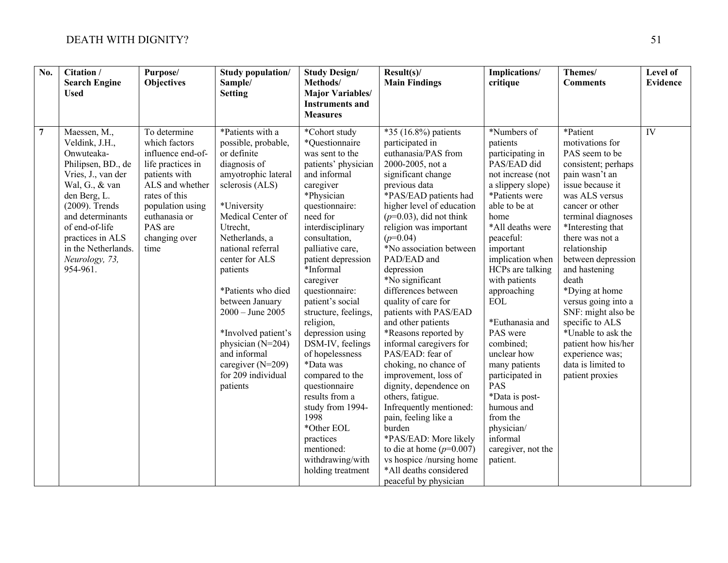| No. | Citation / Search Engine Used | Purpose/ Objectives | Study population/ Sample/ Setting | Study Design/ Methods/ Major Variables/ Instruments and Measures | Result(s)/ Main Findings | Implications/ critique | Themes/ Comments | Level of Evidence |
|---|---|---|---|---|---|---|---|---|
| **7** | Maessen, M., Veldink, J.H., Onwuteaka-Philipsen, BD., de Vries, J., van der Wal, G., & van den Berg, L. (2009). Trends and determinants of end-of-life practices in ALS in the Netherlands. *Neurology, 73,* 954-961. | To determine which factors influence end-of-life practices in patients with ALS and whether rates of this population using euthanasia or PAS are changing over time | *Patients with a possible, probable, or definite diagnosis of amyotrophic lateral sclerosis (ALS)<br><br>*University Medical Center of Utrecht, Netherlands, a national referral center for ALS patients<br><br>*Patients who died between January 2000 – June 2005<br><br>*Involved patient's physician (N=204) and informal caregiver (N=209) for 209 individual patients | *Cohort study<br>*Questionnaire was sent to the patients' physician and informal caregiver<br>*Physician questionnaire: need for interdisciplinary consultation, palliative care, patient depression<br>*Informal caregiver questionnaire: patient's social structure, feelings, religion, depression using DSM-IV, feelings of hopelessness<br>*Data was compared to the questionnaire results from a study from 1994-1998<br>*Other EOL practices mentioned: withdrawing/with holding treatment | *35 (16.8%) patients participated in euthanasia/PAS from 2000-2005, not a significant change previous data<br>*PAS/EAD patients had higher level of education ($p$=0.03), did not think religion was important ($p$=0.04)<br>*No association between PAD/EAD and depression<br>*No significant differences between quality of care for patients with PAS/EAD and other patients<br>*Reasons reported by informal caregivers for PAS/EAD: fear of choking, no chance of improvement, loss of dignity, dependence on others, fatigue. Infrequently mentioned: pain, feeling like a burden<br>*PAS/EAD: More likely to die at home ($p$=0.007) vs hospice /nursing home<br>*All deaths considered peaceful by physician | *Numbers of patients participating in PAS/EAD did not increase (not a slippery slope)<br>*Patients were able to be at home<br>*All deaths were peaceful: important implication when HCPs are talking with patients approaching EOL<br><br>*Euthanasia and PAS were combined; unclear how many patients participated in PAS<br>*Data is post-humous and from the physician/ informal caregiver, not the patient. | *Patient motivations for PAS seem to be consistent; perhaps pain wasn't an issue because it was ALS versus cancer or other terminal diagnoses<br>*Interesting that there was not a relationship between depression and hastening death<br>*Dying at home versus going into a SNF: might also be specific to ALS<br>*Unable to ask the patient how his/her experience was; data is limited to patient proxies | IV |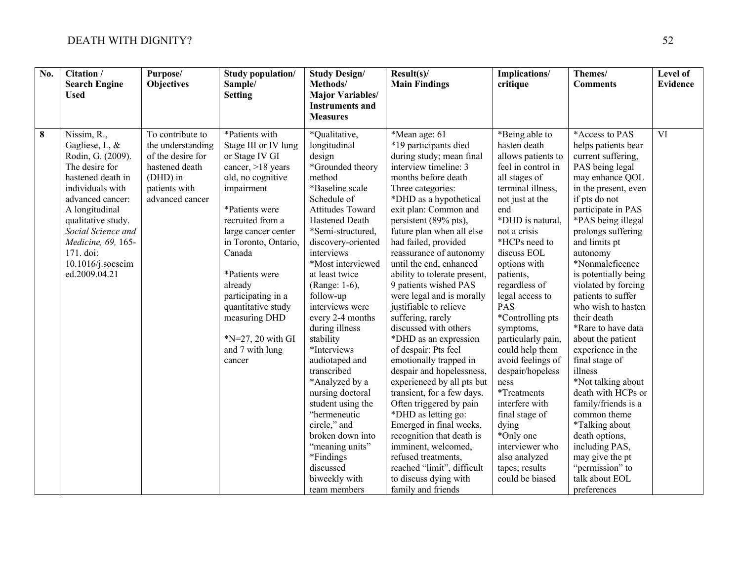| No. | Citation / Search Engine Used | Purpose/ Objectives | Study population/ Sample/ Setting | Study Design/ Methods/ Major Variables/ Instruments and Measures | Result(s)/ Main Findings | Implications/ critique | Themes/ Comments | Level of Evidence |
|---|---|---|---|---|---|---|---|---|
| **8** | Nissim, R., Gagliese, L, & Rodin, G. (2009). The desire for hastened death in individuals with advanced cancer: A longitudinal qualitative study. *Social Science and Medicine, 69,* 165-171. doi: 10.1016/j.socscimed.2009.04.21 | To contribute to the understanding of the desire for hastened death (DHD) in patients with advanced cancer | *Patients with Stage III or IV lung or Stage IV GI cancer, >18 years old, no cognitive impairment<br><br>*Patients were recruited from a large cancer center in Toronto, Ontario, Canada<br><br>*Patients were already participating in a quantitative study measuring DHD<br><br>*N=27, 20 with GI and 7 with lung cancer | *Qualitative, longitudinal design<br>*Grounded theory method<br>*Baseline scale Schedule of Attitudes Toward Hastened Death<br>*Semi-structured, discovery-oriented interviews<br>*Most interviewed at least twice (Range: 1-6), follow-up interviews were every 2-4 months during illness stability<br>*Interviews audiotaped and transcribed<br>*Analyzed by a nursing doctoral student using the "hermeneutic circle," and broken down into "meaning units"<br>*Findings discussed biweekly with team members | *Mean age: 61<br>*19 participants died during study; mean final interview timeline: 3 months before death<br>Three categories:<br>*DHD as a hypothetical exit plan: Common and persistent (89% pts), future plan when all else had failed, provided reassurance of autonomy until the end, enhanced ability to tolerate present, 9 patients wished PAS were legal and is morally justifiable to relieve suffering, rarely discussed with others<br>*DHD as an expression of despair: Pts feel emotionally trapped in despair and hopelessness, experienced by all pts but transient, for a few days. Often triggered by pain<br>*DHD as letting go: Emerged in final weeks, recognition that death is imminent, welcomed, refused treatments, reached "limit", difficult to discuss dying with family and friends | *Being able to hasten death allows patients to feel in control in all stages of terminal illness, not just at the end<br>*DHD is natural, not a crisis<br>*HCPs need to discuss EOL options with patients, regardless of legal access to PAS<br>*Controlling pts symptoms, particularly pain, could help them avoid feelings of despair/hopelessness<br>*Treatments interfere with final stage of dying<br>*Only one interviewer who also analyzed tapes; results could be biased | *Access to PAS helps patients bear current suffering, PAS being legal may enhance QOL in the present, even if pts do not participate in PAS<br>*PAS being illegal prolongs suffering and limits pt autonomy<br>*Nonmaleficence is potentially being violated by forcing patients to suffer who wish to hasten their death<br>*Rare to have data about the patient experience in the final stage of illness<br>*Not talking about death with HCPs or family/friends is a common theme<br>*Talking about death options, including PAS, may give the pt "permission" to talk about EOL preferences | VI |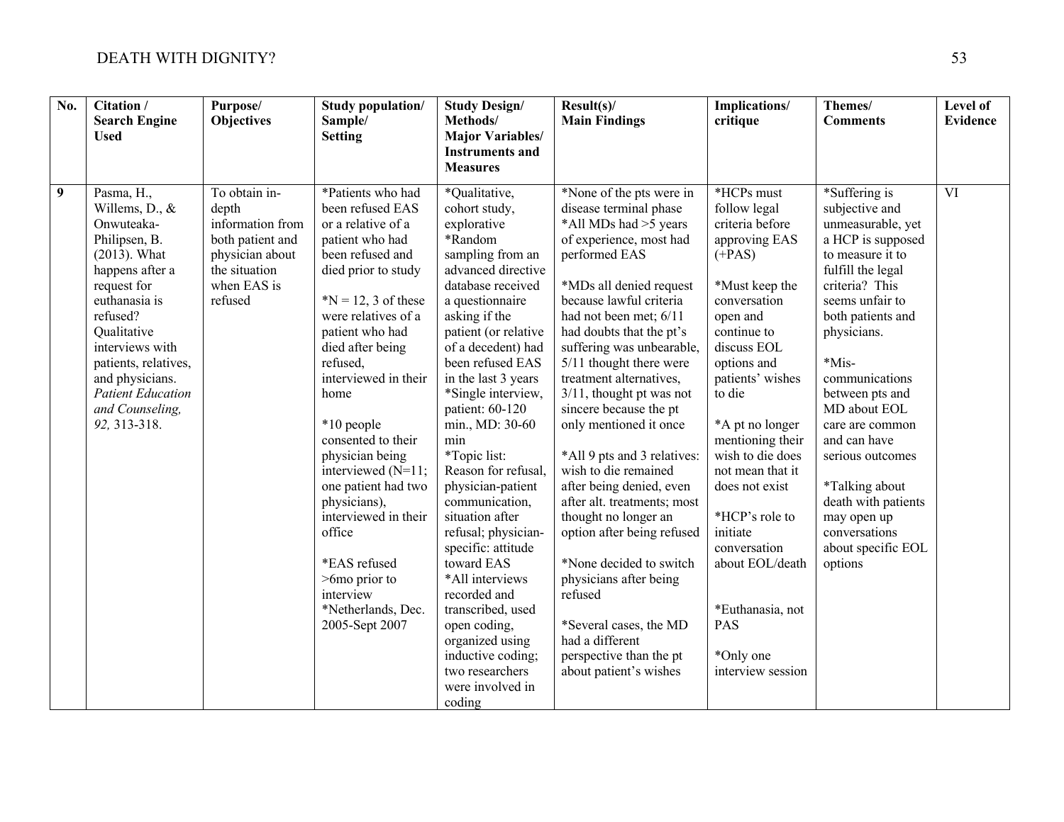| No. | Citation / Search Engine Used | Purpose/ Objectives | Study population/ Sample/ Setting | Study Design/ Methods/ Major Variables/ Instruments and Measures | Result(s)/ Main Findings | Implications/ critique | Themes/ Comments | Level of Evidence |
|---|---|---|---|---|---|---|---|---|
| **9** | Pasma, H., Willems, D., & Onwuteaka-Philipsen, B. (2013). What happens after a request for euthanasia is refused? Qualitative interviews with patients, relatives, and physicians. *Patient Education and Counseling, 92,* 313-318. | To obtain in-depth information from both patient and physician about the situation when EAS is refused | *Patients who had been refused EAS or a relative of a patient who had been refused and died prior to study<br><br>*N = 12, 3 of these were relatives of a patient who had died after being refused, interviewed in their home<br><br>*10 people consented to their physician being interviewed (N=11; one patient had two physicians), interviewed in their office<br><br>*EAS refused >6mo prior to interview<br>*Netherlands, Dec. 2005-Sept 2007 | *Qualitative, cohort study, explorative<br>*Random sampling from an advanced directive database received a questionnaire asking if the patient (or relative of a decedent) had been refused EAS in the last 3 years<br>*Single interview, patient: 60-120 min., MD: 30-60 min<br>*Topic list: Reason for refusal, physician-patient communication, situation after refusal; physician-specific: attitude toward EAS<br>*All interviews recorded and transcribed, used open coding, organized using inductive coding; two researchers were involved in coding | *None of the pts were in disease terminal phase<br>*All MDs had >5 years of experience, most had performed EAS<br><br>*MDs all denied request because lawful criteria had not been met; 6/11 had doubts that the pt's suffering was unbearable, 5/11 thought there were treatment alternatives, 3/11, thought pt was not sincere because the pt only mentioned it once<br><br>*All 9 pts and 3 relatives: wish to die remained after being denied, even after alt. treatments; most thought no longer an option after being refused<br><br>*None decided to switch physicians after being refused<br><br>*Several cases, the MD had a different perspective than the pt about patient's wishes | *HCPs must follow legal criteria before approving EAS (+PAS)<br><br>*Must keep the conversation open and continue to discuss EOL options and patients' wishes to die<br><br>*A pt no longer mentioning their wish to die does not mean that it does not exist<br><br>*HCP's role to initiate conversation about EOL/death<br><br>*Euthanasia, not PAS<br><br>*Only one interview session | *Suffering is subjective and unmeasurable, yet a HCP is supposed to measure it to fulfill the legal criteria? This seems unfair to both patients and physicians.<br><br>*Mis-communications between pts and MD about EOL care are common and can have serious outcomes<br><br>*Talking about death with patients may open up conversations about specific EOL options | VI |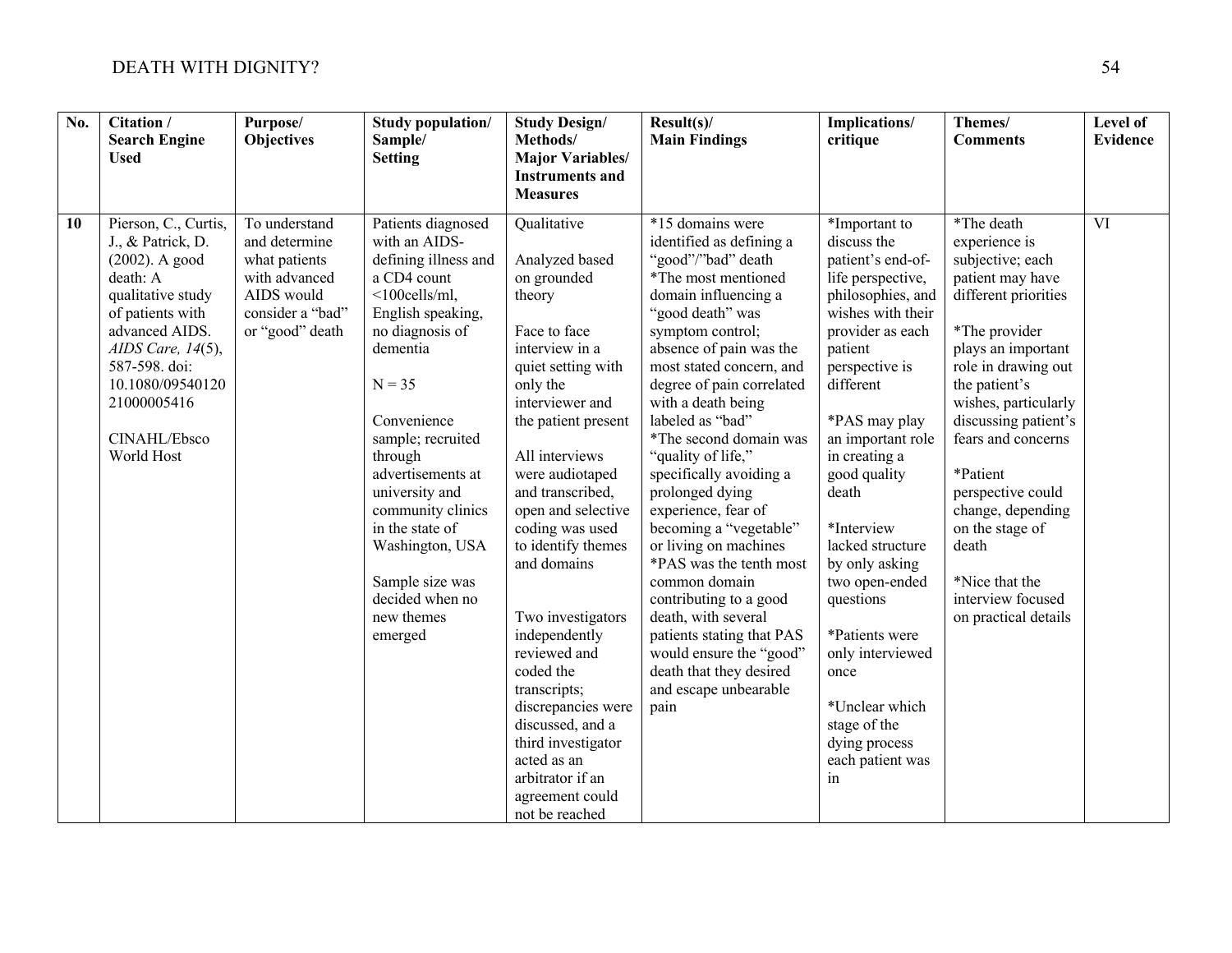| No. | Citation / Search Engine Used | Purpose/ Objectives | Study population/ Sample/ Setting | Study Design/ Methods/ Major Variables/ Instruments and Measures | Result(s)/ Main Findings | Implications/ critique | Themes/ Comments | Level of Evidence |
|---|---|---|---|---|---|---|---|---|
| **10** | Pierson, C., Curtis, J., & Patrick, D. (2002). A good death: A qualitative study of patients with advanced AIDS. *AIDS Care, 14*(5), 587-598. doi: 10.1080/09540120 21000005416<br><br>CINAHL/Ebsco World Host | To understand and determine what patients with advanced AIDS would consider a "bad" or "good" death | Patients diagnosed with an AIDS-defining illness and a CD4 count <100cells/ml, English speaking, no diagnosis of dementia<br><br>N = 35<br><br>Convenience sample; recruited through advertisements at university and community clinics in the state of Washington, USA<br><br>Sample size was decided when no new themes emerged | Qualitative<br><br>Analyzed based on grounded theory<br><br>Face to face interview in a quiet setting with only the interviewer and the patient present<br><br>All interviews were audiotaped and transcribed, open and selective coding was used to identify themes and domains<br><br>Two investigators independently reviewed and coded the transcripts; discrepancies were discussed, and a third investigator acted as an arbitrator if an agreement could not be reached | *15 domains were identified as defining a "good"/"bad" death<br>*The most mentioned domain influencing a "good death" was symptom control; absence of pain was the most stated concern, and degree of pain correlated with a death being labeled as "bad"<br>*The second domain was "quality of life," specifically avoiding a prolonged dying experience, fear of becoming a "vegetable" or living on machines<br>*PAS was the tenth most common domain contributing to a good death, with several patients stating that PAS would ensure the "good" death that they desired and escape unbearable pain | *Important to discuss the patient's end-of-life perspective, philosophies, and wishes with their provider as each patient perspective is different<br><br>*PAS may play an important role in creating a good quality death<br><br>*Interview lacked structure by only asking two open-ended questions<br><br>*Patients were only interviewed once<br><br>*Unclear which stage of the dying process each patient was in | *The death experience is subjective; each patient may have different priorities<br><br>*The provider plays an important role in drawing out the patient's wishes, particularly discussing patient's fears and concerns<br><br>*Patient perspective could change, depending on the stage of death<br><br>*Nice that the interview focused on practical details | VI |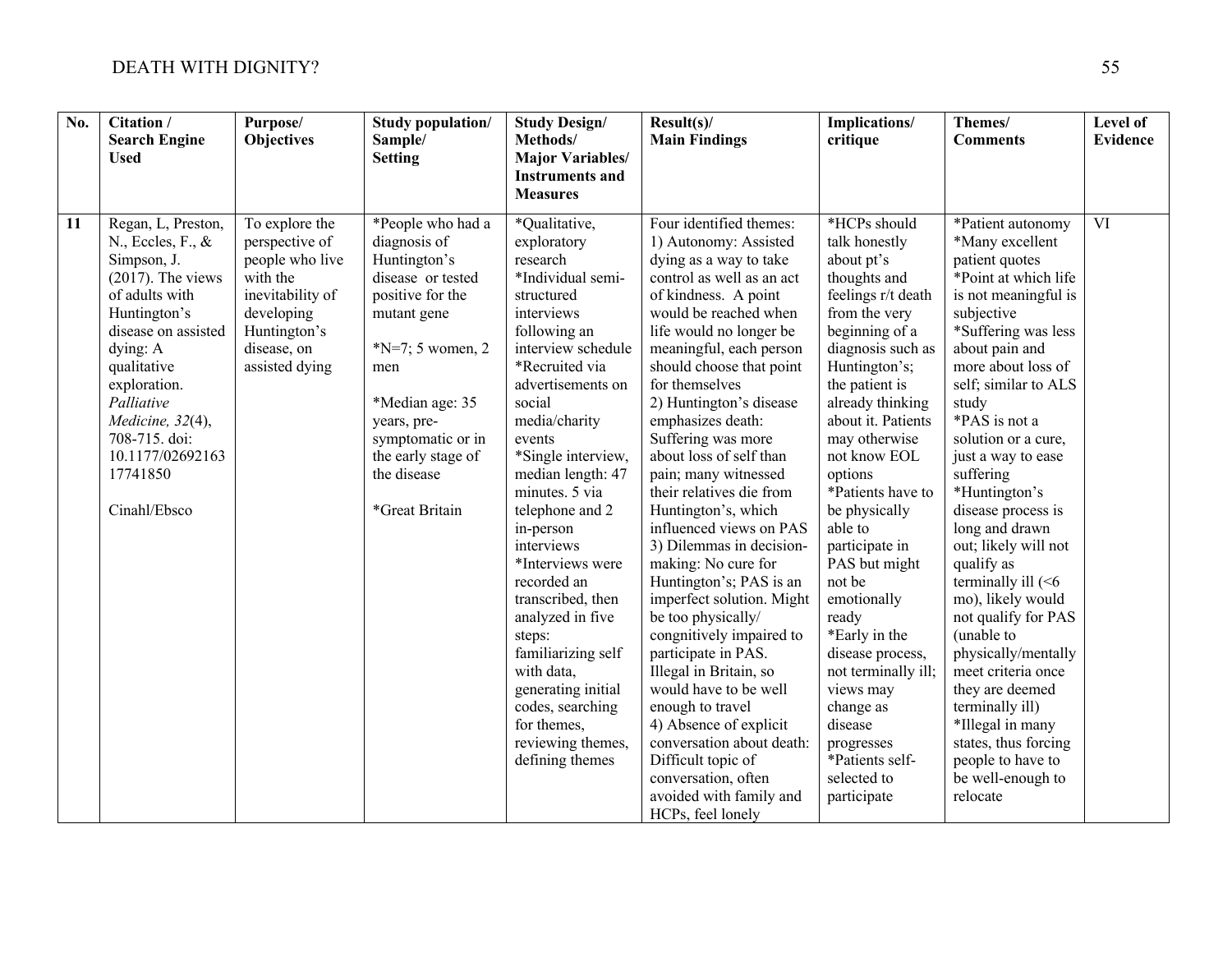| No. | Citation / Search Engine Used | Purpose/ Objectives | Study population/ Sample/ Setting | Study Design/ Methods/ Major Variables/ Instruments and Measures | Result(s)/ Main Findings | Implications/ critique | Themes/ Comments | Level of Evidence |
|---|---|---|---|---|---|---|---|---|
| **11** | Regan, L, Preston, N., Eccles, F., & Simpson, J. (2017). The views of adults with Huntington's disease on assisted dying: A qualitative exploration. *Palliative Medicine, 32*(4), 708-715. doi: 10.1177/0269216317741850<br><br>Cinahl/Ebsco | To explore the perspective of people who live with the inevitability of developing Huntington's disease, on assisted dying | *People who had a diagnosis of Huntington's disease or tested positive for the mutant gene<br><br>*N=7; 5 women, 2 men<br><br>*Median age: 35 years, pre-symptomatic or in the early stage of the disease<br><br>*Great Britain | *Qualitative, exploratory research<br>*Individual semi-structured interviews following an interview schedule<br>*Recruited via advertisements on social media/charity events<br>*Single interview, median length: 47 minutes. 5 via telephone and 2 in-person interviews<br>*Interviews were recorded an transcribed, then analyzed in five steps: familiarizing self with data, generating initial codes, searching for themes, reviewing themes, defining themes | Four identified themes:<br>1) Autonomy: Assisted dying as a way to take control as well as an act of kindness. A point would be reached when life would no longer be meaningful, each person should choose that point for themselves<br>2) Huntington's disease emphasizes death: Suffering was more about loss of self than pain; many witnessed their relatives die from Huntington's, which influenced views on PAS<br>3) Dilemmas in decision-making: No cure for Huntington's; PAS is an imperfect solution. Might be too physically/ congnitively impaired to participate in PAS. Illegal in Britain, so would have to be well enough to travel<br>4) Absence of explicit conversation about death: Difficult topic of conversation, often avoided with family and HCPs, feel lonely | *HCPs should talk honestly about pt's thoughts and feelings r/t death from the very beginning of a diagnosis such as Huntington's; the patient is already thinking about it. Patients may otherwise not know EOL options<br>*Patients have to be physically able to participate in PAS but might not be emotionally ready<br>*Early in the disease process, not terminally ill; views may change as disease progresses<br>*Patients self-selected to participate | *Patient autonomy<br>*Many excellent patient quotes<br>*Point at which life is not meaningful is subjective<br>*Suffering was less about pain and more about loss of self; similar to ALS study<br>*PAS is not a solution or a cure, just a way to ease suffering<br>*Huntington's disease process is long and drawn out; likely will not qualify as terminally ill (<6 mo), likely would not qualify for PAS (unable to physically/mentally meet criteria once they are deemed terminally ill)<br>*Illegal in many states, thus forcing people to have to be well-enough to relocate | VI |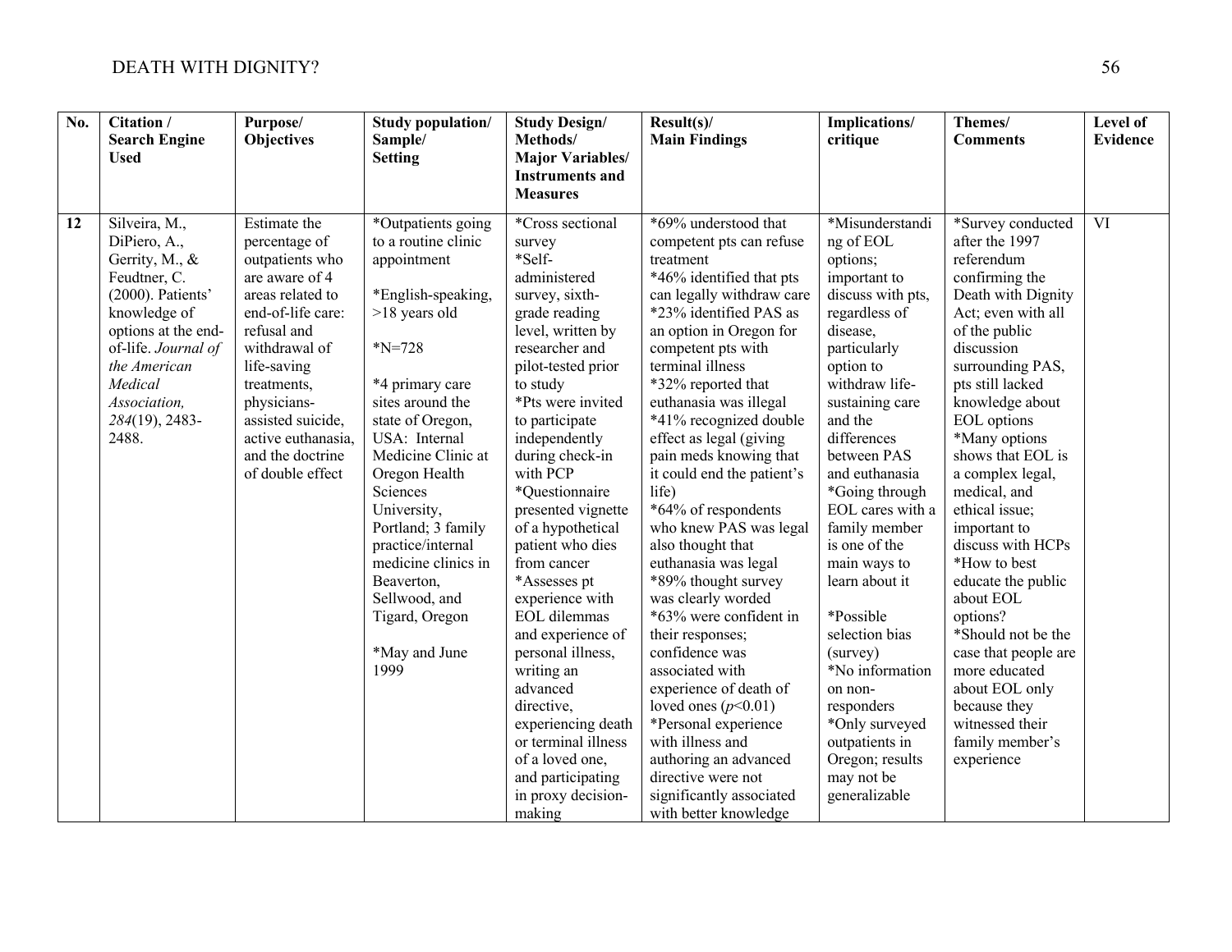| No. | Citation / Search Engine Used | Purpose/ Objectives | Study population/ Sample/ Setting | Study Design/ Methods/ Major Variables/ Instruments and Measures | Result(s)/ Main Findings | Implications/ critique | Themes/ Comments | Level of Evidence |
|---|---|---|---|---|---|---|---|---|
| 12 | Silveira, M., DiPiero, A., Gerrity, M., & Feudtner, C. (2000). Patients' knowledge of options at the end-of-life. *Journal of the American Medical Association, 284*(19), 2483-2488. | Estimate the percentage of outpatients who are aware of 4 areas related to end-of-life care: refusal and withdrawal of life-saving treatments, physicians-assisted suicide, active euthanasia, and the doctrine of double effect | *Outpatients going to a routine clinic appointment<br><br>*English-speaking, >18 years old<br><br>*N=728<br><br>*4 primary care sites around the state of Oregon, USA: Internal Medicine Clinic at Oregon Health Sciences University, Portland; 3 family practice/internal medicine clinics in Beaverton, Sellwood, and Tigard, Oregon<br><br>*May and June 1999 | *Cross sectional survey<br>*Self-administered survey, sixth-grade reading level, written by researcher and pilot-tested prior to study<br>*Pts were invited to participate independently during check-in with PCP<br>*Questionnaire presented vignette of a hypothetical patient who dies from cancer<br>*Assesses pt experience with EOL dilemmas and experience of personal illness, writing an advanced directive, experiencing death or terminal illness of a loved one, and participating in proxy decision-making | *69% understood that competent pts can refuse treatment<br>*46% identified that pts can legally withdraw care<br>*23% identified PAS as an option in Oregon for competent pts with terminal illness<br>*32% reported that euthanasia was illegal<br>*41% recognized double effect as legal (giving pain meds knowing that it could end the patient's life)<br>*64% of respondents who knew PAS was legal also thought that euthanasia was legal<br>*89% thought survey was clearly worded<br>*63% were confident in their responses; confidence was associated with experience of death of loved ones ($p$<0.01)<br>*Personal experience with illness and authoring an advanced directive were not significantly associated with better knowledge | *Misunderstanding of EOL options; important to discuss with pts, regardless of disease, particularly option to withdraw life-sustaining care and the differences between PAS and euthanasia<br>*Going through EOL cares with a family member is one of the main ways to learn about it<br><br>*Possible selection bias (survey)<br>*No information on non-responders<br>*Only surveyed outpatients in Oregon; results may not be generalizable | *Survey conducted after the 1997 referendum confirming the Death with Dignity Act; even with all of the public discussion surrounding PAS, pts still lacked knowledge about EOL options<br>*Many options shows that EOL is a complex legal, medical, and ethical issue; important to discuss with HCPs<br>*How to best educate the public about EOL options?<br>*Should not be the case that people are more educated about EOL only because they witnessed their family member's experience | VI |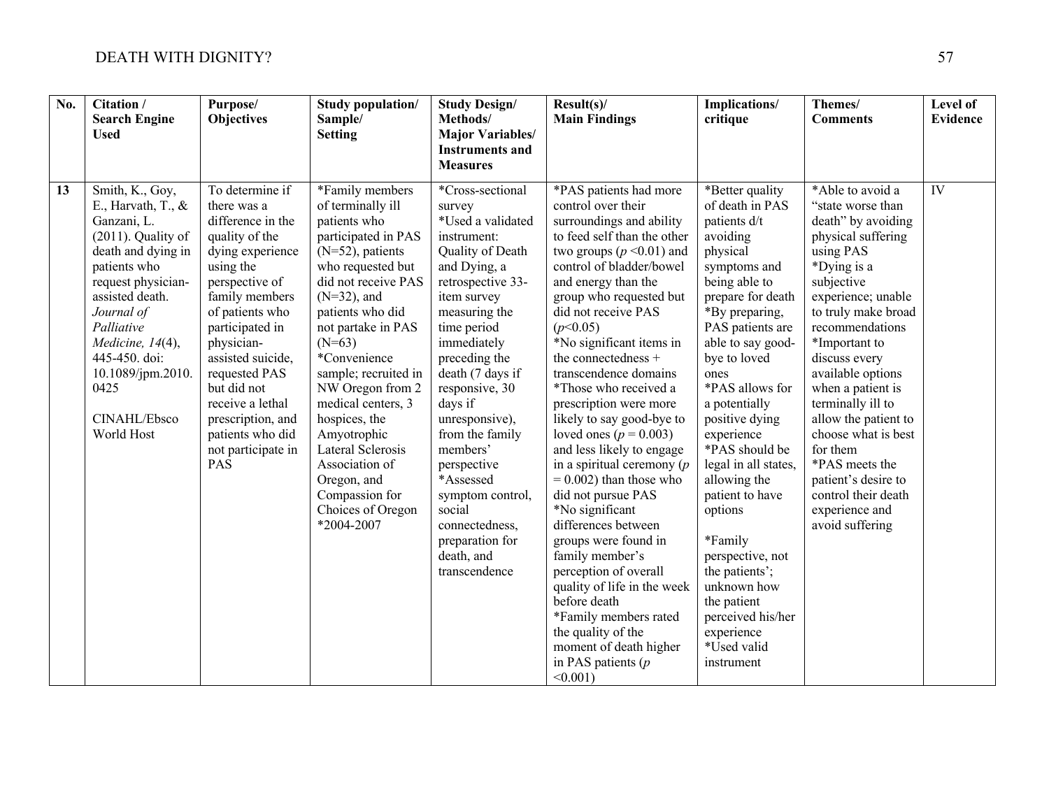| No. | Citation / Search Engine Used | Purpose/ Objectives | Study population/ Sample/ Setting | Study Design/ Methods/ Major Variables/ Instruments and Measures | Result(s)/ Main Findings | Implications/ critique | Themes/ Comments | Level of Evidence |
|---|---|---|---|---|---|---|---|---|
| 13 | Smith, K., Goy, E., Harvath, T., & Ganzani, L. (2011). Quality of death and dying in patients who request physician-assisted death. *Journal of Palliative Medicine, 14*(4), 445-450. doi: 10.1089/jpm.2010.0425<br><br>CINAHL/Ebsco World Host | To determine if there was a difference in the quality of the dying experience using the perspective of family members of patients who participated in physician-assisted suicide, requested PAS but did not receive a lethal prescription, and patients who did not participate in PAS | *Family members of terminally ill patients who participated in PAS (N=52), patients who requested but did not receive PAS (N=32), and patients who did not partake in PAS (N=63)<br>*Convenience sample; recruited in NW Oregon from 2 medical centers, 3 hospices, the Amyotrophic Lateral Sclerosis Association of Oregon, and Compassion for Choices of Oregon<br>*2004-2007 | *Cross-sectional survey<br>*Used a validated instrument: Quality of Death and Dying, a retrospective 33-item survey measuring the time period immediately preceding the death (7 days if responsive, 30 days if unresponsive), from the family members' perspective<br>*Assessed symptom control, social connectedness, preparation for death, and transcendence | *PAS patients had more control over their surroundings and ability to feed self than the other two groups ($p < 0.01$) and control of bladder/bowel and energy than the group who requested but did not receive PAS ($p < 0.05$)<br>*No significant items in the connectedness + transcendence domains<br>*Those who received a prescription were more likely to say good-bye to loved ones ($p = 0.003$) and less likely to engage in a spiritual ceremony ($p = 0.002$) than those who did not pursue PAS<br>*No significant differences between groups were found in family member's perception of overall quality of life in the week before death<br>*Family members rated the quality of the moment of death higher in PAS patients ($p < 0.001$) | *Better quality of death in PAS patients d/t avoiding physical symptoms and being able to prepare for death<br>*By preparing, PAS patients are able to say good-bye to loved ones<br>*PAS allows for a potentially positive dying experience<br>*PAS should be legal in all states, allowing the patient to have options<br><br>*Family perspective, not the patients'; unknown how the patient perceived his/her experience<br>*Used valid instrument | *Able to avoid a "state worse than death" by avoiding physical suffering using PAS<br>*Dying is a subjective experience; unable to truly make broad recommendations<br>*Important to discuss every available options when a patient is terminally ill to allow the patient to choose what is best for them<br>*PAS meets the patient's desire to control their death experience and avoid suffering | IV |